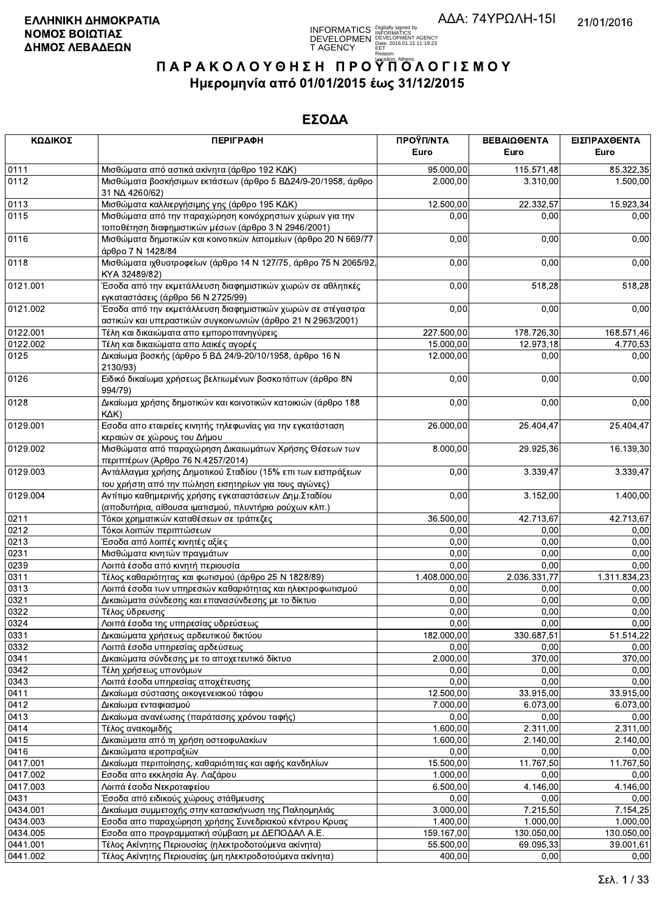**ΕΛΛΗΝΙΚΗ ΔΗΜΟΚΡΑΤΙΑ**
**ΝΟΜΟΣ ΒΟΙΩΤΙΑΣ**
**ΔΗΜΟΣ ΛΕΒΑΔΕΩΝ**

ΑΔΑ: 74ΥΡΩΛΗ-15Ι

21/01/2016

INFORMATICS DEVELOPMENT AGENCY Digitally signed by INFORMATICS DEVELOPMENT AGENCY Date: 2016.01.21 11:19:23 EET Reason: Location: Athens

# ΠΑΡΑΚΟΛΟΥΘΗΣΗ ΠΡΟΫΠΟΛΟΓΙΣΜΟΥ
## Ημερομηνία από 01/01/2015 έως 31/12/2015

## ΕΣΟΔΑ

| ΚΩΔΙΚΟΣ | ΠΕΡΙΓΡΑΦΗ | ΠΡΟΫΠ/ΝΤΑ Euro | ΒΕΒΑΙΩΘΕΝΤΑ Euro | ΕΙΣΠΡΑΧΘΕΝΤΑ Euro |
|---|---|---|---|---|
| 0111 | Μισθώματα από αστικά ακίνητα (άρθρο 192 ΚΔΚ) | 95.000,00 | 115.571,48 | 85.322,35 |
| 0112 | Μισθώματα βοσκήσιμων εκτάσεων (άρθρο 5 ΒΔ24/9-20/1958, άρθρο 31 ΝΔ 4260/62) | 2.000,00 | 3.310,00 | 1.500,00 |
| 0113 | Μισθώματα καλλιεργήσιμης γης (άρθρο 195 ΚΔΚ) | 12.500,00 | 22.332,57 | 15.923,34 |
| 0115 | Μισθώματα από την παραχώρηση κοινόχρηστων χώρων για την τοποθέτηση διαφημιστικών μέσων (άρθρο 3 Ν 2946/2001) | 0,00 | 0,00 | 0,00 |
| 0116 | Μισθώματα δημοτικών και κοινοτικών λατομείων (άρθρο 20 Ν 669/77 άρθρο 7 Ν 1428/84 | 0,00 | 0,00 | 0,00 |
| 0118 | Μισθώματα ιχθυοτροφείων (άρθρο 14 Ν 127/75, άρθρο 75 Ν 2065/92, ΚΥΑ 32489/82) | 0,00 | 0,00 | 0,00 |
| 0121.001 | Έσοδα από την εκμετάλλευση διαφημιστικών χωρών σε αθλητικές εγκαταστάσεις (άρθρο 56 Ν 2725/99) | 0,00 | 518,28 | 518,28 |
| 0121.002 | Έσοδα από την εκμετάλλευση διαφημιστικών χωρών σε στέγαστρα αστικών και υπεραστικών συγκοινωνιών (άρθρο 21 Ν 2963/2001) | 0,00 | 0,00 | 0,00 |
| 0122.001 | Τέλη και δικαιώματα απο εμποροπανηγύρεις | 227.500,00 | 178.726,30 | 168.571,46 |
| 0122.002 | Τέλη και δικαιώματα απο λαικές αγορές | 15.000,00 | 12.973,18 | 4.770,53 |
| 0125 | Δικαίωμα βοσκής (άρθρο 5 ΒΔ 24/9-20/10/1958, άρθρο 16 Ν 2130/93) | 12.000,00 | 0,00 | 0,00 |
| 0126 | Ειδικό δικαίωμα χρήσεως βελτιωμένων βοσκοτόπων (άρθρο 8Ν 994/79) | 0,00 | 0,00 | 0,00 |
| 0128 | Δικαίωμα χρήσης δημοτικών και κοινοτικών κατοικιών (άρθρο 188 ΚΔΚ) | 0,00 | 0,00 | 0,00 |
| 0129.001 | Εσοδα απο εταιρείες κινητής τηλεφωνίας για την εγκατάσταση κεραιών σε χώρους του Δήμου | 26.000,00 | 25.404,47 | 25.404,47 |
| 0129.002 | Μισθώματα από παραχώρηση Δικαιωμάτων Χρήσης Θέσεων των περιπτέρων (Άρθρο 76 Ν.4257/2014) | 8.000,00 | 29.925,36 | 16.139,30 |
| 0129.003 | Αντάλλαγμα χρήσης Δημοτικού Σταδίου (15% επι των εισπράξεων του χρήστη από την πώληση εισητηρίων για τους αγώνες) | 0,00 | 3.339,47 | 3.339,47 |
| 0129.004 | Αντίτιμο καθημερινής χρήσης εγκαταστάσεων Δημ.Σταδίου (αποδυτήρια, αίθουσα ιματισμού, πλυντήριο ρούχων κλπ.) | 0,00 | 3.152,00 | 1.400,00 |
| 0211 | Τόκοι χρηματικών καταθέσεων σε τράπεζες | 36.500,00 | 42.713,67 | 42.713,67 |
| 0212 | Τόκοι λοιπών περιπτώσεων | 0,00 | 0,00 | 0,00 |
| 0213 | Έσοδα από λοιπές κινητές αξίες | 0,00 | 0,00 | 0,00 |
| 0231 | Μισθώματα κινητών πραγμάτων | 0,00 | 0,00 | 0,00 |
| 0239 | Λοιπά έσοδα από κινητή περιουσία | 0,00 | 0,00 | 0,00 |
| 0311 | Τέλος καθαριότητας και φωτισμού (άρθρο 25 Ν 1828/89) | 1.408.000,00 | 2.036.331,77 | 1.311.834,23 |
| 0313 | Λοιπά έσοδα των υπηρεσιών καθαριότητας και ηλεκτροφωτισμού | 0,00 | 0,00 | 0,00 |
| 0321 | Δικαιώματα σύνδεσης και επανασύνδεσης με το δίκτυο | 0,00 | 0,00 | 0,00 |
| 0322 | Τέλος ύδρευσης | 0,00 | 0,00 | 0,00 |
| 0324 | Λοιπά έσοδα της υπηρεσίας υδρεύσεως | 0,00 | 0,00 | 0,00 |
| 0331 | Δικαιώματα χρήσεως αρδευτικού δικτύου | 182.000,00 | 330.687,51 | 51.514,22 |
| 0332 | Λοιπά έσοδα υπηρεσίας αρδεύσεως | 0,00 | 0,00 | 0,00 |
| 0341 | Δικαιώματα σύνδεσης με το αποχετευτικό δίκτυο | 2.000,00 | 370,00 | 370,00 |
| 0342 | Τέλη χρήσεως υπονόμων | 0,00 | 0,00 | 0,00 |
| 0343 | Λοιπά έσοδα υπηρεσίας αποχέτευσης | 0,00 | 0,00 | 0,00 |
| 0411 | Δικαίωμα σύστασης οικογενειακού τάφου | 12.500,00 | 33.915,00 | 33.915,00 |
| 0412 | Δικαίωμα ενταφιασμού | 7.000,00 | 6.073,00 | 6.073,00 |
| 0413 | Δικαίωμα ανανέωσης (παράτασης χρόνου ταφής) | 0,00 | 0,00 | 0,00 |
| 0414 | Τέλος ανακομιδής | 1.600,00 | 2.311,00 | 2.311,00 |
| 0415 | Δικαιώματα από τη χρήση οστεοφυλακίων | 1.600,00 | 2.140,00 | 2.140,00 |
| 0416 | Δικαιώματα ιεροπραξιών | 0,00 | 0,00 | 0,00 |
| 0417.001 | Δικαίωμα περιποίησης, καθαριότητας και αφής κανδηλίων | 15.500,00 | 11.767,50 | 11.767,50 |
| 0417.002 | Εσοδα απο εκκλησία Αγ. Λαζάρου | 1.000,00 | 0,00 | 0,00 |
| 0417.003 | Λοιπά έσοδα Νεκροταφείου | 6.500,00 | 4.146,00 | 4.146,00 |
| 0431 | Έσοδα από ειδικούς χώρους στάθμευσης | 0,00 | 0,00 | 0,00 |
| 0434.001 | Δικαίωμα συμμετοχής στην κατασκήνωση της Παληομηλιάς | 3.000,00 | 7.215,50 | 7.154,25 |
| 0434.003 | Εσοδα απο παραχώρηση χρήσης Συνεδριακού κέντρου Κρυας | 1.400,00 | 1.000,00 | 1.000,00 |
| 0434.005 | Εσοδα απο προγραμματική σύμβαση με ΔΕΠΟΔΑΛ Α.Ε. | 159.167,00 | 130.050,00 | 130.050,00 |
| 0441.001 | Τέλος Ακίνητης Περιουσίας (ηλεκτροδοτούμενα ακίνητα) | 55.500,00 | 69.095,33 | 39.001,61 |
| 0441.002 | Τέλος Ακίνητης Περιουσίας (μη ηλεκτροδοτούμενα ακίνητα) | 400,00 | 0,00 | 0,00 |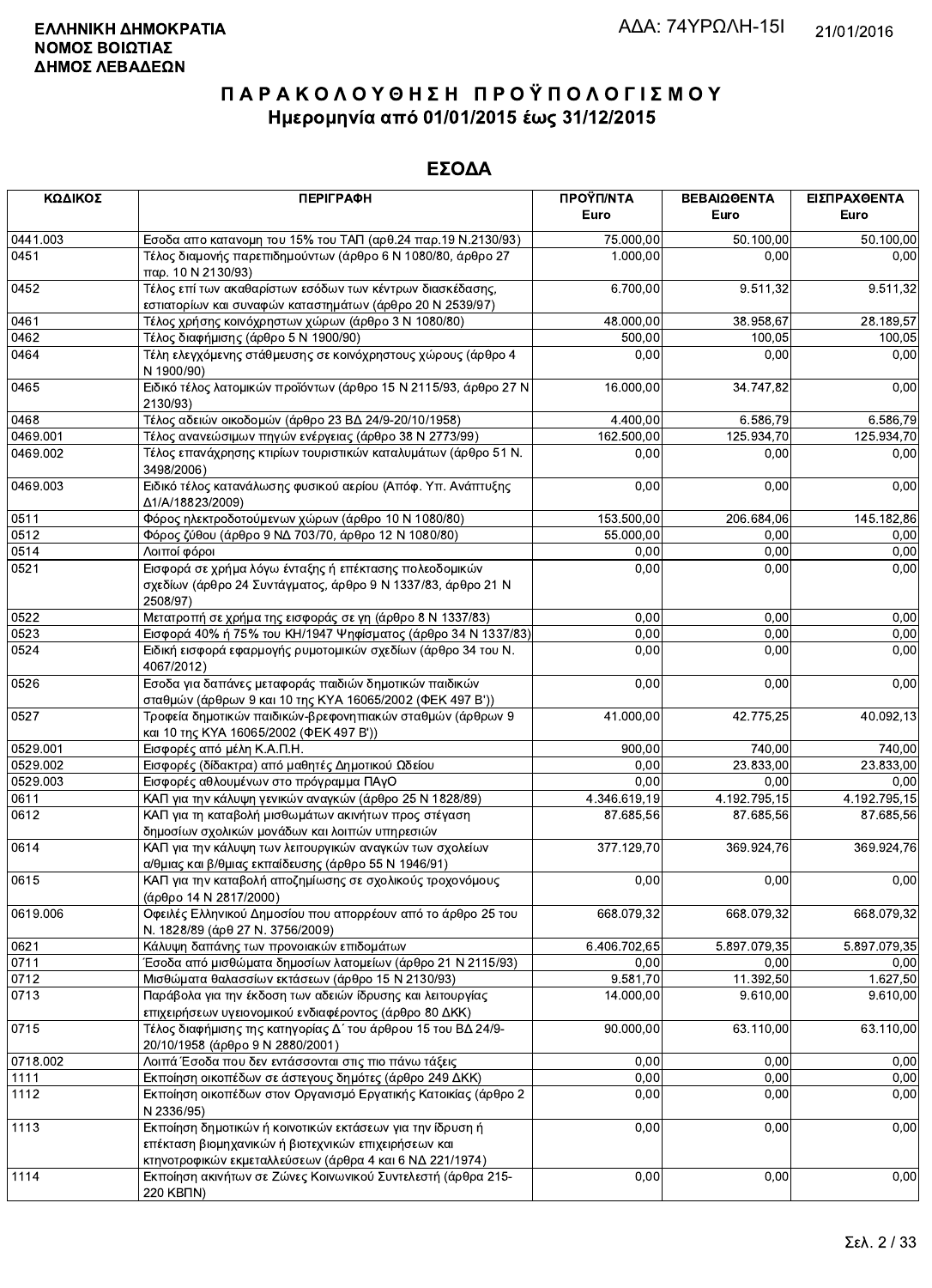ΕΛΛΗΝΙΚΗ ΔΗΜΟΚΡΑΤΙΑ
ΝΟΜΟΣ ΒΟΙΩΤΙΑΣ
ΔΗΜΟΣ ΛΕΒΑΔΕΩΝ

ΑΔΑ: 74ΥΡΩΛΗ-15Ι 21/01/2016

# ΠΑΡΑΚΟΛΟΥΘΗΣΗ ΠΡΟΫΠΟΛΟΓΙΣΜΟΥ
## Ημερομηνία από 01/01/2015 έως 31/12/2015

## ΕΣΟΔΑ

| ΚΩΔΙΚΟΣ | ΠΕΡΙΓΡΑΦΗ | ΠΡΟΫΠ/ΝΤΑ Euro | ΒΕΒΑΙΩΘΕΝΤΑ Euro | ΕΙΣΠΡΑΧΘΕΝΤΑ Euro |
|---|---|---|---|---|
| 0441.003 | Εσοδα απο κατανομη του 15% του ΤΑΠ (αρθ.24 παρ.19 Ν.2130/93) | 75.000,00 | 50.100,00 | 50.100,00 |
| 0451 | Τέλος διαμονής παρεπιδημούντων (άρθρο 6 Ν 1080/80, άρθρο 27 παρ. 10 Ν 2130/93) | 1.000,00 | 0,00 | 0,00 |
| 0452 | Τέλος επί των ακαθαρίστων εσόδων των κέντρων διασκέδασης, εστιατορίων και συναφών καταστημάτων (άρθρο 20 Ν 2539/97) | 6.700,00 | 9.511,32 | 9.511,32 |
| 0461 | Τέλος χρήσης κοινόχρηστων χώρων (άρθρο 3 Ν 1080/80) | 48.000,00 | 38.958,67 | 28.189,57 |
| 0462 | Τέλος διαφήμισης (άρθρο 5 Ν 1900/90) | 500,00 | 100,05 | 100,05 |
| 0464 | Τέλη ελεγχόμενης στάθμευσης σε κοινόχρηστους χώρους (άρθρο 4 Ν 1900/90) | 0,00 | 0,00 | 0,00 |
| 0465 | Ειδικό τέλος λατομικών προϊόντων (άρθρο 15 Ν 2115/93, άρθρο 27 Ν 2130/93) | 16.000,00 | 34.747,82 | 0,00 |
| 0468 | Τέλος αδειών οικοδομών (άρθρο 23 ΒΔ 24/9-20/10/1958) | 4.400,00 | 6.586,79 | 6.586,79 |
| 0469.001 | Τέλος ανανεώσιμων πηγών ενέργειας (άρθρο 38 Ν 2773/99) | 162.500,00 | 125.934,70 | 125.934,70 |
| 0469.002 | Τέλος επανάχρησης κτιρίων τουριστικών καταλυμάτων (άρθρο 51 Ν. 3498/2006) | 0,00 | 0,00 | 0,00 |
| 0469.003 | Ειδικό τέλος κατανάλωσης φυσικού αερίου (Απόφ. Υπ. Ανάπτυξης Δ1/Α/18823/2009) | 0,00 | 0,00 | 0,00 |
| 0511 | Φόρος ηλεκτροδοτούμενων χώρων (άρθρο 10 Ν 1080/80) | 153.500,00 | 206.684,06 | 145.182,86 |
| 0512 | Φόρος ζύθου (άρθρο 9 ΝΔ 703/70, άρθρο 12 Ν 1080/80) | 55.000,00 | 0,00 | 0,00 |
| 0514 | Λοιποί φόροι | 0,00 | 0,00 | 0,00 |
| 0521 | Εισφορά σε χρήμα λόγω ένταξης ή επέκτασης πολεοδομικών σχεδίων (άρθρο 24 Συντάγματος, άρθρο 9 Ν 1337/83, άρθρο 21 Ν 2508/97) | 0,00 | 0,00 | 0,00 |
| 0522 | Μετατροπή σε χρήμα της εισφοράς σε γη (άρθρο 8 Ν 1337/83) | 0,00 | 0,00 | 0,00 |
| 0523 | Εισφορά 40% ή 75% του ΚΗ/1947 Ψηφίσματος (άρθρο 34 Ν 1337/83) | 0,00 | 0,00 | 0,00 |
| 0524 | Ειδική εισφορά εφαρμογής ρυμοτομικών σχεδίων (άρθρο 34 του Ν. 4067/2012) | 0,00 | 0,00 | 0,00 |
| 0526 | Εσοδα για δαπάνες μεταφοράς παιδιών δημοτικών παιδικών σταθμών (άρθρων 9 και 10 της ΚΥΑ 16065/2002 (ΦΕΚ 497 Β')) | 0,00 | 0,00 | 0,00 |
| 0527 | Τροφεία δημοτικών παιδικών-βρεφονηπιακών σταθμών (άρθρων 9 και 10 της ΚΥΑ 16065/2002 (ΦΕΚ 497 Β')) | 41.000,00 | 42.775,25 | 40.092,13 |
| 0529.001 | Εισφορές από μέλη Κ.Α.Π.Η. | 900,00 | 740,00 | 740,00 |
| 0529.002 | Εισφορές (δίδακτρα) από μαθητές Δημοτικού Ωδείου | 0,00 | 23.833,00 | 23.833,00 |
| 0529.003 | Εισφορές αθλουμένων στο πρόγραμμα ΠΑγΟ | 0,00 | 0,00 | 0,00 |
| 0611 | ΚΑΠ για την κάλυψη γενικών αναγκών (άρθρο 25 Ν 1828/89) | 4.346.619,19 | 4.192.795,15 | 4.192.795,15 |
| 0612 | ΚΑΠ για τη καταβολή μισθωμάτων ακινήτων προς στέγαση δημοσίων σχολικών μονάδων και λοιπών υπηρεσιών | 87.685,56 | 87.685,56 | 87.685,56 |
| 0614 | ΚΑΠ για την κάλυψη των λειτουργικών αναγκών των σχολείων α/θμιας και β/θμιας εκπαίδευσης (άρθρο 55 Ν 1946/91) | 377.129,70 | 369.924,76 | 369.924,76 |
| 0615 | ΚΑΠ για την καταβολή αποζημίωσης σε σχολικούς τροχονόμους (άρθρο 14 Ν 2817/2000) | 0,00 | 0,00 | 0,00 |
| 0619.006 | Οφειλές Ελληνικού Δημοσίου που απορρέουν από το άρθρο 25 του Ν. 1828/89 (άρθ 27 Ν. 3756/2009) | 668.079,32 | 668.079,32 | 668.079,32 |
| 0621 | Κάλυψη δαπάνης των προνοιακών επιδομάτων | 6.406.702,65 | 5.897.079,35 | 5.897.079,35 |
| 0711 | Έσοδα από μισθώματα δημοσίων λατομείων (άρθρο 21 Ν 2115/93) | 0,00 | 0,00 | 0,00 |
| 0712 | Μισθώματα θαλασσίων εκτάσεων (άρθρο 15 Ν 2130/93) | 9.581,70 | 11.392,50 | 1.627,50 |
| 0713 | Παράβολα για την έκδοση των αδειών ίδρυσης και λειτουργίας επιχειρήσεων υγειονομικού ενδιαφέροντος (άρθρο 80 ΔΚΚ) | 14.000,00 | 9.610,00 | 9.610,00 |
| 0715 | Τέλος διαφήμισης της κατηγορίας Δ΄ του άρθρου 15 του ΒΔ 24/9-20/10/1958 (άρθρο 9 Ν 2880/2001) | 90.000,00 | 63.110,00 | 63.110,00 |
| 0718.002 | Λοιπά Έσοδα που δεν εντάσσονται στις πιο πάνω τάξεις | 0,00 | 0,00 | 0,00 |
| 1111 | Εκποίηση οικοπέδων σε άστεγους δημότες (άρθρο 249 ΔΚΚ) | 0,00 | 0,00 | 0,00 |
| 1112 | Εκποίηση οικοπέδων στον Οργανισμό Εργατικής Κατοικίας (άρθρο 2 Ν 2336/95) | 0,00 | 0,00 | 0,00 |
| 1113 | Εκποίηση δημοτικών ή κοινοτικών εκτάσεων για την ίδρυση ή επέκταση βιομηχανικών ή βιοτεχνικών επιχειρήσεων και κτηνοτροφικών εκμεταλλεύσεων (άρθρα 4 και 6 ΝΔ 221/1974) | 0,00 | 0,00 | 0,00 |
| 1114 | Εκποίηση ακινήτων σε Ζώνες Κοινωνικού Συντελεστή (άρθρα 215-220 ΚΒΠΝ) | 0,00 | 0,00 | 0,00 |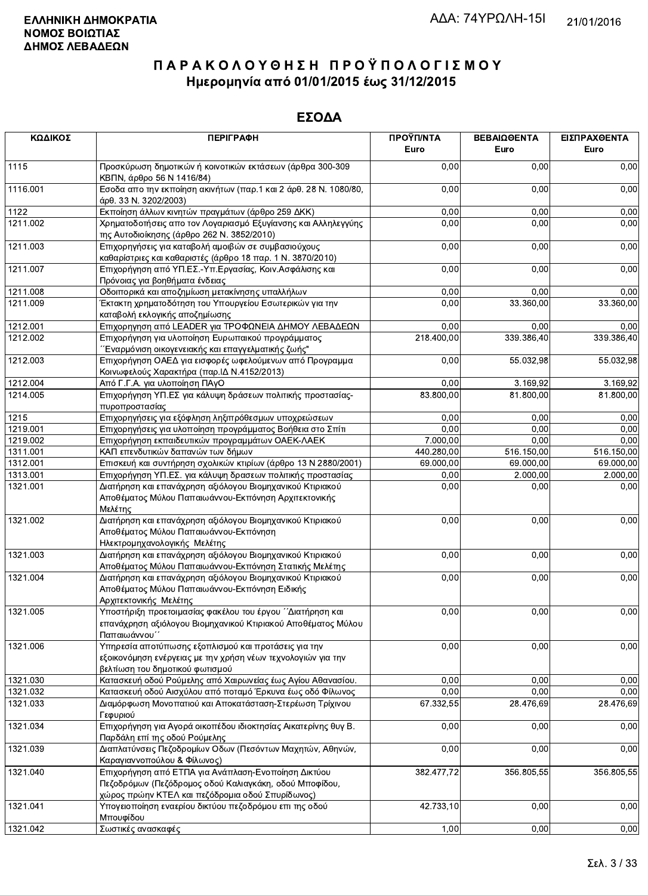**ΕΛΛΗΝΙΚΗ ΔΗΜΟΚΡΑΤΙΑ**
**ΝΟΜΟΣ ΒΟΙΩΤΙΑΣ**
**ΔΗΜΟΣ ΛΕΒΑΔΕΩΝ**

ΑΔΑ: 74ΥΡΩΛΗ-15Ι

21/01/2016

# ΠΑΡΑΚΟΛΟΥΘΗΣΗ ΠΡΟΫΠΟΛΟΓΙΣΜΟΥ

## Ημερομηνία από 01/01/2015 έως 31/12/2015

## ΕΣΟΔΑ

| ΚΩΔΙΚΟΣ | ΠΕΡΙΓΡΑΦΗ | ΠΡΟΫΠ/ΝΤΑ Euro | ΒΕΒΑΙΩΘΕΝΤΑ Euro | ΕΙΣΠΡΑΧΘΕΝΤΑ Euro |
|---|---|---|---|---|
| 1115 | Προσκύρωση δημοτικών ή κοινοτικών εκτάσεων (άρθρα 300-309 ΚΒΠΝ, άρθρο 56 Ν 1416/84) | 0,00 | 0,00 | 0,00 |
| 1116.001 | Εσοδα απο την εκποίηση ακινήτων (παρ.1 και 2 άρθ. 28 Ν. 1080/80, άρθ. 33 Ν. 3202/2003) | 0,00 | 0,00 | 0,00 |
| 1122 | Εκποίηση άλλων κινητών πραγμάτων (άρθρο 259 ΔΚΚ) | 0,00 | 0,00 | 0,00 |
| 1211.002 | Χρηματοδοτήσεις απο τον Λογαριασμό Εξυγίανσης και Αλληλεγγύης της Αυτοδιοίκησης (άρθρο 262 Ν. 3852/2010) | 0,00 | 0,00 | 0,00 |
| 1211.003 | Επιχορηγήσεις για καταβολή αμοιβών σε συμβασιούχους καθαρίστριες και καθαριστές (άρθρο 18 παρ. 1 Ν. 3870/2010) | 0,00 | 0,00 | 0,00 |
| 1211.007 | Επιχορήγηση από ΥΠ.ΕΣ.-Υπ.Εργασίας, Κοιν.Ασφάλισης και Πρόνοιας για βοηθήματα ένδειας | 0,00 | 0,00 | 0,00 |
| 1211.008 | Οδοιπορικά και αποζημίωση μετακίνησης υπαλλήλων | 0,00 | 0,00 | 0,00 |
| 1211.009 | Έκτακτη χρηματοδότηση του Υπουργείου Εσωτερικών για την καταβολή εκλογικής αποζημίωσης | 0,00 | 33.360,00 | 33.360,00 |
| 1212.001 | Επιχορηγηση από LEADER για ΤΡΟΦΩΝΕΙΑ ΔΗΜΟΥ ΛΕΒΑΔΕΩΝ | 0,00 | 0,00 | 0,00 |
| 1212.002 | Επιχορήγηση για υλοποίηση Ευρωπαικού προγράμματος ΄΄Εναρμόνιση οικογενειακής και επαγγελματικής ζωής" | 218.400,00 | 339.386,40 | 339.386,40 |
| 1212.003 | Επιχορήγηση ΟΑΕΔ για εισφορές ωφελούμενων από Προγραμμα Κοινωφελούς Χαρακτήρα (παρ.ΙΔ Ν.4152/2013) | 0,00 | 55.032,98 | 55.032,98 |
| 1212.004 | Από Γ.Γ.Α. για υλοποίηση ΠΑγΟ | 0,00 | 3.169,92 | 3.169,92 |
| 1214.005 | Επιχορήγηση ΥΠ.ΕΣ για κάλυψη δράσεων πολιτικής προστασίας-πυροπροστασίας | 83.800,00 | 81.800,00 | 81.800,00 |
| 1215 | Επιχορηγήσεις για εξόφληση ληξιπρόθεσμων υποχρεώσεων | 0,00 | 0,00 | 0,00 |
| 1219.001 | Επιχορηγήσεις για υλοποίηση προγράμματος Βοήθεια στο Σπίτι | 0,00 | 0,00 | 0,00 |
| 1219.002 | Επιχορήγηση εκπαιδευτικών προγραμμάτων ΟΑΕΚ-ΛΑΕΚ | 7.000,00 | 0,00 | 0,00 |
| 1311.001 | ΚΑΠ επενδυτικών δαπανών των δήμων | 440.280,00 | 516.150,00 | 516.150,00 |
| 1312.001 | Επισκευή και συντήρηση σχολικών κτιρίων (άρθρο 13 Ν 2880/2001) | 69.000,00 | 69.000,00 | 69.000,00 |
| 1313.001 | Επιχορήγηση ΥΠ.ΕΣ. για κάλυψη δρασεων πολιτικής προστασίας | 0,00 | 2.000,00 | 2.000,00 |
| 1321.001 | Διατήρηση και επανάχρηση αξιόλογου Βιομηχανικού Κτιριακού Αποθέματος Μύλου Παπαιωάννου-Εκπόνηση Αρχιτεκτονικής Μελέτης | 0,00 | 0,00 | 0,00 |
| 1321.002 | Διατήρηση και επανάχρηση αξιόλογου Βιομηχανικού Κτιριακού Αποθέματος Μύλου Παπαιωάννου-Εκπόνηση Ηλεκτρομηχανολογικής Μελέτης | 0,00 | 0,00 | 0,00 |
| 1321.003 | Διατήρηση και επανάχρηση αξιόλογου Βιομηχανικού Κτιριακού Αποθέματος Μύλου Παπαιωάννου-Εκπόνηση Στατικής Μελέτης | 0,00 | 0,00 | 0,00 |
| 1321.004 | Διατήρηση και επανάχρηση αξιόλογου Βιομηχανικού Κτιριακού Αποθέματος Μύλου Παπαιωάννου-Εκπόνηση Ειδικής Αρχιτεκτονικής Μελέτης | 0,00 | 0,00 | 0,00 |
| 1321.005 | Υποστήριξη προετοιμασίας φακέλου του έργου ΄΄Διατήρηση και επανάχρηση αξιόλογου Βιομηχανικού Κτιριακού Αποθέματος Μύλου Παπαιωάννου΄΄ | 0,00 | 0,00 | 0,00 |
| 1321.006 | Υπηρεσία αποτύπωσης εξοπλισμού και προτάσεις για την εξοικονόμηση ενέργειας με την χρήση νέων τεχνολογιών για την βελτίωση του δημοτικού φωτισμού | 0,00 | 0,00 | 0,00 |
| 1321.030 | Κατασκευή οδού Ρούμελης από Χαιρωνείας έως Αγίου Αθανασίου. | 0,00 | 0,00 | 0,00 |
| 1321.032 | Κατασκευή οδού Αισχύλου από ποταμό Έρκυνα έως οδό Φίλωνος | 0,00 | 0,00 | 0,00 |
| 1321.033 | Διαμόρφωση Μονοπατιού και Αποκατάσταση-Στερέωση Τρίχινου Γεφυριού | 67.332,55 | 28.476,69 | 28.476,69 |
| 1321.034 | Επιχορήγηση για Αγορά οικοπέδου ιδιοκτησίας Αικατερίνης θυγ Β. Παρδάλη επί της οδού Ρούμελης | 0,00 | 0,00 | 0,00 |
| 1321.039 | Διαπλατύνσεις Πεζοδρομίων Οδων (Πεσόντων Μαχητών, Αθηνών, Καραγιαννοπούλου & Φίλωνος) | 0,00 | 0,00 | 0,00 |
| 1321.040 | Επιχορήγηση από ΕΤΠΑ για Ανάπλαση-Ενοποίηση Δικτύου Πεζοδρόμων (Πεζόδρομος οδού Καλιαγκάκη, οδού Μποφίδου, χώρος πρώην ΚΤΕΛ και πεζόδρομια οδού Σπυρίδωνος) | 382.477,72 | 356.805,55 | 356.805,55 |
| 1321.041 | Υπογειοποίηση εναερίου δικτύου πεζοδρόμου επι της οδού Μπουφίδου | 42.733,10 | 0,00 | 0,00 |
| 1321.042 | Σωστικές ανασκαφές | 1,00 | 0,00 | 0,00 |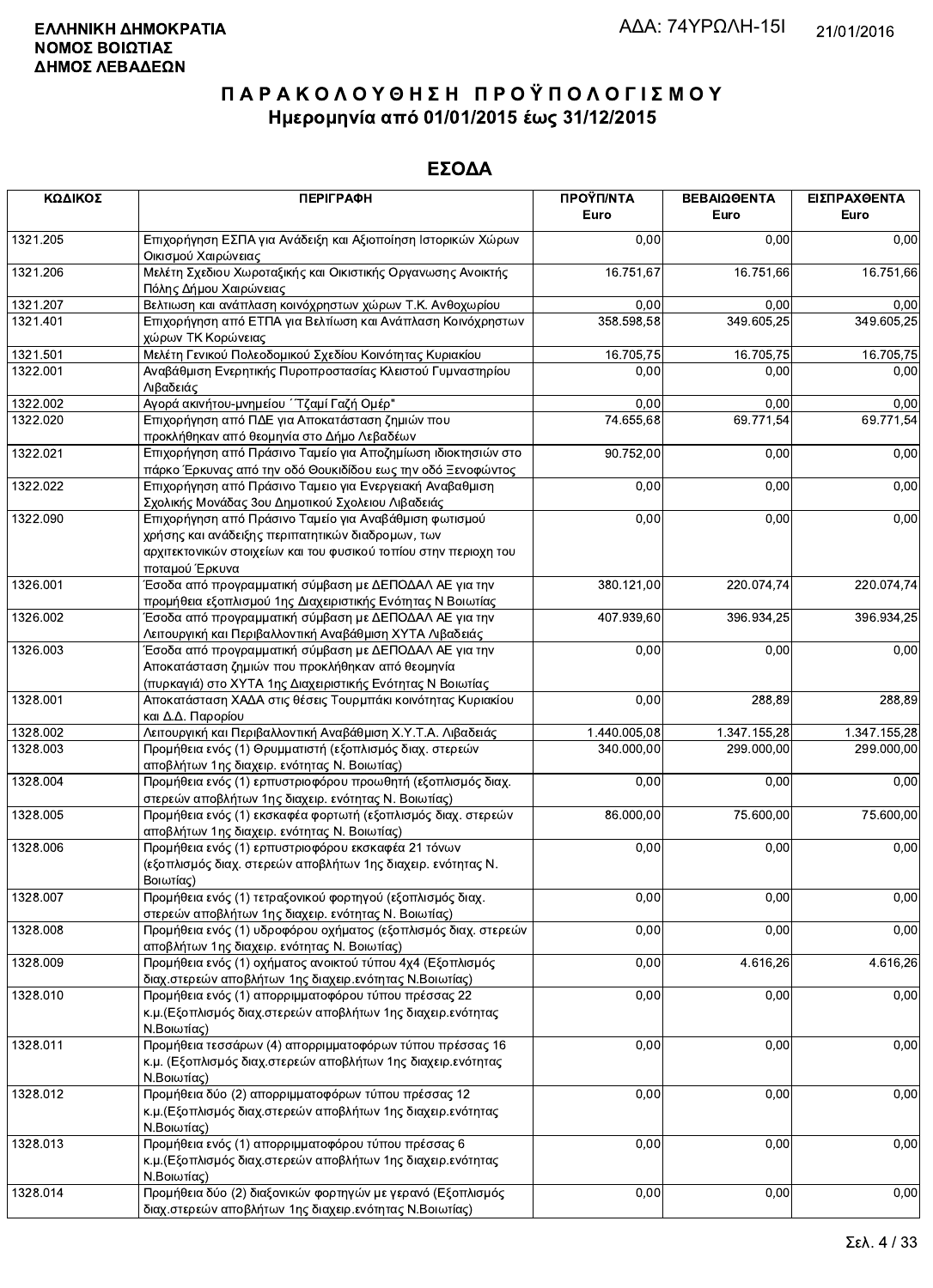**ΕΛΛΗΝΙΚΗ ΔΗΜΟΚΡΑΤΙΑ**
**ΝΟΜΟΣ ΒΟΙΩΤΙΑΣ**
**ΔΗΜΟΣ ΛΕΒΑΔΕΩΝ**

ΑΔΑ: 74ΥΡΩΛΗ-15Ι

21/01/2016

# ΠΑΡΑΚΟΛΟΥΘΗΣΗ ΠΡΟΫΠΟΛΟΓΙΣΜΟΥ

## Ημερομηνία από 01/01/2015 έως 31/12/2015

## ΕΣΟΔΑ

| ΚΩΔΙΚΟΣ | ΠΕΡΙΓΡΑΦΗ | ΠΡΟΫΠ/ΝΤΑ Euro | ΒΕΒΑΙΩΘΕΝΤΑ Euro | ΕΙΣΠΡΑΧΘΕΝΤΑ Euro |
|---|---|---|---|---|
| 1321.205 | Επιχορήγηση ΕΣΠΑ για Ανάδειξη και Αξιοποίηση Ιστορικών Χώρων Οικισμού Χαιρώνειας | 0,00 | 0,00 | 0,00 |
| 1321.206 | Μελέτη Σχεδίου Χωροταξικής και Οικιστικής Οργάνωσης Ανοικτής Πόλης Δήμου Χαιρώνειας | 16.751,67 | 16.751,66 | 16.751,66 |
| 1321.207 | Βελτιωση και ανάπλαση κοινόχρηστων χώρων Τ.Κ. Ανθοχωρίου | 0,00 | 0,00 | 0,00 |
| 1321.401 | Επιχορήγηση από ΕΤΠΑ για Βελτίωση και Ανάπλαση Κοινόχρηστων χώρων ΤΚ Κορώνειας | 358.598,58 | 349.605,25 | 349.605,25 |
| 1321.501 | Μελέτη Γενικού Πολεοδομικού Σχεδίου Κοινότητας Κυριακίου | 16.705,75 | 16.705,75 | 16.705,75 |
| 1322.001 | Αναβάθμιση Ενεργητικής Πυροπροστασίας Κλειστού Γυμναστηρίου Λιβαδειάς | 0,00 | 0,00 | 0,00 |
| 1322.002 | Αγορά ακινήτου-μνημείου ΄΄Τζαμί Γαζή Ομέρ" | 0,00 | 0,00 | 0,00 |
| 1322.020 | Επιχορήγηση από ΠΔΕ για Αποκατάσταση ζημιών που προκλήθηκαν από θεομηνία στο Δήμο Λεβαδέων | 74.655,68 | 69.771,54 | 69.771,54 |
| 1322.021 | Επιχορήγηση από Πράσινο Ταμείο για Αποζημίωση ιδιοκτησιών στο πάρκο Έρκυνας από την οδό Θουκιδίδου εως την οδό Ξενοφώντος | 90.752,00 | 0,00 | 0,00 |
| 1322.022 | Επιχορήγηση από Πράσινο Ταμειο για Ενεργειακή Αναβαθμιση Σχολικής Μονάδας 3ου Δημοτικού Σχολειου Λιβαδειάς | 0,00 | 0,00 | 0,00 |
| 1322.090 | Επιχορήγηση από Πράσινο Ταμείο για Αναβάθμιση φωτισμού χρήσης και ανάδειξης περιπατητικών διαδρομών, των αρχιτεκτονικών στοιχείων και του φυσικού τοπίου στην περιοχη του ποταμού Έρκυνα | 0,00 | 0,00 | 0,00 |
| 1326.001 | Έσοδα από προγραμματική σύμβαση με ΔΕΠΟΔΑΛ ΑΕ για την προμήθεια εξοπλισμού 1ης Διαχειριστικής Ενότητας Ν Βοιωτίας | 380.121,00 | 220.074,74 | 220.074,74 |
| 1326.002 | Έσοδα από προγραμματική σύμβαση με ΔΕΠΟΔΑΛ ΑΕ για την Λειτουργική και Περιβαλλοντική Αναβάθμιση ΧΥΤΑ Λιβαδειάς | 407.939,60 | 396.934,25 | 396.934,25 |
| 1326.003 | Έσοδα από προγραμματική σύμβαση με ΔΕΠΟΔΑΛ ΑΕ για την Αποκατάσταση ζημιών που προκλήθηκαν από θεομηνία (πυρκαγιά) στο ΧΥΤΑ 1ης Διαχειριστικής Ενότητας Ν Βοιωτίας | 0,00 | 0,00 | 0,00 |
| 1328.001 | Αποκατάσταση ΧΑΔΑ στις θέσεις Τουρμπάκι κοινότητας Κυριακίου και Δ.Δ. Παρορίου | 0,00 | 288,89 | 288,89 |
| 1328.002 | Λειτουργική και Περιβαλλοντική Αναβάθμιση Χ.Υ.Τ.Α. Λιβαδειάς | 1.440.005,08 | 1.347.155,28 | 1.347.155,28 |
| 1328.003 | Προμήθεια ενός (1) Θρυμματιστή (εξοπλισμός διαχ. στερεών αποβλήτων 1ης διαχειρ. ενότητας Ν. Βοιωτίας) | 340.000,00 | 299.000,00 | 299.000,00 |
| 1328.004 | Προμήθεια ενός (1) ερπυστριοφόρου προωθητή (εξοπλισμός διαχ. στερεών αποβλήτων 1ης διαχειρ. ενότητας Ν. Βοιωτίας) | 0,00 | 0,00 | 0,00 |
| 1328.005 | Προμήθεια ενός (1) εκσκαφέα φορτωτή (εξοπλισμός διαχ. στερεών αποβλήτων 1ης διαχειρ. ενότητας Ν. Βοιωτίας) | 86.000,00 | 75.600,00 | 75.600,00 |
| 1328.006 | Προμήθεια ενός (1) ερπυστριοφόρου εκσκαφέα 21 τόνων (εξοπλισμός διαχ. στερεών αποβλήτων 1ης διαχειρ. ενότητας Ν. Βοιωτίας) | 0,00 | 0,00 | 0,00 |
| 1328.007 | Προμήθεια ενός (1) τετραξονικού φορτηγού (εξοπλισμός διαχ. στερεών αποβλήτων 1ης διαχειρ. ενότητας Ν. Βοιωτίας) | 0,00 | 0,00 | 0,00 |
| 1328.008 | Προμήθεια ενός (1) υδροφόρου οχήματος (εξοπλισμός διαχ. στερεών αποβλήτων 1ης διαχειρ. ενότητας Ν. Βοιωτίας) | 0,00 | 0,00 | 0,00 |
| 1328.009 | Προμήθεια ενός (1) οχήματος ανοικτού τύπου 4χ4 (Εξοπλισμός διαχ.στερεών αποβλήτων 1ης διαχειρ.ενότητας Ν.Βοιωτίας) | 0,00 | 4.616,26 | 4.616,26 |
| 1328.010 | Προμήθεια ενός (1) απορριμματοφόρου τύπου πρέσσας 22 κ.μ.(Εξοπλισμός διαχ.στερεών αποβλήτων 1ης διαχειρ.ενότητας Ν.Βοιωτίας) | 0,00 | 0,00 | 0,00 |
| 1328.011 | Προμήθεια τεσσάρων (4) απορριμματοφόρων τύπου πρέσσας 16 κ.μ. (Εξοπλισμός διαχ.στερεών αποβλήτων 1ης διαχειρ.ενότητας Ν.Βοιωτίας) | 0,00 | 0,00 | 0,00 |
| 1328.012 | Προμήθεια δύο (2) απορριμματοφόρων τύπου πρέσσας 12 κ.μ.(Εξοπλισμός διαχ.στερεών αποβλήτων 1ης διαχειρ.ενότητας Ν.Βοιωτίας) | 0,00 | 0,00 | 0,00 |
| 1328.013 | Προμήθεια ενός (1) απορριμματοφόρου τύπου πρέσσας 6 κ.μ.(Εξοπλισμός διαχ.στερεών αποβλήτων 1ης διαχειρ.ενότητας Ν.Βοιωτίας) | 0,00 | 0,00 | 0,00 |
| 1328.014 | Προμήθεια δύο (2) διαξονικών φορτηγών με γερανό (Εξοπλισμός διαχ.στερεών αποβλήτων 1ης διαχειρ.ενότητας Ν.Βοιωτίας) | 0,00 | 0,00 | 0,00 |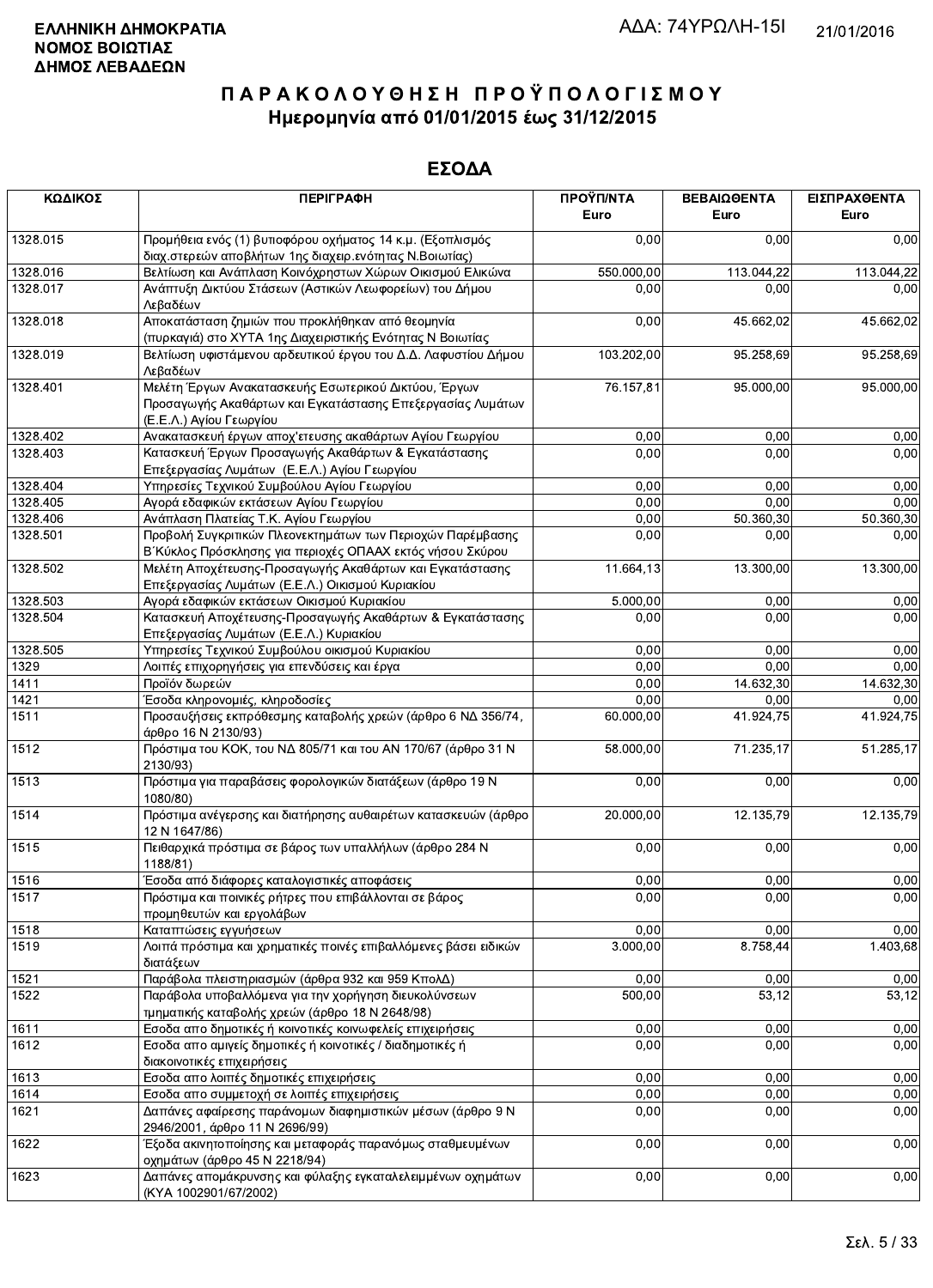**ΕΛΛΗΝΙΚΗ ΔΗΜΟΚΡΑΤΙΑ**
**ΝΟΜΟΣ ΒΟΙΩΤΙΑΣ**
**ΔΗΜΟΣ ΛΕΒΑΔΕΩΝ**

ΑΔΑ: 74ΥΡΩΛΗ-15Ι 21/01/2016

# Π Α Ρ Α Κ Ο Λ Ο Υ Θ Η Σ Η Π Ρ Ο Ϋ Π Ο Λ Ο Γ Ι Σ Μ Ο Υ
## Ημερομηνία από 01/01/2015 έως 31/12/2015

## ΕΣΟΔΑ

| ΚΩΔΙΚΟΣ | ΠΕΡΙΓΡΑΦΗ | ΠΡΟΫΠ/ΝΤΑ Euro | ΒΕΒΑΙΩΘΕΝΤΑ Euro | ΕΙΣΠΡΑΧΘΕΝΤΑ Euro |
|---|---|---|---|---|
| 1328.015 | Προμήθεια ενός (1) βυποφόρου οχήματος 14 κ.μ. (Εξοπλισμός διαχ.στερεών αποβλήτων 1ης διαχειρ.ενότητας Ν.Βοιωτίας) | 0,00 | 0,00 | 0,00 |
| 1328.016 | Βελτίωση και Ανάπλαση Κοινόχρηστων Χώρων Οικισμού Ελικώνα | 550.000,00 | 113.044,22 | 113.044,22 |
| 1328.017 | Ανάπτυξη Δικτύου Στάσεων (Αστικών Λεωφορείων) του Δήμου Λεβαδέων | 0,00 | 0,00 | 0,00 |
| 1328.018 | Αποκατάσταση ζημιών που προκλήθηκαν από θεομηνία (πυρκαγιά) στο ΧΥΤΑ 1ης Διαχειριστικής Ενότητας Ν Βοιωτίας | 0,00 | 45.662,02 | 45.662,02 |
| 1328.019 | Βελτίωση υφιστάμενου αρδευτικού έργου του Δ.Δ. Λαφυστίου Δήμου Λεβαδέων | 103.202,00 | 95.258,69 | 95.258,69 |
| 1328.401 | Μελέτη Έργων Ανακατασκευής Εσωτερικού Δικτύου, Έργων Προσαγωγής Ακαθάρτων και Εγκατάστασης Επεξεργασίας Λυμάτων (Ε.Ε.Λ.) Αγίου Γεωργίου | 76.157,81 | 95.000,00 | 95.000,00 |
| 1328.402 | Ανακατασκευή έργων αποχ'ετευσης ακαθάρτων Αγίου Γεωργίου | 0,00 | 0,00 | 0,00 |
| 1328.403 | Κατασκευή Έργων Προσαγωγής Ακαθάρτων & Εγκατάστασης Επεξεργασίας Λυμάτων (Ε.Ε.Λ.) Αγίου Γεωργίου | 0,00 | 0,00 | 0,00 |
| 1328.404 | Υπηρεσίες Τεχνικού Συμβούλου Αγίου Γεωργίου | 0,00 | 0,00 | 0,00 |
| 1328.405 | Αγορά εδαφικών εκτάσεων Αγίου Γεωργίου | 0,00 | 0,00 | 0,00 |
| 1328.406 | Ανάπλαση Πλατείας Τ.Κ. Αγίου Γεωργίου | 0,00 | 50.360,30 | 50.360,30 |
| 1328.501 | Προβολή Συγκριτικών Πλεονεκτημάτων των Περιοχών Παρέμβασης Β΄Κύκλος Πρόσκλησης για περιοχές ΟΠΑΑΧ εκτός νήσου Σκύρου | 0,00 | 0,00 | 0,00 |
| 1328.502 | Μελέτη Αποχέτευσης-Προσαγωγής Ακαθάρτων και Εγκατάστασης Επεξεργασίας Λυμάτων (Ε.Ε.Λ.) Οικισμού Κυριακίου | 11.664,13 | 13.300,00 | 13.300,00 |
| 1328.503 | Αγορά εδαφικών εκτάσεων Οικισμού Κυριακίου | 5.000,00 | 0,00 | 0,00 |
| 1328.504 | Κατασκευή Αποχέτευσης-Προσαγωγής Ακαθάρτων & Εγκατάστασης Επεξεργασίας Λυμάτων (Ε.Ε.Λ.) Κυριακίου | 0,00 | 0,00 | 0,00 |
| 1328.505 | Υπηρεσίες Τεχνικού Συμβούλου οικισμού Κυριακίου | 0,00 | 0,00 | 0,00 |
| 1329 | Λοιπές επιχορηγήσεις για επενδύσεις και έργα | 0,00 | 0,00 | 0,00 |
| 1411 | Προϊόν δωρεών | 0,00 | 14.632,30 | 14.632,30 |
| 1421 | Έσοδα κληρονομιές, κληροδοσίες | 0,00 | 0,00 | 0,00 |
| 1511 | Προσαυξήσεις εκπρόθεσμης καταβολής χρεών (άρθρο 6 ΝΔ 356/74, άρθρο 16 Ν 2130/93) | 60.000,00 | 41.924,75 | 41.924,75 |
| 1512 | Πρόστιμα του ΚΟΚ, του ΝΔ 805/71 και του ΑΝ 170/67 (άρθρο 31 Ν 2130/93) | 58.000,00 | 71.235,17 | 51.285,17 |
| 1513 | Πρόστιμα για παραβάσεις φορολογικών διατάξεων (άρθρο 19 Ν 1080/80) | 0,00 | 0,00 | 0,00 |
| 1514 | Πρόστιμα ανέγερσης και διατήρησης αυθαιρέτων κατασκευών (άρθρο 12 Ν 1647/86) | 20.000,00 | 12.135,79 | 12.135,79 |
| 1515 | Πειθαρχικά πρόστιμα σε βάρος των υπαλλήλων (άρθρο 284 Ν 1188/81) | 0,00 | 0,00 | 0,00 |
| 1516 | Έσοδα από διάφορες καταλογιστικές αποφάσεις | 0,00 | 0,00 | 0,00 |
| 1517 | Πρόστιμα και ποινικές ρήτρες που επιβάλλονται σε βάρος προμηθευτών και εργολάβων | 0,00 | 0,00 | 0,00 |
| 1518 | Καταπτώσεις εγγυήσεων | 0,00 | 0,00 | 0,00 |
| 1519 | Λοιπά πρόστιμα και χρηματικές ποινές επιβαλλόμενες βάσει ειδικών διατάξεων | 3.000,00 | 8.758,44 | 1.403,68 |
| 1521 | Παράβολα πλειστηριασμών (άρθρα 932 και 959 ΚπολΔ) | 0,00 | 0,00 | 0,00 |
| 1522 | Παράβολα υποβαλλόμενα για την χορήγηση διευκολύνσεων τμηματικής καταβολής χρεών (άρθρο 18 Ν 2648/98) | 500,00 | 53,12 | 53,12 |
| 1611 | Εσοδα απο δημοτικές ή κοινοτικές κοινωφελείς επιχειρήσεις | 0,00 | 0,00 | 0,00 |
| 1612 | Εσοδα απο αμιγείς δημοτικές ή κοινοτικές / διαδημοτικές ή διακοινοτικές επιχειρήσεις | 0,00 | 0,00 | 0,00 |
| 1613 | Εσοδα απο λοιπές δημοτικές επιχειρήσεις | 0,00 | 0,00 | 0,00 |
| 1614 | Εσοδα απο συμμετοχή σε λοιπές επιχειρήσεις | 0,00 | 0,00 | 0,00 |
| 1621 | Δαπάνες αφαίρεσης παράνομων διαφημιστικών μέσων (άρθρο 9 Ν 2946/2001, άρθρο 11 Ν 2696/99) | 0,00 | 0,00 | 0,00 |
| 1622 | Έξοδα ακινητοποίησης και μεταφοράς παρανόμως σταθμευμένων οχημάτων (άρθρο 45 Ν 2218/94) | 0,00 | 0,00 | 0,00 |
| 1623 | Δαπάνες απομάκρυνσης και φύλαξης εγκαταλελειμμένων οχημάτων (ΚΥΑ 1002901/67/2002) | 0,00 | 0,00 | 0,00 |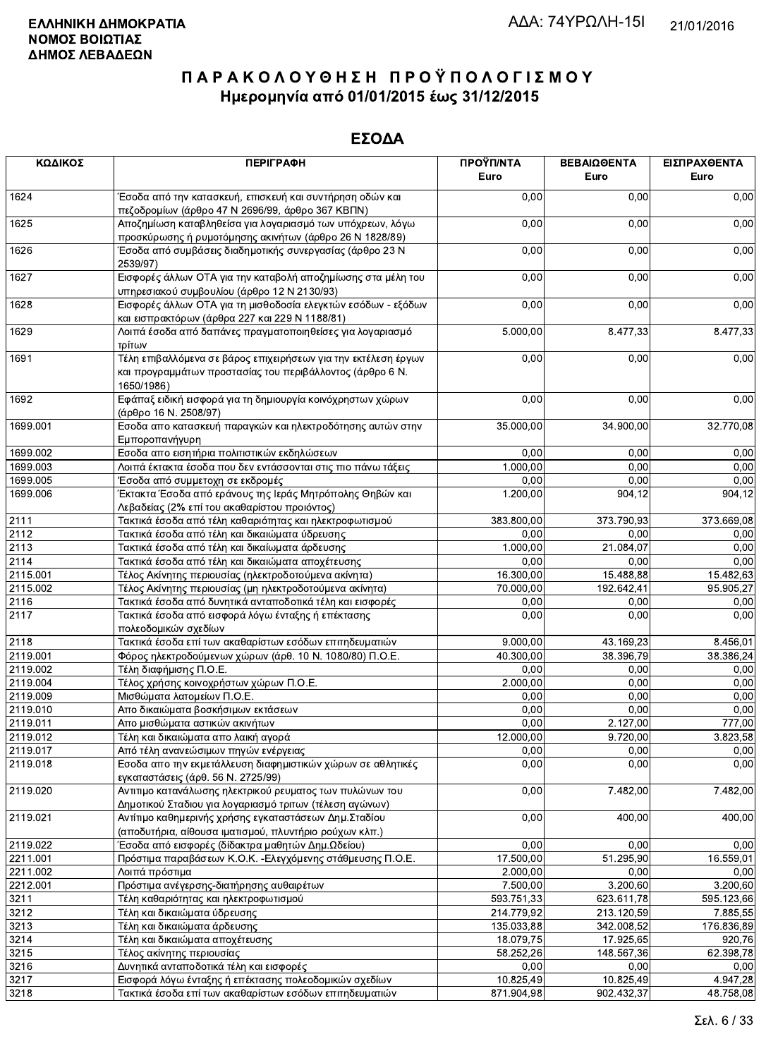**ΕΛΛΗΝΙΚΗ ΔΗΜΟΚΡΑΤΙΑ**
**ΝΟΜΟΣ ΒΟΙΩΤΙΑΣ**
**ΔΗΜΟΣ ΛΕΒΑΔΕΩΝ**

ΑΔΑ: 74ΥΡΩΛΗ-15Ι 21/01/2016

# ΠΑΡΑΚΟΛΟΥΘΗΣΗ ΠΡΟΫΠΟΛΟΓΙΣΜΟΥ
## Ημερομηνία από 01/01/2015 έως 31/12/2015

## ΕΣΟΔΑ

| ΚΩΔΙΚΟΣ | ΠΕΡΙΓΡΑΦΗ | ΠΡΟΫΠ/ΝΤΑ Euro | ΒΕΒΑΙΩΘΕΝΤΑ Euro | ΕΙΣΠΡΑΧΘΕΝΤΑ Euro |
|---|---|---|---|---|
| 1624 | Έσοδα από την κατασκευή, επισκευή και συντήρηση οδών και πεζοδρομίων (άρθρο 47 Ν 2696/99, άρθρο 367 ΚΒΠΝ) | 0,00 | 0,00 | 0,00 |
| 1625 | Αποζημίωση καταβληθείσα για λογαριασμό των υπόχρεων, λόγω προσκύρωσης ή ρυμοτόμησης ακινήτων (άρθρο 26 Ν 1828/89) | 0,00 | 0,00 | 0,00 |
| 1626 | Έσοδα από συμβάσεις διαδημοτικής συνεργασίας (άρθρο 23 Ν 2539/97) | 0,00 | 0,00 | 0,00 |
| 1627 | Εισφορές άλλων ΟΤΑ για την καταβολή αποζημίωσης στα μέλη του υπηρεσιακού συμβουλίου (άρθρο 12 Ν 2130/93) | 0,00 | 0,00 | 0,00 |
| 1628 | Εισφορές άλλων ΟΤΑ για τη μισθοδοσία ελεγκτών εσόδων - εξόδων και εισπρακτόρων (άρθρα 227 και 229 Ν 1188/81) | 0,00 | 0,00 | 0,00 |
| 1629 | Λοιπά έσοδα από δαπάνες πραγματοποιηθείσες για λογαριασμό τρίτων | 5.000,00 | 8.477,33 | 8.477,33 |
| 1691 | Τέλη επιβαλλόμενα σε βάρος επιχειρήσεων για την εκτέλεση έργων και προγραμμάτων προστασίας του περιβάλλοντος (άρθρο 6 Ν. 1650/1986) | 0,00 | 0,00 | 0,00 |
| 1692 | Εφάπαξ ειδική εισφορά για τη δημιουργία κοινόχρηστων χώρων (άρθρο 16 Ν. 2508/97) | 0,00 | 0,00 | 0,00 |
| 1699.001 | Εσοδα απο κατασκευή παραγκών και ηλεκτροδότησης αυτών στην Εμποροπανήγυρη | 35.000,00 | 34.900,00 | 32.770,08 |
| 1699.002 | Εσοδα απο εισητήρια πολιτιστικών εκδηλώσεων | 0,00 | 0,00 | 0,00 |
| 1699.003 | Λοιπά έκτακτα έσοδα που δεν εντάσσονται στις πιο πάνω τάξεις | 1.000,00 | 0,00 | 0,00 |
| 1699.005 | Έσοδα από συμμετοχη σε εκδρομές | 0,00 | 0,00 | 0,00 |
| 1699.006 | Έκτακτα Έσοδα από εράνους της Ιεράς Μητρόπολης Θηβών και Λεβαδείας (2% επί του ακαθαρίστου προιόντος) | 1.200,00 | 904,12 | 904,12 |
| 2111 | Τακτικά έσοδα από τέλη καθαριότητας και ηλεκτροφωτισμού | 383.800,00 | 373.790,93 | 373.669,08 |
| 2112 | Τακτικά έσοδα από τέλη και δικαιώματα ύδρευσης | 0,00 | 0,00 | 0,00 |
| 2113 | Τακτικά έσοδα από τέλη και δικαιώματα άρδευσης | 1.000,00 | 21.084,07 | 0,00 |
| 2114 | Τακτικά έσοδα από τέλη και δικαιώματα αποχέτευσης | 0,00 | 0,00 | 0,00 |
| 2115.001 | Τέλος Ακίνητης περιουσίας (ηλεκτροδοτούμενα ακίνητα) | 16.300,00 | 15.488,88 | 15.482,63 |
| 2115.002 | Τέλος Ακίνητης περιουσίας (μη ηλεκτροδοτούμενα ακίνητα) | 70.000,00 | 192.642,41 | 95.905,27 |
| 2116 | Τακτικά έσοδα από δυνητικά ανταποδοτικά τέλη και εισφορές | 0,00 | 0,00 | 0,00 |
| 2117 | Τακτικά έσοδα από εισφορά λόγω ένταξης ή επέκτασης πολεοδομικών σχεδίων | 0,00 | 0,00 | 0,00 |
| 2118 | Τακτικά έσοδα επί των ακαθαρίστων εσόδων επιτηδευματιών | 9.000,00 | 43.169,23 | 8.456,01 |
| 2119.001 | Φόρος ηλεκτροδούμενων χώρων (άρθ. 10 Ν. 1080/80) Π.Ο.Ε. | 40.300,00 | 38.396,79 | 38.386,24 |
| 2119.002 | Τέλη διαφήμισης Π.Ο.Ε. | 0,00 | 0,00 | 0,00 |
| 2119.004 | Τέλος χρήσης κοινοχρήστων χώρων Π.Ο.Ε. | 2.000,00 | 0,00 | 0,00 |
| 2119.009 | Μισθώματα λατομείων Π.Ο.Ε. | 0,00 | 0,00 | 0,00 |
| 2119.010 | Απο δικαιώματα βοσκήσιμων εκτάσεων | 0,00 | 0,00 | 0,00 |
| 2119.011 | Απο μισθώματα αστικών ακινήτων | 0,00 | 2.127,00 | 777,00 |
| 2119.012 | Τέλη και δικαιώματα απο λαική αγορά | 12.000,00 | 9.720,00 | 3.823,58 |
| 2119.017 | Από τέλη ανανεώσιμων πηγών ενέργειας | 0,00 | 0,00 | 0,00 |
| 2119.018 | Εσοδα απο την εκμετάλλευση διαφημιστικών χώρων σε αθλητικές εγκαταστάσεις (άρθ. 56 Ν. 2725/99) | 0,00 | 0,00 | 0,00 |
| 2119.020 | Αντιτιμο κατανάλωσης ηλεκτρικού ρευματος των πυλώνων του Δημοτικού Σταδιου για λογαριασμό τριτων (τέλεση αγώνων) | 0,00 | 7.482,00 | 7.482,00 |
| 2119.021 | Αντίτιμο καθημερινής χρήσης εγκαταστάσεων Δημ.Σταδίου (αποδυτήρια, αίθουσα ιματισμού, πλυντήριο ρούχων κλπ.) | 0,00 | 400,00 | 400,00 |
| 2119.022 | Έσοδα από εισφορές (δίδακτρα μαθητών Δημ.Ωδείου) | 0,00 | 0,00 | 0,00 |
| 2211.001 | Πρόστιμα παραβάσεων Κ.Ο.Κ. -Ελεγχόμενης στάθμευσης Π.Ο.Ε. | 17.500,00 | 51.295,90 | 16.559,01 |
| 2211.002 | Λοιπά πρόστιμα | 2.000,00 | 0,00 | 0,00 |
| 2212.001 | Πρόστιμα ανέγερσης-διατήρησης αυθαιρέτων | 7.500,00 | 3.200,60 | 3.200,60 |
| 3211 | Τέλη καθαριότητας και ηλεκτροφωτισμού | 593.751,33 | 623.611,78 | 595.123,66 |
| 3212 | Τέλη και δικαιώματα ύδρευσης | 214.779,92 | 213.120,59 | 7.885,55 |
| 3213 | Τέλη και δικαιώματα άρδευσης | 135.033,88 | 342.008,52 | 176.836,89 |
| 3214 | Τέλη και δικαιώματα αποχέτευσης | 18.079,75 | 17.925,65 | 920,76 |
| 3215 | Τέλος ακίνητης περιουσίας | 58.252,26 | 148.567,36 | 62.398,78 |
| 3216 | Δυνητικά ανταποδοτικά τέλη και εισφορές | 0,00 | 0,00 | 0,00 |
| 3217 | Εισφορά λόγω ένταξης ή επέκτασης πολεοδομικών σχεδίων | 10.825,49 | 10.825,49 | 4.947,28 |
| 3218 | Τακτικά έσοδα επί των ακαθαρίστων εσόδων επιτηδευματιών | 871.904,98 | 902.432,37 | 48.758,08 |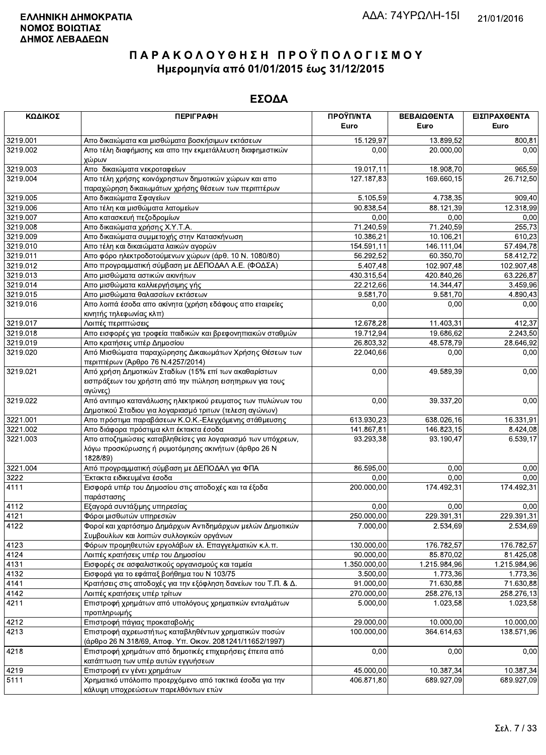**ΕΛΛΗΝΙΚΗ ΔΗΜΟΚΡΑΤΙΑ**
**ΝΟΜΟΣ ΒΟΙΩΤΙΑΣ**
**ΔΗΜΟΣ ΛΕΒΑΔΕΩΝ**

ΑΔΑ: 74ΥΡΩΛΗ-15Ι

21/01/2016

# ΠΑΡΑΚΟΛΟΥΘΗΣΗ ΠΡΟΫΠΟΛΟΓΙΣΜΟΥ

## Ημερομηνία από 01/01/2015 έως 31/12/2015

## ΕΣΟΔΑ

| ΚΩΔΙΚΟΣ | ΠΕΡΙΓΡΑΦΗ | ΠΡΟΫΠ/ΝΤΑ Euro | ΒΕΒΑΙΩΘΕΝΤΑ Euro | ΕΙΣΠΡΑΧΘΕΝΤΑ Euro |
|---|---|---|---|---|
| 3219.001 | Απο δικαιώματα και μισθώματα βοσκήσιμων εκτάσεων | 15.129,97 | 13.899,52 | 800,81 |
| 3219.002 | Απο τέλη διαφήμισης και απο την εκμετάλλευση διαφημιστικών χώρων | 0,00 | 20.000,00 | 0,00 |
| 3219.003 | Απο δικαιώματα νεκροταφείων | 19.017,11 | 18.908,70 | 965,59 |
| 3219.004 | Απο τέλη χρήσης κοινόχρηστων δημοτικών χώρων και απο παραχώρηση δικαιωμάτων χρήσης θέσεων των περιπτέρων | 127.187,83 | 169.660,15 | 26.712,50 |
| 3219.005 | Απο δικαιώματα Σφαγείων | 5.105,59 | 4.738,35 | 909,40 |
| 3219.006 | Απο τέλη και μισθώματα λατομείων | 90.838,54 | 88.121,39 | 12.318,99 |
| 3219.007 | Απο κατασκευή πεζοδρομίων | 0,00 | 0,00 | 0,00 |
| 3219.008 | Απο δικαιώματα χρήσης Χ.Υ.Τ.Α. | 71.240,59 | 71.240,59 | 255,73 |
| 3219.009 | Απο δικαιώματα συμμετοχής στην Κατασκήνωση | 10.386,21 | 10.106,21 | 610,23 |
| 3219.010 | Απο τέλη και δικαιώματα λαικών αγορών | 154.591,11 | 146.111,04 | 57.494,78 |
| 3219.011 | Απο φόρο ηλεκτροδοτούμενων χώρων (άρθ. 10 Ν. 1080/80) | 56.292,52 | 60.350,70 | 58.412,72 |
| 3219.012 | Απο προγραμματική σύμβαση με ΔΕΠΟΔΑΛ Α.Ε. (ΦΟΔΣΑ) | 5.407,48 | 102.907,48 | 102.907,48 |
| 3219.013 | Απο μισθώματα αστικών ακινήτων | 430.315,54 | 420.840,26 | 63.226,87 |
| 3219.014 | Απο μισθώματα καλλιεργήσιμης γής | 22.212,66 | 14.344,47 | 3.459,96 |
| 3219.015 | Απο μισθώματα θαλασσίων εκτάσεων | 9.581,70 | 9.581,70 | 4.890,43 |
| 3219.016 | Απο λοιπά έσοδα απο ακίνητα (χρήση εδάφους απο εταιρείες κινητής τηλεφωνίας κλπ) | 0,00 | 0,00 | 0,00 |
| 3219.017 | Λοιπές περιπτώσεις | 12.678,28 | 11.403,31 | 412,37 |
| 3219.018 | Απο εισφορές για τροφεία παιδικών και βρεφονηπιακών σταθμών | 19.712,94 | 19.686,62 | 2.243,50 |
| 3219.019 | Απο κρατήσεις υπέρ Δημοσίου | 26.803,32 | 48.578,79 | 28.646,92 |
| 3219.020 | Από Μισθώματα παραχώρησης Δικαιωμάτων Χρήσης Θέσεων των περιπτέρων (Άρθρο 76 Ν.4257/2014) | 22.040,66 | 0,00 | 0,00 |
| 3219.021 | Από χρήση Δημοτικών Σταδίων (15% επί των ακαθαρίστων εισπράξεων του χρήστη από την πώληση εισητηριων για τους αγώνες) | 0,00 | 49.589,39 | 0,00 |
| 3219.022 | Από αντιτιμο κατανάλωσης ηλεκτρικού ρευματος των πυλώνων του Δημοτικού Σταδιου για λογαριασμό τριτων (τελεση αγώνων) | 0,00 | 39.337,20 | 0,00 |
| 3221.001 | Απο πρόστιμα παραβάσεων Κ.Ο.Κ.-Ελεγχόμενης στάθμευσης | 613.930,23 | 638.026,16 | 16.331,91 |
| 3221.002 | Απο διάφορα πρόστιμα κλπ έκτακτα έσοδα | 141.867,81 | 146.823,15 | 8.424,08 |
| 3221.003 | Απο αποζημιώσεις καταβληθείσες για λογαριασμό των υπόχρεων, λόγω προσκύρωσης ή ρυμοτόμησης ακινήτων (άρθρο 26 Ν 1828/89) | 93.293,38 | 93.190,47 | 6.539,17 |
| 3221.004 | Από προγραμματική σύμβαση με ΔΕΠΟΔΑΛ για ΦΠΑ | 86.595,00 | 0,00 | 0,00 |
| 3222 | Έκτακτα ειδικευμένα έσοδα | 0,00 | 0,00 | 0,00 |
| 4111 | Εισφορά υπέρ του Δημοσίου στις αποδοχές και τα έξοδα παράστασης | 200.000,00 | 174.492,31 | 174.492,31 |
| 4112 | Εξαγορά συντάξιμης υπηρεσίας | 0,00 | 0,00 | 0,00 |
| 4121 | Φόροι μισθωτών υπηρεσιών | 250.000,00 | 229.391,31 | 229.391,31 |
| 4122 | Φοροί και χαρτόσημο Δημάρχων Αντιδημάρχων μελών Δημοτικών Συμβουλίων και λοιπών συλλογικών οργάνων | 7.000,00 | 2.534,69 | 2.534,69 |
| 4123 | Φόρων προμηθευτών εργολάβων ελ. Επαγγελματιών κ.λ.π. | 130.000,00 | 176.782,57 | 176.782,57 |
| 4124 | Λοιπές κρατήσεις υπέρ του Δημοσίου | 90.000,00 | 85.870,02 | 81.425,08 |
| 4131 | Εισφορές σε ασφαλιστικούς οργανισμούς και ταμεία | 1.350.000,00 | 1.215.984,96 | 1.215.984,96 |
| 4132 | Εισφορά για το εφάπαξ βοήθημα του Ν 103/75 | 3.500,00 | 1.773,36 | 1.773,36 |
| 4141 | Κρατήσεις στις αποδοχές για την εξόφληση δανείων του Τ.Π. & Δ. | 91.000,00 | 71.630,88 | 71.630,88 |
| 4142 | Λοιπές κρατήσεις υπέρ τρίτων | 270.000,00 | 258.276,13 | 258.276,13 |
| 4211 | Επιστροφή χρημάτων από υπολόγους χρηματικών ενταλμάτων προπληρωμής | 5.000,00 | 1.023,58 | 1.023,58 |
| 4212 | Επιστροφή πάγιας προκαταβολής | 29.000,00 | 10.000,00 | 10.000,00 |
| 4213 | Επιστροφή αχρεωστήτως καταβληθέντων χρηματικών ποσών (άρθρο 26 Ν 318/69, Αποφ. Υπ. Οικον. 2081241/11652/1997) | 100.000,00 | 364.614,63 | 138.571,96 |
| 4218 | Επιστροφή χρημάτων από δημοτικές επιχειρήσεις έπειτα από κατάπτωση των υπέρ αυτών εγγυήσεων | 0,00 | 0,00 | 0,00 |
| 4219 | Επιστροφή εν γένει χρημάτων | 45.000,00 | 10.387,34 | 10.387,34 |
| 5111 | Χρηματικό υπόλοιπο προερχόμενο από τακτικά έσοδα για την κάλυψη υποχρεώσεων παρελθόντων ετών | 406.871,80 | 689.927,09 | 689.927,09 |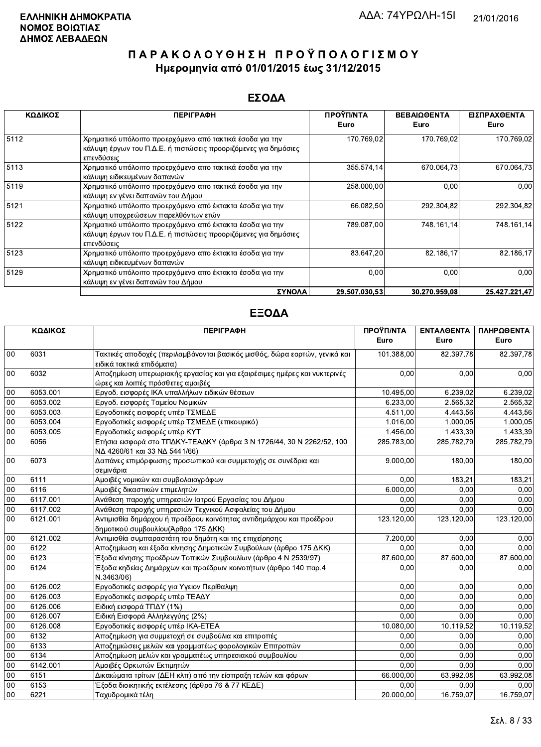**ΕΛΛΗΝΙΚΗ ΔΗΜΟΚΡΑΤΙΑ**
**ΝΟΜΟΣ ΒΟΙΩΤΙΑΣ**
**ΔΗΜΟΣ ΛΕΒΑΔΕΩΝ**

ΑΔΑ: 74ΥΡΩΛΗ-15Ι

21/01/2016

# ΠΑΡΑΚΟΛΟΥΘΗΣΗ ΠΡΟΫΠΟΛΟΓΙΣΜΟΥ

## Ημερομηνία από 01/01/2015 έως 31/12/2015

## ΕΣΟΔΑ

| ΚΩΔΙΚΟΣ | ΠΕΡΙΓΡΑΦΗ | ΠΡΟΫΠ/ΝΤΑ Euro | ΒΕΒΑΙΩΘΕΝΤΑ Euro | ΕΙΣΠΡΑΧΘΕΝΤΑ Euro |
|---|---|---|---|---|
| 5112 | Χρηματικό υπόλοιπο προερχόμενο από τακτικά έσοδα για την κάλυψη έργων του Π.Δ.Ε. ή πιστώσεις προοριζόμενες για δημόσιες επενδύσεις | 170.769,02 | 170.769,02 | 170.769,02 |
| 5113 | Χρηματικό υπόλοιπο προερχόμενο απο τακτικά έσοδα για την κάλυψη ειδικευμένων δαπανών | 355.574,14 | 670.064,73 | 670.064,73 |
| 5119 | Χρηματικό υπόλοιπο προερχόμενο απο τακτικά έσοδα για την κάλυψη εν γένει δαπανών του Δήμου | 258.000,00 | 0,00 | 0,00 |
| 5121 | Χρηματικό υπόλοιπο προερχόμενο από έκτακτα έσοδα για την κάλυψη υποχρεώσεων παρελθόντων ετών | 66.082,50 | 292.304,82 | 292.304,82 |
| 5122 | Χρηματικό υπόλοιπο προερχόμενο από έκτακτα έσοδα για την κάλυψη έργων του Π.Δ.Ε. ή πιστώσεις προοριζόμενες για δημόσιες επενδύσεις | 789.087,00 | 748.161,14 | 748.161,14 |
| 5123 | Χρηματικό υπόλοιπο προερχόμενο απο έκτακτα έσοδα για την κάλυψη ειδικευμένων δαπανών | 83.647,20 | 82.186,17 | 82.186,17 |
| 5129 | Χρηματικό υπόλοιπο προερχόμενο απο έκτακτα έσοδα για την κάλυψη εν γένει δαπανών του Δήμου | 0,00 | 0,00 | 0,00 |
| | **ΣΥΝΟΛΑ** | **29.507.030,53** | **30.270.959,08** | **25.427.221,47** |

## ΕΞΟΔΑ

| | ΚΩΔΙΚΟΣ | ΠΕΡΙΓΡΑΦΗ | ΠΡΟΫΠ/ΝΤΑ Euro | ΕΝΤΑΛΘΕΝΤΑ Euro | ΠΛΗΡΩΘΕΝΤΑ Euro |
|---|---|---|---|---|---|
| 00 | 6031 | Τακτικές αποδοχές (περιλαμβάνονται βασικός μισθός, δώρα εορτών, γενικά και ειδικά τακτικά επιδόματα) | 101.388,00 | 82.397,78 | 82.397,78 |
| 00 | 6032 | Αποζημίωση υπερωριακής εργασίας και για εξαιρέσιμες ημέρες και νυκτερινές ώρες και λοιπές πρόσθετες αμοιβές | 0,00 | 0,00 | 0,00 |
| 00 | 6053.001 | Εργοδ. εισφορές ΙΚΑ υπαλλήλων ειδικών θέσεων | 10.495,00 | 6.239,02 | 6.239,02 |
| 00 | 6053.002 | Εργοδ. εισφορές Ταμείου Νομικών | 6.233,00 | 2.565,32 | 2.565,32 |
| 00 | 6053.003 | Εργοδοτικές εισφορές υπέρ ΤΣΜΕΔΕ | 4.511,00 | 4.443,56 | 4.443,56 |
| 00 | 6053.004 | Εργοδοτικές εισφορές υπέρ ΤΣΜΕΔΕ (επικουρικό) | 1.016,00 | 1.000,05 | 1.000,05 |
| 00 | 6053.005 | Εργοδοτικές εισφορές υπέρ ΚΥΤ | 1.456,00 | 1.433,39 | 1.433,39 |
| 00 | 6056 | Ετήσια εισφορά στο ΤΠΔΚΥ-ΤΕΑΔΚΥ (άρθρα 3 Ν 1726/44, 30 Ν 2262/52, 100 ΝΔ 4260/61 και 33 ΝΔ 5441/66) | 285.783,00 | 285.782,79 | 285.782,79 |
| 00 | 6073 | Δαπάνες επιμόρφωσης προσωπικού και συμμετοχής σε συνέδρια και σεμινάρια | 9.000,00 | 180,00 | 180,00 |
| 00 | 6111 | Αμοιβές νομικών και συμβολαιογράφων | 0,00 | 183,21 | 183,21 |
| 00 | 6116 | Αμοιβές δικαστικών επιμελητών | 6.000,00 | 0,00 | 0,00 |
| 00 | 6117.001 | Ανάθεση παροχής υπηρεσιών Ιατρού Εργασίας του Δήμου | 0,00 | 0,00 | 0,00 |
| 00 | 6117.002 | Ανάθεση παροχής υπηρεσιών Τεχνικού Ασφαλείας του Δήμου | 0,00 | 0,00 | 0,00 |
| 00 | 6121.001 | Αντιμισθία δημάρχου ή προέδρου κοινότητας αντιδημάρχου και προέδρου δημοτικού συμβουλίου(Άρθρο 175 ΔΚΚ) | 123.120,00 | 123.120,00 | 123.120,00 |
| 00 | 6121.002 | Αντιμισθία συμπαραστάτη του δημότη και της επιχείρησης | 7.200,00 | 0,00 | 0,00 |
| 00 | 6122 | Αποζημίωση και έξοδα κίνησης Δημοτικών Συμβούλων (άρθρο 175 ΔΚΚ) | 0,00 | 0,00 | 0,00 |
| 00 | 6123 | Έξοδα κίνησης προέδρων Τοπικών Συμβουλίων (άρθρο 4 Ν 2539/97) | 87.600,00 | 87.600,00 | 87.600,00 |
| 00 | 6124 | Έξοδα κηδείας Δημάρχων και προέδρων κοινοτήτων (άρθρο 140 παρ.4 Ν.3463/06) | 0,00 | 0,00 | 0,00 |
| 00 | 6126.002 | Εργοδοτικές εισφορές για Υγειον Περίθαλψη | 0,00 | 0,00 | 0,00 |
| 00 | 6126.003 | Εργοδοτικές εισφορές υπέρ ΤΕΑΔΥ | 0,00 | 0,00 | 0,00 |
| 00 | 6126.006 | Ειδική εισφορά ΤΠΔΥ (1%) | 0,00 | 0,00 | 0,00 |
| 00 | 6126.007 | Ειδική Εισφορά Αλληλεγγύης (2%) | 0,00 | 0,00 | 0,00 |
| 00 | 6126.008 | Εργοδοτικές εισφορές υπέρ ΙΚΑ-ΕΤΕΑ | 10.080,00 | 10.119,52 | 10.119,52 |
| 00 | 6132 | Αποζημίωση για συμμετοχή σε συμβούλια και επιτροπές | 0,00 | 0,00 | 0,00 |
| 00 | 6133 | Αποζημιώσεις μελών και γραμματέως φορολογικών Επιτροπών | 0,00 | 0,00 | 0,00 |
| 00 | 6134 | Αποζημίωση μελών και γραμματέως υπηρεσιακού συμβουλίου | 0,00 | 0,00 | 0,00 |
| 00 | 6142.001 | Αμοιβές Ορκωτών Εκτιμητών | 0,00 | 0,00 | 0,00 |
| 00 | 6151 | Δικαιώματα τρίτων (ΔΕΗ κλπ) από την είσπραξη τελών και φόρων | 66.000,00 | 63.992,08 | 63.992,08 |
| 00 | 6153 | Έξοδα διοικητικής εκτέλεσης (άρθρα 76 & 77 ΚΕΔΕ) | 0,00 | 0,00 | 0,00 |
| 00 | 6221 | Ταχυδρομικά τέλη | 20.000,00 | 16.759,07 | 16.759,07 |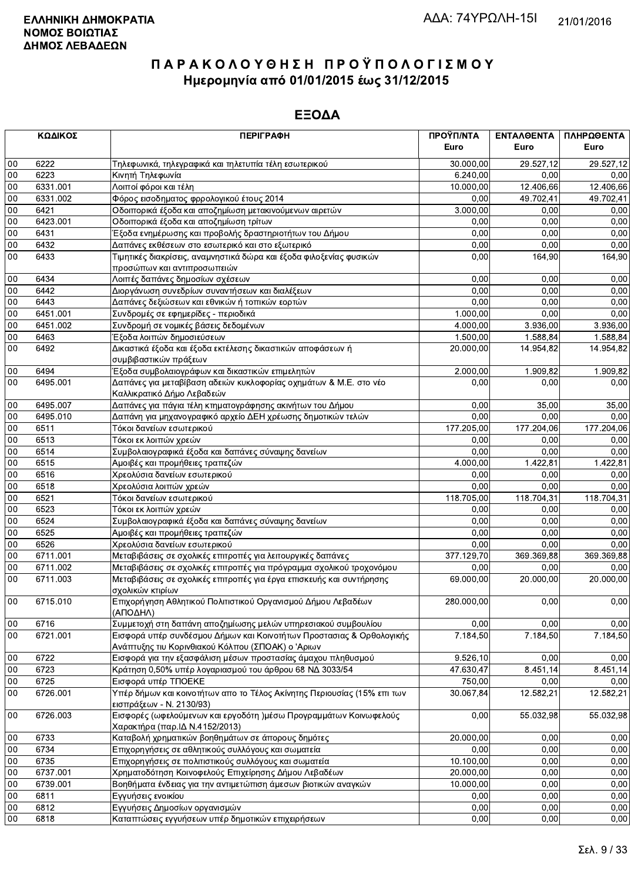**ΕΛΛΗΝΙΚΗ ΔΗΜΟΚΡΑΤΙΑ**
**ΝΟΜΟΣ ΒΟΙΩΤΙΑΣ**
**ΔΗΜΟΣ ΛΕΒΑΔΕΩΝ**

ΑΔΑ: 74ΥΡΩΛΗ-15Ι 21/01/2016

# ΠΑΡΑΚΟΛΟΥΘΗΣΗ ΠΡΟΫΠΟΛΟΓΙΣΜΟΥ
## Ημερομηνία από 01/01/2015 έως 31/12/2015

## ΕΞΟΔΑ

| ΚΩΔΙΚΟΣ | | ΠΕΡΙΓΡΑΦΗ | ΠΡΟΫΠ/ΝΤΑ Euro | ΕΝΤΑΛΘΕΝΤΑ Euro | ΠΛΗΡΩΘΕΝΤΑ Euro |
|---|---|---|---|---|---|
| 00 | 6222 | Τηλεφωνικά, τηλεγραφικά και τηλετυπία τέλη εσωτερικού | 30.000,00 | 29.527,12 | 29.527,12 |
| 00 | 6223 | Κινητή Τηλεφωνία | 6.240,00 | 0,00 | 0,00 |
| 00 | 6331.001 | Λοιποί φόροι και τέλη | 10.000,00 | 12.406,66 | 12.406,66 |
| 00 | 6331.002 | Φόρος εισοδήματος φρρολογικού έτους 2014 | 0,00 | 49.702,41 | 49.702,41 |
| 00 | 6421 | Οδοιπορικά έξοδα και αποζημίωση μετακινούμενων αιρετών | 3.000,00 | 0,00 | 0,00 |
| 00 | 6423.001 | Οδοιπορικά έξοδα και αποζημίωση τρίτων | 0,00 | 0,00 | 0,00 |
| 00 | 6431 | Έξοδα ενημέρωσης και προβολής δραστηριοτήτων του Δήμου | 0,00 | 0,00 | 0,00 |
| 00 | 6432 | Δαπάνες εκθέσεων στο εσωτερικό και στο εξωτερικό | 0,00 | 0,00 | 0,00 |
| 00 | 6433 | Τιμητικές διακρίσεις, αναμνηστικά δώρα και έξοδα φιλοξενίας φυσικών προσώπων και αντιπροσωπειών | 0,00 | 164,90 | 164,90 |
| 00 | 6434 | Λοιπές δαπάνες δημοσίων σχέσεων | 0,00 | 0,00 | 0,00 |
| 00 | 6442 | Διοργάνωση συνεδρίων συναντήσεων και διαλέξεων | 0,00 | 0,00 | 0,00 |
| 00 | 6443 | Δαπάνες δεξιώσεων και εθνικών ή τοπικών εορτών | 0,00 | 0,00 | 0,00 |
| 00 | 6451.001 | Συνδρομές σε εφημερίδες - περιοδικά | 1.000,00 | 0,00 | 0,00 |
| 00 | 6451.002 | Συνδρομή σε νομικές βάσεις δεδομένων | 4.000,00 | 3.936,00 | 3.936,00 |
| 00 | 6463 | Έξοδα λοιπών δημοσιεύσεων | 1.500,00 | 1.588,84 | 1.588,84 |
| 00 | 6492 | Δικαστικά έξοδα και έξοδα εκτέλεσης δικαστικών αποφάσεων ή συμβιβαστικών πράξεων | 20.000,00 | 14.954,82 | 14.954,82 |
| 00 | 6494 | Έξοδα συμβολαιογράφων και δικαστικών επιμελητών | 2.000,00 | 1.909,82 | 1.909,82 |
| 00 | 6495.001 | Δαπάνες για μεταβίβαση αδειών κυκλοφορίας οχημάτων & Μ.Ε. στο νέο Καλλικρατικό Δήμο Λεβαδεών | 0,00 | 0,00 | 0,00 |
| 00 | 6495.007 | Δαπάνες για πάγια τέλη κτηματογράφησης ακινήτων του Δήμου | 0,00 | 35,00 | 35,00 |
| 00 | 6495.010 | Δαπάνη για μηχανογραφικό αρχείο ΔΕΗ χρέωσης δημοτικών τελών | 0,00 | 0,00 | 0,00 |
| 00 | 6511 | Τόκοι δανείων εσωτερικού | 177.205,00 | 177.204,06 | 177.204,06 |
| 00 | 6513 | Τόκοι εκ λοιπών χρεών | 0,00 | 0,00 | 0,00 |
| 00 | 6514 | Συμβολαιογραφικά έξοδα και δαπάνες σύναψης δανείων | 0,00 | 0,00 | 0,00 |
| 00 | 6515 | Αμοιβές και προμήθειες τραπεζών | 4.000,00 | 1.422,81 | 1.422,81 |
| 00 | 6516 | Χρεολύσια δανείων εσωτερικού | 0,00 | 0,00 | 0,00 |
| 00 | 6518 | Χρεολύσια λοιπών χρεών | 0,00 | 0,00 | 0,00 |
| 00 | 6521 | Τόκοι δανείων εσωτερικού | 118.705,00 | 118.704,31 | 118.704,31 |
| 00 | 6523 | Τόκοι εκ λοιπών χρεών | 0,00 | 0,00 | 0,00 |
| 00 | 6524 | Συμβολαιογραφικά έξοδα και δαπάνες σύναψης δανείων | 0,00 | 0,00 | 0,00 |
| 00 | 6525 | Αμοιβές και προμήθειες τραπεζών | 0,00 | 0,00 | 0,00 |
| 00 | 6526 | Χρεολύσια δανείων εσωτερικού | 0,00 | 0,00 | 0,00 |
| 00 | 6711.001 | Μεταβιβάσεις σε σχολικές επιτροπές για λειτουργικές δαπάνες | 377.129,70 | 369.369,88 | 369.369,88 |
| 00 | 6711.002 | Μεταβιβάσεις σε σχολικές επιτροπές για πρόγραμμα σχολικού τροχονόμου | 0,00 | 0,00 | 0,00 |
| 00 | 6711.003 | Μεταβιβάσεις σε σχολικές επιτροπές για έργα επισκευής και συντήρησης σχολικών κτιρίων | 69.000,00 | 20.000,00 | 20.000,00 |
| 00 | 6715.010 | Επιχορήγηση Αθλητικού Πολιτιστικού Οργανισμού Δήμου Λεβαδέων (ΑΠΟΔΗΛ) | 280.000,00 | 0,00 | 0,00 |
| 00 | 6716 | Συμμετοχή στη δαπάνη αποζημίωσης μελών υπηρεσιακού συμβουλίου | 0,00 | 0,00 | 0,00 |
| 00 | 6721.001 | Εισφορά υπέρ συνδέσμου Δήμων και Κοινοτήτων Προστασιας & Ορθολογικής Ανάπτυξης τιυ Κορινθιακού Κόλπου (ΣΠΟΑΚ) ο 'Αριων | 7.184,50 | 7.184,50 | 7.184,50 |
| 00 | 6722 | Εισφορά για την εξασφάλιση μέσων προστασίας άμαχου πληθυσμού | 9.526,10 | 0,00 | 0,00 |
| 00 | 6723 | Κράτηση 0,50% υπέρ λογαριασμού του άρθρου 68 ΝΔ 3033/54 | 47.630,47 | 8.451,14 | 8.451,14 |
| 00 | 6725 | Εισφορά υπέρ ΤΠΟΕΚΕ | 750,00 | 0,00 | 0,00 |
| 00 | 6726.001 | Υπέρ δήμων και κοινοτήτων απο το Τέλος Ακίνητης Περιουσίας (15% επι των εισπράξεων - Ν. 2130/93) | 30.067,84 | 12.582,21 | 12.582,21 |
| 00 | 6726.003 | Εισφορές (ωφελούμενων και εργοδότη )μέσω Προγραμμάτων Κοινωφελούς Χαρακτήρα (παρ.ΙΔ Ν.4152/2013) | 0,00 | 55.032,98 | 55.032,98 |
| 00 | 6733 | Καταβολή χρηματικών βοηθημάτων σε άπορους δημότες | 20.000,00 | 0,00 | 0,00 |
| 00 | 6734 | Επιχορηγήσεις σε αθλητικούς συλλόγους και σωματεία | 0,00 | 0,00 | 0,00 |
| 00 | 6735 | Επιχορηγήσεις σε πολιτιστικούς συλλόγους και σωματεία | 10.100,00 | 0,00 | 0,00 |
| 00 | 6737.001 | Χρηματοδότηση Κοινοφελούς Επιχείρησης Δήμου Λεβαδέων | 20.000,00 | 0,00 | 0,00 |
| 00 | 6739.001 | Βοηθήματα ένδειας για την αντιμετώπιση άμεσων βιοτικών αναγκών | 10.000,00 | 0,00 | 0,00 |
| 00 | 6811 | Εγγυήσεις ενοικίου | 0,00 | 0,00 | 0,00 |
| 00 | 6812 | Εγγυήσεις Δημοσίων οργανισμών | 0,00 | 0,00 | 0,00 |
| 00 | 6818 | Καταπτώσεις εγγυήσεων υπέρ δημοτικών επιχειρήσεων | 0,00 | 0,00 | 0,00 |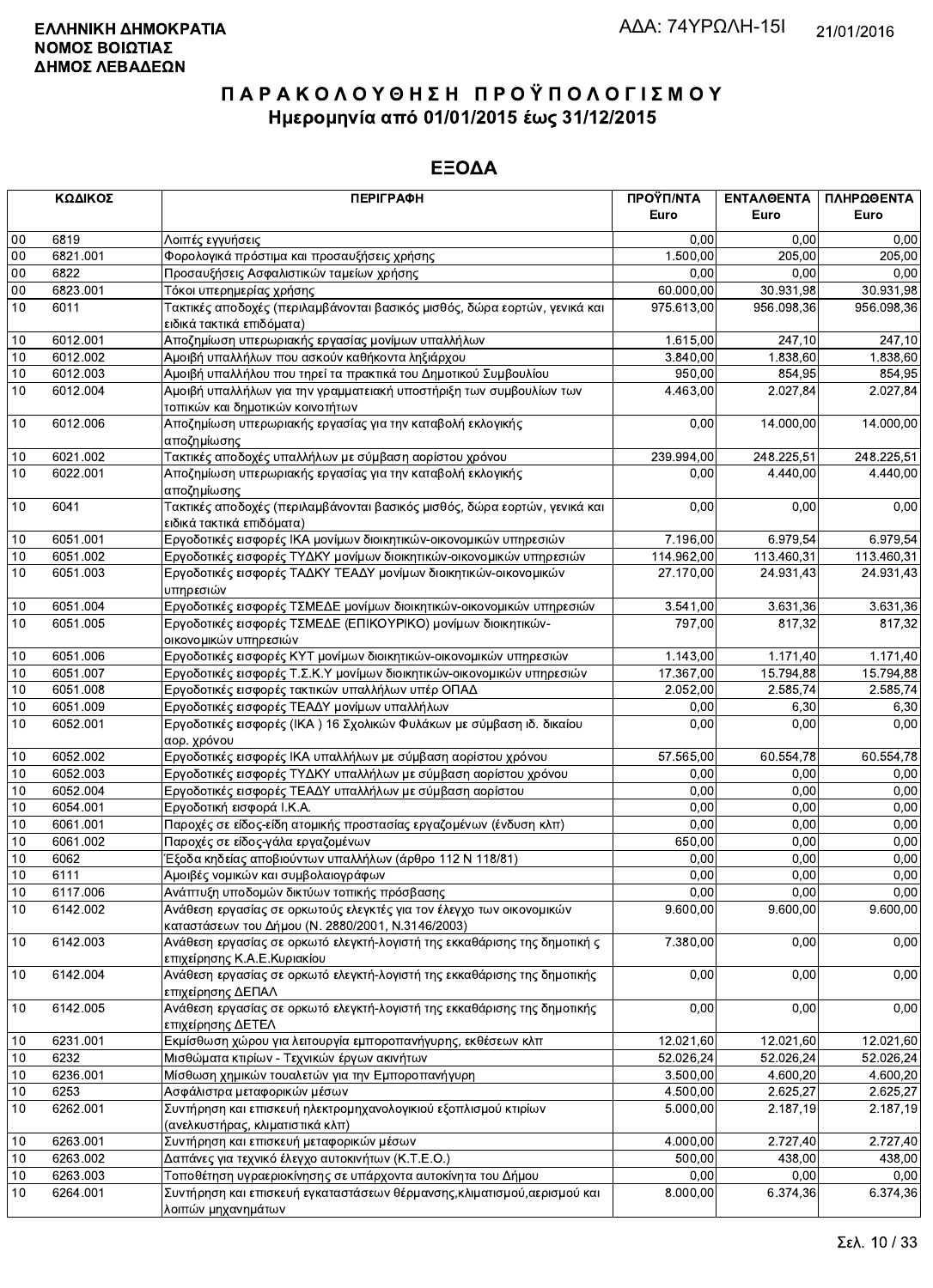**ΕΛΛΗΝΙΚΗ ΔΗΜΟΚΡΑΤΙΑ**
**ΝΟΜΟΣ ΒΟΙΩΤΙΑΣ**
**ΔΗΜΟΣ ΛΕΒΑΔΕΩΝ**

ΑΔΑ: 74ΥΡΩΛΗ-15Ι 21/01/2016

# Π Α Ρ Α Κ Ο Λ Ο Υ Θ Η Σ Η  Π Ρ Ο Ϋ Π Ο Λ Ο Γ Ι Σ Μ Ο Υ
## Ημερομηνία από 01/01/2015 έως 31/12/2015

## ΕΞΟΔΑ

| ΚΩΔΙΚΟΣ | | ΠΕΡΙΓΡΑΦΗ | ΠΡΟΫΠ/ΝΤΑ Euro | ΕΝΤΑΛΘΕΝΤΑ Euro | ΠΛΗΡΩΘΕΝΤΑ Euro |
|---|---|---|---|---|---|
| 00 | 6819 | Λοιπές εγγυήσεις | 0,00 | 0,00 | 0,00 |
| 00 | 6821.001 | Φορολογικά πρόστιμα και προσαυξήσεις χρήσης | 1.500,00 | 205,00 | 205,00 |
| 00 | 6822 | Προσαυξήσεις Ασφαλιστικών ταμείων χρήσης | 0,00 | 0,00 | 0,00 |
| 00 | 6823.001 | Τόκοι υπερημερίας χρήσης | 60.000,00 | 30.931,98 | 30.931,98 |
| 10 | 6011 | Τακτικές αποδοχές (περιλαμβάνονται βασικός μισθός, δώρα εορτών, γενικά και ειδικά τακτικά επιδόματα) | 975.613,00 | 956.098,36 | 956.098,36 |
| 10 | 6012.001 | Αποζημίωση υπερωριακής εργασίας μονίμων υπαλλήλων | 1.615,00 | 247,10 | 247,10 |
| 10 | 6012.002 | Αμοιβή υπαλλήλων που ασκούν καθήκοντα ληξιάρχου | 3.840,00 | 1.838,60 | 1.838,60 |
| 10 | 6012.003 | Αμοιβή υπαλλήλου που τηρεί τα πρακτικά του Δημοτικού Συμβουλίου | 950,00 | 854,95 | 854,95 |
| 10 | 6012.004 | Αμοιβή υπαλλήλων για την γραμματειακή υποστήριξη των συμβουλίων των τοπικών και δημοτικών κοινοτήτων | 4.463,00 | 2.027,84 | 2.027,84 |
| 10 | 6012.006 | Αποζημίωση υπερωριακής εργασίας για την καταβολή εκλογικής αποζημίωσης | 0,00 | 14.000,00 | 14.000,00 |
| 10 | 6021.002 | Τακτικές αποδοχές υπαλλήλων με σύμβαση αορίστου χρόνου | 239.994,00 | 248.225,51 | 248.225,51 |
| 10 | 6022.001 | Αποζημίωση υπερωριακής εργασίας για την καταβολή εκλογικής αποζημίωσης | 0,00 | 4.440,00 | 4.440,00 |
| 10 | 6041 | Τακτικές αποδοχές (περιλαμβάνονται βασικός μισθός, δώρα εορτών, γενικά και ειδικά τακτικά επιδόματα) | 0,00 | 0,00 | 0,00 |
| 10 | 6051.001 | Εργοδοτικές εισφορές ΙΚΑ μονίμων διοικητικών-οικονομικών υπηρεσιών | 7.196,00 | 6.979,54 | 6.979,54 |
| 10 | 6051.002 | Εργοδοτικές εισφορές ΤΥΔΚΥ μονίμων διοικητικών-οικονομικών υπηρεσιών | 114.962,00 | 113.460,31 | 113.460,31 |
| 10 | 6051.003 | Εργοδοτικές εισφορές ΤΑΔΚΥ ΤΕΑΔΥ μονίμων διοικητικών-οικονομικών υπηρεσιών | 27.170,00 | 24.931,43 | 24.931,43 |
| 10 | 6051.004 | Εργοδοτικές εισφορές ΤΣΜΕΔΕ μονίμων διοικητικών-οικονομικών υπηρεσιών | 3.541,00 | 3.631,36 | 3.631,36 |
| 10 | 6051.005 | Εργοδοτικές εισφορές ΤΣΜΕΔΕ (ΕΠΙΚΟΥΡΙΚΟ) μονίμων διοικητικών-οικονομικών υπηρεσιών | 797,00 | 817,32 | 817,32 |
| 10 | 6051.006 | Εργοδοτικές εισφορές ΚΥΤ μονίμων διοικητικών-οικονομικών υπηρεσιών | 1.143,00 | 1.171,40 | 1.171,40 |
| 10 | 6051.007 | Εργοδοτικές εισφορές Τ.Σ.Κ.Υ μονίμων διοικητικών-οικονομικών υπηρεσιών | 17.367,00 | 15.794,88 | 15.794,88 |
| 10 | 6051.008 | Εργοδοτικές εισφορές τακτικών υπαλλήλων υπέρ ΟΠΑΔ | 2.052,00 | 2.585,74 | 2.585,74 |
| 10 | 6051.009 | Εργοδοτικές εισφορές ΤΕΑΔΥ μονίμων υπαλλήλων | 0,00 | 6,30 | 6,30 |
| 10 | 6052.001 | Εργοδοτικές εισφορές (ΙΚΑ ) 16 Σχολικών Φυλάκων με σύμβαση ιδ. δικαίου αορ. χρόνου | 0,00 | 0,00 | 0,00 |
| 10 | 6052.002 | Εργοδοτικές εισφορές ΙΚΑ υπαλλήλων με σύμβαση αορίστου χρόνου | 57.565,00 | 60.554,78 | 60.554,78 |
| 10 | 6052.003 | Εργοδοτικές εισφορές ΤΥΔΚΥ υπαλλήλων με σύμβαση αορίστου χρόνου | 0,00 | 0,00 | 0,00 |
| 10 | 6052.004 | Εργοδοτικές εισφορές ΤΕΑΔΥ υπαλλήλων με σύμβαση αορίστου | 0,00 | 0,00 | 0,00 |
| 10 | 6054.001 | Εργοδοτική εισφορά Ι.Κ.Α. | 0,00 | 0,00 | 0,00 |
| 10 | 6061.001 | Παροχές σε είδος-είδη ατομικής προστασίας εργαζομένων (ένδυση κλπ) | 0,00 | 0,00 | 0,00 |
| 10 | 6061.002 | Παροχές σε είδος-γάλα εργαζομένων | 650,00 | 0,00 | 0,00 |
| 10 | 6062 | Έξοδα κηδείας αποβιούντων υπαλλήλων (άρθρο 112 Ν 118/81) | 0,00 | 0,00 | 0,00 |
| 10 | 6111 | Αμοιβές νομικών και συμβολαιογράφων | 0,00 | 0,00 | 0,00 |
| 10 | 6117.006 | Ανάπτυξη υποδομών δικτύων τοπικής πρόσβασης | 0,00 | 0,00 | 0,00 |
| 10 | 6142.002 | Ανάθεση εργασίας σε ορκωτούς ελεγκτές για τον έλεγχο των οικονομικών καταστάσεων του Δήμου (Ν. 2880/2001, Ν.3146/2003) | 9.600,00 | 9.600,00 | 9.600,00 |
| 10 | 6142.003 | Ανάθεση εργασίας σε ορκωτό ελεγκτή-λογιστή της εκκαθάρισης της δημοτική ς επιχείρησης Κ.Α.Ε.Κυριακίου | 7.380,00 | 0,00 | 0,00 |
| 10 | 6142.004 | Ανάθεση εργασίας σε ορκωτό ελεγκτή-λογιστή της εκκαθάρισης της δημοτικής επιχείρησης ΔΕΠΑΛ | 0,00 | 0,00 | 0,00 |
| 10 | 6142.005 | Ανάθεση εργασίας σε ορκωτό ελεγκτή-λογιστή της εκκαθάρισης της δημοτικής επιχείρησης ΔΕΤΕΛ | 0,00 | 0,00 | 0,00 |
| 10 | 6231.001 | Εκμίσθωση χώρου για λειτουργία εμποροπανήγυρης, εκθέσεων κλπ | 12.021,60 | 12.021,60 | 12.021,60 |
| 10 | 6232 | Μισθώματα κτιρίων - Τεχνικών έργων ακινήτων | 52.026,24 | 52.026,24 | 52.026,24 |
| 10 | 6236.001 | Μίσθωση χημικών τουαλετών για την Εμποροπανήγυρη | 3.500,00 | 4.600,20 | 4.600,20 |
| 10 | 6253 | Ασφάλιστρα μεταφορικών μέσων | 4.500,00 | 2.625,27 | 2.625,27 |
| 10 | 6262.001 | Συντήρηση και επισκευή ηλεκτρομηχανολογικιού εξοπλισμού κτιρίων (ανελκυστήρας, κλιματιστικά κλπ) | 5.000,00 | 2.187,19 | 2.187,19 |
| 10 | 6263.001 | Συντήρηση και επισκευή μεταφορικών μέσων | 4.000,00 | 2.727,40 | 2.727,40 |
| 10 | 6263.002 | Δαπάνες για τεχνικό έλεγχο αυτοκινήτων (Κ.Τ.Ε.Ο.) | 500,00 | 438,00 | 438,00 |
| 10 | 6263.003 | Τοποθέτηση υγραεριοκίνησης σε υπάρχοντα αυτοκίνητα του Δήμου | 0,00 | 0,00 | 0,00 |
| 10 | 6264.001 | Συντήρηση και επισκευή εγκαταστάσεων θέρμανσης,κλιματισμού,αερισμού και λοιπών μηχανημάτων | 8.000,00 | 6.374,36 | 6.374,36 |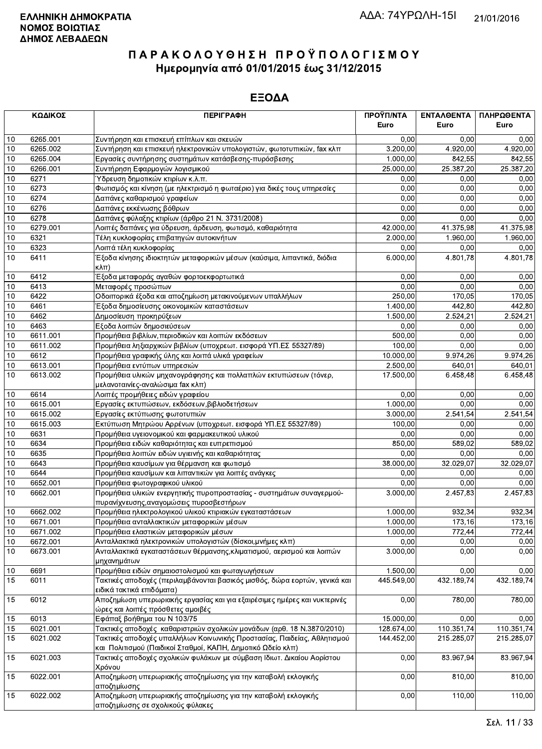**ΕΛΛΗΝΙΚΗ ΔΗΜΟΚΡΑΤΙΑ**
**ΝΟΜΟΣ ΒΟΙΩΤΙΑΣ**
**ΔΗΜΟΣ ΛΕΒΑΔΕΩΝ**

ΑΔΑ: 74ΥΡΩΛΗ-15Ι 21/01/2016

# ΠΑΡΑΚΟΛΟΥΘΗΣΗ ΠΡΟΫΠΟΛΟΓΙΣΜΟΥ
## Ημερομηνία από 01/01/2015 έως 31/12/2015

## ΕΞΟΔΑ

| ΚΩΔΙΚΟΣ | | ΠΕΡΙΓΡΑΦΗ | ΠΡΟΫΠ/ΝΤΑ Euro | ΕΝΤΑΛΘΕΝΤΑ Euro | ΠΛΗΡΩΘΕΝΤΑ Euro |
|---|---|---|---|---|---|
| 10 | 6265.001 | Συντήρηση και επισκευή επίπλων και σκευών | 0,00 | 0,00 | 0,00 |
| 10 | 6265.002 | Συντήρηση και επισκευή ηλεκτρονικών υπολογιστών, φωτοτυπικών, fax κλπ | 3.200,00 | 4.920,00 | 4.920,00 |
| 10 | 6265.004 | Εργασίες συντήρησης συστημάτων κατάσβεσης-πυρόσβεσης | 1.000,00 | 842,55 | 842,55 |
| 10 | 6266.001 | Συντήρηση Εφαρμογών λογισμικού | 25.000,00 | 25.387,20 | 25.387,20 |
| 10 | 6271 | Ύδρευση δημοτικών κτιρίων κ.λ.π. | 0,00 | 0,00 | 0,00 |
| 10 | 6273 | Φωτισμός και κίνηση (με ηλεκτρισμό η φωταέριο) για δικές τους υπηρεσίες | 0,00 | 0,00 | 0,00 |
| 10 | 6274 | Δαπάνες καθαρισμού γραφείων | 0,00 | 0,00 | 0,00 |
| 10 | 6276 | Δαπάνες εκκένωσης βόθρων | 0,00 | 0,00 | 0,00 |
| 10 | 6278 | Δαπάνες φύλαξης κτιρίων (άρθρο 21 Ν. 3731/2008) | 0,00 | 0,00 | 0,00 |
| 10 | 6279.001 | Λοιπές δαπάνες για ύδρευση, άρδευση, φωτισμό, καθαριότητα | 42.000,00 | 41.375,98 | 41.375,98 |
| 10 | 6321 | Τέλη κυκλοφορίας επιβατηγών αυτοκινήτων | 2.000,00 | 1.960,00 | 1.960,00 |
| 10 | 6323 | Λοιπά τέλη κυκλοφορίας | 0,00 | 0,00 | 0,00 |
| 10 | 6411 | Έξοδα κίνησης ιδιοκτητών μεταφορικών μέσων (καύσιμα, λιπαντικά, διόδια κλπ) | 6.000,00 | 4.801,78 | 4.801,78 |
| 10 | 6412 | Έξοδα μεταφοράς αγαθών φορτοεκφορτωτικά | 0,00 | 0,00 | 0,00 |
| 10 | 6413 | Μεταφορές προσώπων | 0,00 | 0,00 | 0,00 |
| 10 | 6422 | Οδοιπορικά έξοδα και αποζημίωση μετακινούμενων υπαλλήλων | 250,00 | 170,05 | 170,05 |
| 10 | 6461 | Έξοδα δημοσίευσης οικονομικών καταστάσεων | 1.400,00 | 442,80 | 442,80 |
| 10 | 6462 | Δημοσίευση προκηρύξεων | 1.500,00 | 2.524,21 | 2.524,21 |
| 10 | 6463 | Εξοδα λοιπών δημοσιεύσεων | 0,00 | 0,00 | 0,00 |
| 10 | 6611.001 | Προμήθεια βιβλίων,περιοδικών και λοιπών εκδόσεων | 500,00 | 0,00 | 0,00 |
| 10 | 6611.002 | Προμήθεια ληξιαρχικών βιβλίων (υποχρεωτ. εισφορά ΥΠ.ΕΣ 55327/89) | 100,00 | 0,00 | 0,00 |
| 10 | 6612 | Προμήθεια γραφικής ύλης και λοιπά υλικά γραφείων | 10.000,00 | 9.974,26 | 9.974,26 |
| 10 | 6613.001 | Προμήθεια εντύπων υπηρεσιών | 2.500,00 | 640,01 | 640,01 |
| 10 | 6613.002 | Προμήθεια υλικών μηχανογράφησης και πολλαπλών εκτυπώσεων (τόνερ, μελανοταινίες-αναλώσιμα fax κλπ) | 17.500,00 | 6.458,48 | 6.458,48 |
| 10 | 6614 | Λοιπές προμήθειες ειδών γραφείου | 0,00 | 0,00 | 0,00 |
| 10 | 6615.001 | Εργασίες εκτυπώσεων, εκδόσεων,βιβλιοδετήσεων | 1.000,00 | 0,00 | 0,00 |
| 10 | 6615.002 | Εργασίες εκτύπωσης φωτοτυπιών | 3.000,00 | 2.541,54 | 2.541,54 |
| 10 | 6615.003 | Εκτύπωση Μητρώου Αρρένων (υποχρεωτ. εισφορά ΥΠ.ΕΣ 55327/89) | 100,00 | 0,00 | 0,00 |
| 10 | 6631 | Προμήθεια υγειονομικού και φαρμακευτικού υλικού | 0,00 | 0,00 | 0,00 |
| 10 | 6634 | Προμήθεια ειδών καθαριότητας και ευπρεπισμού | 850,00 | 589,02 | 589,02 |
| 10 | 6635 | Προμήθεια λοιπών ειδών υγιεινής και καθαριότητας | 0,00 | 0,00 | 0,00 |
| 10 | 6643 | Προμήθεια καυσίμων για θέρμανση και φωτισμό | 38.000,00 | 32.029,07 | 32.029,07 |
| 10 | 6644 | Προμήθεια καυσίμων και λιπαντικών για λοιπές ανάγκες | 0,00 | 0,00 | 0,00 |
| 10 | 6652.001 | Προμήθεια φωτογραφικού υλικού | 0,00 | 0,00 | 0,00 |
| 10 | 6662.001 | Προμήθεια υλικών ενεργητικής πυροπροστασίας - συστημάτων συναγερμού-πυρανίχνευσης,αναγομώσεις πυροσβεστήρων | 3.000,00 | 2.457,83 | 2.457,83 |
| 10 | 6662.002 | Προμήθεια ηλεκτρολογικού υλικού κτιριακών εγκαταστάσεων | 1.000,00 | 932,34 | 932,34 |
| 10 | 6671.001 | Προμήθεια ανταλλακτικών μεταφορικών μέσων | 1.000,00 | 173,16 | 173,16 |
| 10 | 6671.002 | Προμήθεια ελαστικών μεταφορικών μέσων | 1.000,00 | 772,44 | 772,44 |
| 10 | 6672.001 | Ανταλλακτικά ηλεκτρονικών υπολογιστών (δίσκοι,μνήμες κλπ) | 0,00 | 0,00 | 0,00 |
| 10 | 6673.001 | Ανταλλακτικά εγκαταστάσεων θέρμανσης,κλιματισμού, αερισμού και λοιπών μηχανημάτων | 3.000,00 | 0,00 | 0,00 |
| 10 | 6691 | Προμήθεια ειδών σηματοστολισμού και φωταγωγήσεων | 1.500,00 | 0,00 | 0,00 |
| 15 | 6011 | Τακτικές αποδοχές (περιλαμβάνονται βασικός μισθός, δώρα εορτών, γενικά και ειδικά τακτικά επιδόματα) | 445.549,00 | 432.189,74 | 432.189,74 |
| 15 | 6012 | Αποζημίωση υπερωριακής εργασίας και για εξαιρέσιμες ημέρες και νυκτερινές ώρες και λοιπές πρόσθετες αμοιβές | 0,00 | 780,00 | 780,00 |
| 15 | 6013 | Εφάπαξ βοήθημα του Ν 103/75 | 15.000,00 | 0,00 | 0,00 |
| 15 | 6021.001 | Τακτικές αποδοχές καθαριστριών σχολικών μονάδων (αρθ. 18 Ν.3870/2010) | 128.674,00 | 110.351,74 | 110.351,74 |
| 15 | 6021.002 | Τακτικές αποδοχές υπαλλήλων Κοινωνικής Προστασίας, Παιδείας, Αθλητισμού και Πολιτισμού (Παιδικοί Σταθμοί, ΚΑΠΗ, Δημοτικό Ωδείο κλπ) | 144.452,00 | 215.285,07 | 215.285,07 |
| 15 | 6021.003 | Τακτικές αποδοχές σχολικών φυλάκων με σύμβαση Ιδιωτ. Δικαίου Αορίστου Χρόνου | 0,00 | 83.967,94 | 83.967,94 |
| 15 | 6022.001 | Αποζημίωση υπερωριακής αποζημίωσης για την καταβολή εκλογικής αποζημίωσης | 0,00 | 810,00 | 810,00 |
| 15 | 6022.002 | Αποζημίωση υπερωριακής αποζημίωσης για την καταβολή εκλογικής αποζημίωσης σε σχολικούς φύλακες | 0,00 | 110,00 | 110,00 |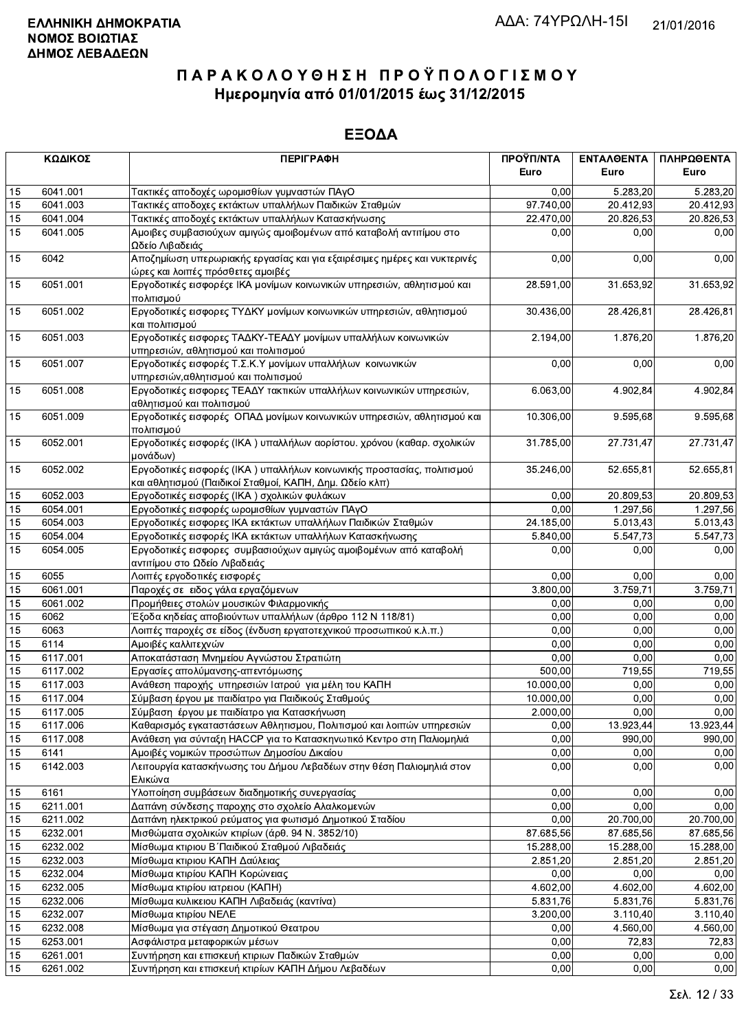**ΕΛΛΗΝΙΚΗ ΔΗΜΟΚΡΑΤΙΑ**
**ΝΟΜΟΣ ΒΟΙΩΤΙΑΣ**
**ΔΗΜΟΣ ΛΕΒΑΔΕΩΝ**

ΑΔΑ: 74ΥΡΩΛΗ-15Ι 21/01/2016

# Π Α Ρ Α Κ Ο Λ Ο Υ Θ Η Σ Η  Π Ρ Ο Ϋ Π Ο Λ Ο Γ Ι Σ Μ Ο Υ
## Ημερομηνία από 01/01/2015 έως 31/12/2015

## ΕΞΟΔΑ

| ΚΩΔΙΚΟΣ | | ΠΕΡΙΓΡΑΦΗ | ΠΡΟΫΠ/ΝΤΑ Euro | ΕΝΤΑΛΘΕΝΤΑ Euro | ΠΛΗΡΩΘΕΝΤΑ Euro |
|---|---|---|---|---|---|
| 15 | 6041.001 | Τακτικές αποδοχές ωρομισθίων γυμναστών ΠΑγΟ | 0,00 | 5.283,20 | 5.283,20 |
| 15 | 6041.003 | Τακτικές αποδοχες εκτάκτων υπαλλήλων Παιδικών Σταθμών | 97.740,00 | 20.412,93 | 20.412,93 |
| 15 | 6041.004 | Τακτικές αποδοχές εκτάκτων υπαλλήλων Κατασκήνωσης | 22.470,00 | 20.826,53 | 20.826,53 |
| 15 | 6041.005 | Αμοιβες συμβασιούχων αμιγώς αμοιβομένων από καταβολή αντιτίμου στο Ωδείο Λιβαδειάς | 0,00 | 0,00 | 0,00 |
| 15 | 6042 | Αποζημίωση υπερωριακής εργασίας και για εξαιρέσιμες ημέρες και νυκτερινές ώρες και λοιπές πρόσθετες αμοιβές | 0,00 | 0,00 | 0,00 |
| 15 | 6051.001 | Εργοδοτικές εισφορέςε ΙΚΑ μονίμων κοινωνικών υπηρεσιών, αθλητισμού και πολιτισμού | 28.591,00 | 31.653,92 | 31.653,92 |
| 15 | 6051.002 | Εργοδοτικές εισφορες ΤΥΔΚΥ μονίμων κοινωνικών υπηρεσιών, αθλητισμού και πολιτισμού | 30.436,00 | 28.426,81 | 28.426,81 |
| 15 | 6051.003 | Εργοδοτικές εισφορες ΤΑΔΚΥ-ΤΕΑΔΥ μονίμων υπαλλήλων κοινωνικών υπηρεσιών, αθλητισμού και πολιτισμού | 2.194,00 | 1.876,20 | 1.876,20 |
| 15 | 6051.007 | Εργοδοτικές εισφορές Τ.Σ.Κ.Υ μονίμων υπαλλήλων κοινωνικών υπηρεσιών,αθλητισμού και πολιτισμού | 0,00 | 0,00 | 0,00 |
| 15 | 6051.008 | Εργοδοτικές εισφορες ΤΕΑΔΥ τακτικών υπαλλήλων κοινωνικών υπηρεσιών, αθλητισμού και πολιτισμού | 6.063,00 | 4.902,84 | 4.902,84 |
| 15 | 6051.009 | Εργοδοτικές εισφορές ΟΠΑΔ μονίμων κοινωνικών υπηρεσιών, αθλητισμού και πολιτισμού | 10.306,00 | 9.595,68 | 9.595,68 |
| 15 | 6052.001 | Εργοδοτικές εισφορές (ΙΚΑ ) υπαλλήλων αορίστου. χρόνου (καθαρ. σχολικών μονάδων) | 31.785,00 | 27.731,47 | 27.731,47 |
| 15 | 6052.002 | Εργοδοτικές εισφορές (ΙΚΑ ) υπαλλήλων κοινωνικής προστασίας, πολιτισμού και αθλητισμού (Παιδικοί Σταθμοί, ΚΑΠΗ, Δημ. Ωδείο κλπ) | 35.246,00 | 52.655,81 | 52.655,81 |
| 15 | 6052.003 | Εργοδοτικές εισφορές (ΙΚΑ ) σχολικών φυλάκων | 0,00 | 20.809,53 | 20.809,53 |
| 15 | 6054.001 | Εργοδοτικές εισφορές ωρομισθίων γυμναστών ΠΑγΟ | 0,00 | 1.297,56 | 1.297,56 |
| 15 | 6054.003 | Εργοδοτικές εισφορές ΙΚΑ εκτάκτων υπαλλήλων Παιδικών Σταθμών | 24.185,00 | 5.013,43 | 5.013,43 |
| 15 | 6054.004 | Εργοδοτικές εισφορές ΙΚΑ εκτάκτων υπαλλήλων Κατασκήνωσης | 5.840,00 | 5.547,73 | 5.547,73 |
| 15 | 6054.005 | Εργοδοτικές εισφορες συμβασιούχων αμιγώς αμοιβομένων από καταβολή αντιτίμου στο Ωδείο Λιβαδειάς | 0,00 | 0,00 | 0,00 |
| 15 | 6055 | Λοιπές εργοδοτικές εισφορές | 0,00 | 0,00 | 0,00 |
| 15 | 6061.001 | Παροχές σε ειδος γάλα εργαζόμενων | 3.800,00 | 3.759,71 | 3.759,71 |
| 15 | 6061.002 | Προμήθειες στολών μουσικών Φιλαρμονικής | 0,00 | 0,00 | 0,00 |
| 15 | 6062 | Έξοδα κηδείας αποβιούντων υπαλλήλων (άρθρο 112 Ν 118/81) | 0,00 | 0,00 | 0,00 |
| 15 | 6063 | Λοιπές παροχές σε είδος (ένδυση εργατοτεχνικού προσωπικού κ.λ.π.) | 0,00 | 0,00 | 0,00 |
| 15 | 6114 | Αμοιβές καλλιτεχνών | 0,00 | 0,00 | 0,00 |
| 15 | 6117.001 | Αποκατάσταση Μνημείου Αγνώστου Στρατιώτη | 0,00 | 0,00 | 0,00 |
| 15 | 6117.002 | Εργασίες απολύμανσης-απεντόμωσης | 500,00 | 719,55 | 719,55 |
| 15 | 6117.003 | Ανάθεση παροχής υπηρεσιών Ιατρού για μέλη του ΚΑΠΗ | 10.000,00 | 0,00 | 0,00 |
| 15 | 6117.004 | Σύμβαση έργου με παιδίατρο για Παιδικούς Σταθμούς | 10.000,00 | 0,00 | 0,00 |
| 15 | 6117.005 | Σύμβαση έργου με παιδίατρο για Κατασκήνωση | 2.000,00 | 0,00 | 0,00 |
| 15 | 6117.006 | Καθαρισμός εγκαταστάσεων Αθλητισμου, Πολιτισμού και λοιπών υπηρεσιών | 0,00 | 13.923,44 | 13.923,44 |
| 15 | 6117.008 | Ανάθεση για σύνταξη HACCP για το Κατασκηνωτικό Κεντρο στη Παλιομηλιά | 0,00 | 990,00 | 990,00 |
| 15 | 6141 | Αμοιβές νομικών προσώπων Δημοσίου Δικαίου | 0,00 | 0,00 | 0,00 |
| 15 | 6142.003 | Λειτουργία κατασκήνωσης του Δήμου Λεβαδέων στην θέση Παλιομηλιά στον Ελικώνα | 0,00 | 0,00 | 0,00 |
| 15 | 6161 | Υλοποίηση συμβάσεων διαδημοτικής συνεργασίας | 0,00 | 0,00 | 0,00 |
| 15 | 6211.001 | Δαπάνη σύνδεσης παροχης στο σχολείο Αλαλκομενών | 0,00 | 0,00 | 0,00 |
| 15 | 6211.002 | Δαπάνη ηλεκτρικού ρεύματος για φωτισμό Δημοτικού Σταδίου | 0,00 | 20.700,00 | 20.700,00 |
| 15 | 6232.001 | Μισθώματα σχολικών κτιρίων (άρθ. 94 Ν. 3852/10) | 87.685,56 | 87.685,56 | 87.685,56 |
| 15 | 6232.002 | Μίσθωμα κτιριου Β΄Παιδικού Σταθμού Λιβαδειάς | 15.288,00 | 15.288,00 | 15.288,00 |
| 15 | 6232.003 | Μίσθωμα κτιριου ΚΑΠΗ Δαύλειας | 2.851,20 | 2.851,20 | 2.851,20 |
| 15 | 6232.004 | Μίσθωμα κτιρίου ΚΑΠΗ Κορώνειας | 0,00 | 0,00 | 0,00 |
| 15 | 6232.005 | Μίσθωμα κτιρίου ιατρειου (ΚΑΠΗ) | 4.602,00 | 4.602,00 | 4.602,00 |
| 15 | 6232.006 | Μίσθωμα κυλικειου ΚΑΠΗ Λιβαδειάς (καντίνα) | 5.831,76 | 5.831,76 | 5.831,76 |
| 15 | 6232.007 | Μίσθωμα κτιρίου ΝΕΛΕ | 3.200,00 | 3.110,40 | 3.110,40 |
| 15 | 6232.008 | Μίσθωμα για στέγαση Δημοτικού Θεατρου | 0,00 | 4.560,00 | 4.560,00 |
| 15 | 6253.001 | Ασφάλιστρα μεταφορικών μέσων | 0,00 | 72,83 | 72,83 |
| 15 | 6261.001 | Συντήρηση και επισκευή κτιριων Παδικών Σταθμών | 0,00 | 0,00 | 0,00 |
| 15 | 6261.002 | Συντήρηση και επισκευή κτιρίων ΚΑΠΗ Δήμου Λεβαδέων | 0,00 | 0,00 | 0,00 |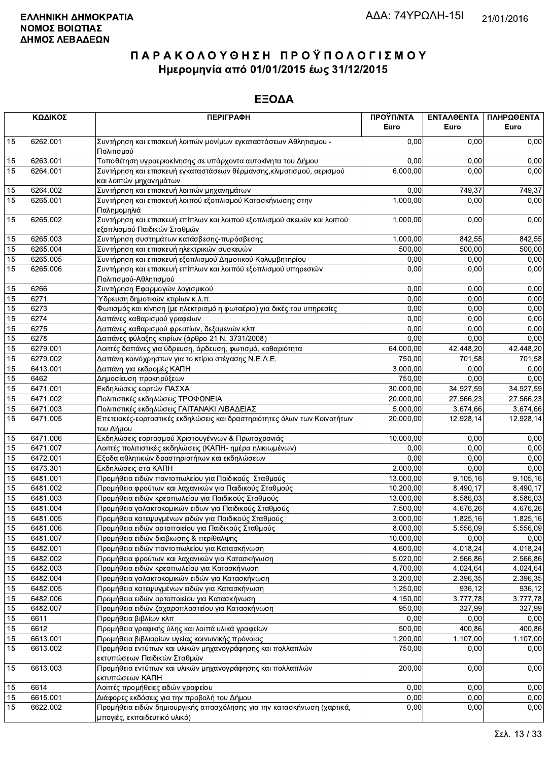**ΕΛΛΗΝΙΚΗ ΔΗΜΟΚΡΑΤΙΑ**
**ΝΟΜΟΣ ΒΟΙΩΤΙΑΣ**
**ΔΗΜΟΣ ΛΕΒΑΔΕΩΝ**

ΑΔΑ: 74ΥΡΩΛΗ-15Ι 21/01/2016

# ΠΑΡΑΚΟΛΟΥΘΗΣΗ ΠΡΟΫΠΟΛΟΓΙΣΜΟΥ
## Ημερομηνία από 01/01/2015 έως 31/12/2015

## ΕΞΟΔΑ

| ΚΩΔΙΚΟΣ | | ΠΕΡΙΓΡΑΦΗ | ΠΡΟΫΠ/ΝΤΑ Euro | ΕΝΤΑΛΘΕΝΤΑ Euro | ΠΛΗΡΩΘΕΝΤΑ Euro |
|---|---|---|---|---|---|
| 15 | 6262.001 | Συντήρηση και επισκευή λοιπών μονίμων εγκαταστάσεων Αθλητισμου - Πολιτισμού | 0,00 | 0,00 | 0,00 |
| 15 | 6263.001 | Τοποθέτηση υγραεριοκίνησης σε υπάρχοντα αυτοκίνητα του Δήμου | 0,00 | 0,00 | 0,00 |
| 15 | 6264.001 | Συντήρηση και επισκευή εγκαταστάσεων θέρμανσης,κλιματισμού, αερισμού και λοιπών μηχανημάτων | 6.000,00 | 0,00 | 0,00 |
| 15 | 6264.002 | Συντήρηση και επισκευή λοιπών μηχανημάτων | 0,00 | 749,37 | 749,37 |
| 15 | 6265.001 | Συντήρηση και επισκευή λοιπού εξοπλισμού Κατασκήνωσης στην Παλημομηλιά | 1.000,00 | 0,00 | 0,00 |
| 15 | 6265.002 | Συντήρηση και επισκευή επίπλων και λοιπού εξοπλισμού σκευών και λοιπού εξοπλισμού Παιδικών Σταθμών | 1.000,00 | 0,00 | 0,00 |
| 15 | 6265.003 | Συντήρηση συστημάτων κατάσβεσης-πυρόσβεσης | 1.000,00 | 842,55 | 842,55 |
| 15 | 6265.004 | Συντήρηση και επισκευή ηλεκτρικών συσκευών | 500,00 | 500,00 | 500,00 |
| 15 | 6265.005 | Συντήρηση και επισκευή εξοπλισμού Δημοτικού Κολυμβητηρίου | 0,00 | 0,00 | 0,00 |
| 15 | 6265.006 | Συντήρηση και επισκευή επίπλων και λοιπόύ εξοπλισμού υπηρεσιών Πολιτισμού-Αθλητισμού | 0,00 | 0,00 | 0,00 |
| 15 | 6266 | Συντήρηση Εφαρμογών λογισμικού | 0,00 | 0,00 | 0,00 |
| 15 | 6271 | Ύδρευση δημοτικών κτιρίων κ.λ.π. | 0,00 | 0,00 | 0,00 |
| 15 | 6273 | Φωτισμός και κίνηση (με ηλεκτρισμό η φωταέριο) για δικές του υπηρεσίες | 0,00 | 0,00 | 0,00 |
| 15 | 6274 | Δαπάνες καθαρισμού γραφείων | 0,00 | 0,00 | 0,00 |
| 15 | 6275 | Δαπάνες καθαρισμού φρεατίων, δεξαμενών κλπ | 0,00 | 0,00 | 0,00 |
| 15 | 6278 | Δαπάνες φύλαξης κτιρίων (άρθρο 21 Ν. 3731/2008) | 0,00 | 0,00 | 0,00 |
| 15 | 6279.001 | Λοιπές δαπάνες για ύδρευση, άρδευση, φωτισμό, καθαριότητα | 64.000,00 | 42.448,20 | 42.448,20 |
| 15 | 6279.002 | Δαπάνη κοινόχρηστων για το κτίριο στέγασης Ν.Ε.Λ.Ε. | 750,00 | 701,58 | 701,58 |
| 15 | 6413.001 | Δαπάνη για εκδρομές ΚΑΠΗ | 3.000,00 | 0,00 | 0,00 |
| 15 | 6462 | Δημοσίευση προκηρύξεων | 750,00 | 0,00 | 0,00 |
| 15 | 6471.001 | Εκδηλώσεις εορτών ΠΑΣΧΑ | 30.000,00 | 34.927,59 | 34.927,59 |
| 15 | 6471.002 | Πολιτιστικές εκδηλώσεις ΤΡΟΦΩΝΕΙΑ | 20.000,00 | 27.566,23 | 27.566,23 |
| 15 | 6471.003 | Πολιτιστικές εκδηλώσεις ΓΑΙΤΑΝΑΚΙ ΛΙΒΑΔΕΙΑΣ | 5.000,00 | 3.674,66 | 3.674,66 |
| 15 | 6471.005 | Επετειακές-εορταστικές εκδηλώσεις και δραστηριότητες όλων των Κοινοτήτων του Δήμου | 20.000,00 | 12.928,14 | 12.928,14 |
| 15 | 6471.006 | Εκδηλώσεις εορτασμού Χριστουγέννων & Πρωτοχρονιάς | 10.000,00 | 0,00 | 0,00 |
| 15 | 6471.007 | Λοιπές πολιτιστικές εκδηλώσεις (ΚΑΠΗ- ημέρα ηλικιωμένων) | 0,00 | 0,00 | 0,00 |
| 15 | 6472.001 | Εξοδα αθλητικών δραστηριοτήτων και εκδηλώσεων | 0,00 | 0,00 | 0,00 |
| 15 | 6473.301 | Εκδηλώσεις στα ΚΑΠΗ | 2.000,00 | 0,00 | 0,00 |
| 15 | 6481.001 | Προμήθεια ειδών παντοπωλείου για Παιδικούς Σταθμούς | 13.000,00 | 9.105,16 | 9.105,16 |
| 15 | 6481.002 | Προμήθεια φρούτων και λαχανικών για Παιδικούς Σταθμούς | 10.200,00 | 8.490,17 | 8.490,17 |
| 15 | 6481.003 | Προμήθεια ειδών κρεοπωλείου για Παιδικούς Σταθμούς | 13.000,00 | 8.586,03 | 8.586,03 |
| 15 | 6481.004 | Προμήθεια γαλακτοκομικών ειδων για Παιδικούς Σταθμούς | 7.500,00 | 4.676,26 | 4.676,26 |
| 15 | 6481.005 | Προμήθεια κατεψυγμένων ειδών για Παιδικούς Σταθμούς | 3.000,00 | 1.825,16 | 1.825,16 |
| 15 | 6481.006 | Προμήθεια ειδών αρτοποιείου για Παιδικούς Σταθμούς | 8.000,00 | 5.556,09 | 5.556,09 |
| 15 | 6481.007 | Προμήθεια ειδών διαβιωσης & περίθαλψης | 10.000,00 | 0,00 | 0,00 |
| 15 | 6482.001 | Προμήθεια ειδών παντοπωλείου για Κατασκήνωση | 4.600,00 | 4.018,24 | 4.018,24 |
| 15 | 6482.002 | Προμήθεια φρούτων και λαχανικών για Κατασκήνωση | 5.020,00 | 2.566,86 | 2.566,86 |
| 15 | 6482.003 | Προμήθεια ειδών κρεοπωλείου για Κατασκήνωση | 4.700,00 | 4.024,64 | 4.024,64 |
| 15 | 6482.004 | Προμήθεια γαλακτοκομικών ειδών για Κατασκήνωση | 3.200,00 | 2.396,35 | 2.396,35 |
| 15 | 6482.005 | Προμήθεια κατεψυγμένων ειδών για Κατασκήνωση | 1.250,00 | 936,12 | 936,12 |
| 15 | 6482.006 | Προμήθεια ειδών αρτοποιείου για Κατασκήνωση | 4.150,00 | 3.777,78 | 3.777,78 |
| 15 | 6482.007 | Προμήθεια ειδών ζαχαροπλαστείου για Κατασκήνωση | 950,00 | 327,99 | 327,99 |
| 15 | 6611 | Προμήθεια βιβλίων κλπ | 0,00 | 0,00 | 0,00 |
| 15 | 6612 | Προμήθεια γραφικής ύλης και λοιπά υλικά γραφείων | 500,00 | 400,86 | 400,86 |
| 15 | 6613.001 | Προμήθεια βιβλιαρίων υγείας κοινωνικής πρόνοιας | 1.200,00 | 1.107,00 | 1.107,00 |
| 15 | 6613.002 | Προμήθεια εντύπων και υλικών μηχανογράφησης και πολλαπλών εκτυπώσεων Παιδικών Σταθμών | 750,00 | 0,00 | 0,00 |
| 15 | 6613.003 | Προμήθεια εντύπων και υλικών μηχανογράφησης και πολλαπλών εκτυπώσεων ΚΑΠΗ | 200,00 | 0,00 | 0,00 |
| 15 | 6614 | Λοιπές προμήθειες ειδών γραφείου | 0,00 | 0,00 | 0,00 |
| 15 | 6615.001 | Διάφορες εκδόσεις για την προβολή του Δήμου | 0,00 | 0,00 | 0,00 |
| 15 | 6622.002 | Προμήθεια ειδών δημιουργικής απασχόλησης για την κατασκήνωση (χαρτικά, μπογιές, εκπαιδευτικό υλικό) | 0,00 | 0,00 | 0,00 |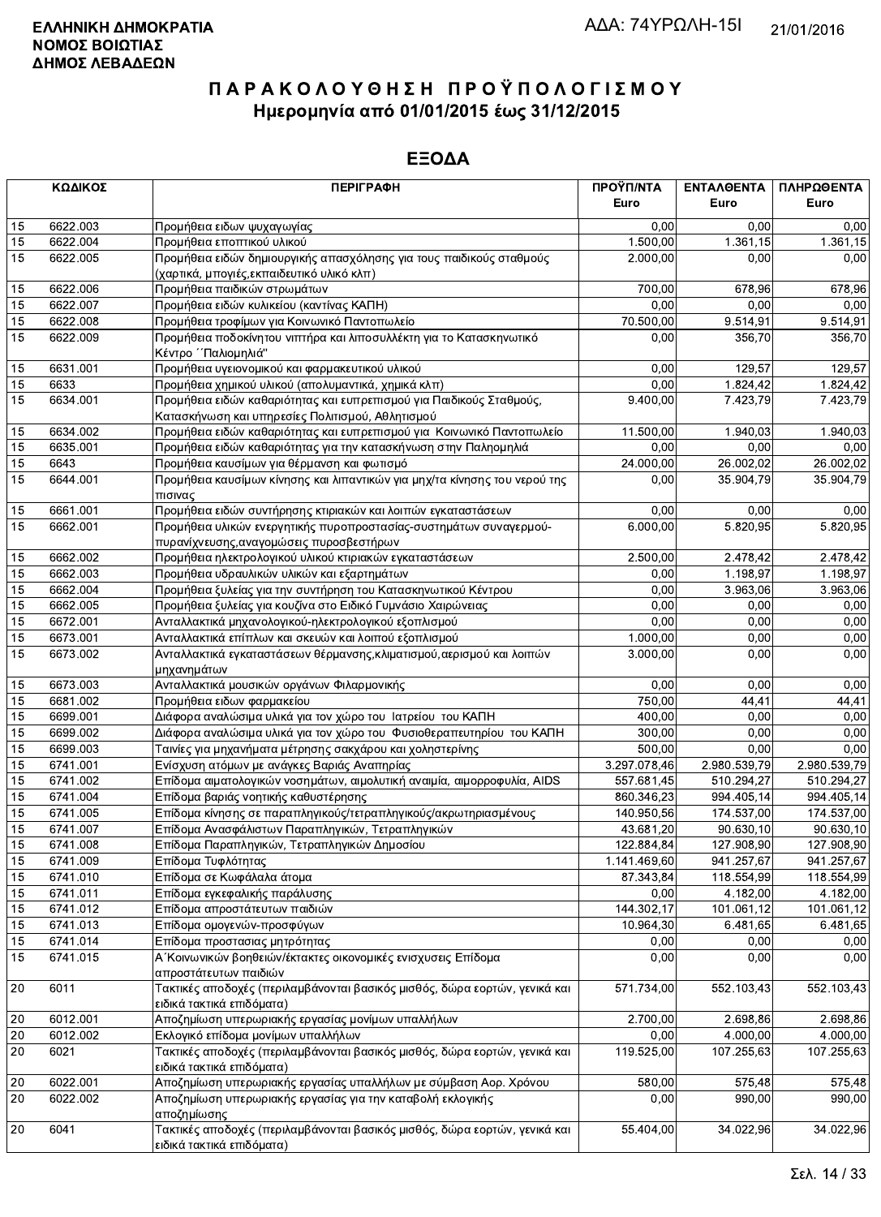**ΕΛΛΗΝΙΚΗ ΔΗΜΟΚΡΑΤΙΑ**
**ΝΟΜΟΣ ΒΟΙΩΤΙΑΣ**
**ΔΗΜΟΣ ΛΕΒΑΔΕΩΝ**

ΑΔΑ: 74ΥΡΩΛΗ-15Ι

21/01/2016

# ΠΑΡΑΚΟΛΟΥΘΗΣΗ ΠΡΟΫΠΟΛΟΓΙΣΜΟΥ
## Ημερομηνία από 01/01/2015 έως 31/12/2015

## ΕΞΟΔΑ

| ΚΩΔΙΚΟΣ | | ΠΕΡΙΓΡΑΦΗ | ΠΡΟΫΠ/ΝΤΑ Euro | ΕΝΤΑΛΘΕΝΤΑ Euro | ΠΛΗΡΩΘΕΝΤΑ Euro |
|---|---|---|---|---|---|
| 15 | 6622.003 | Προμήθεια ειδων ψυχαγωγίας | 0,00 | 0,00 | 0,00 |
| 15 | 6622.004 | Προμήθεια εποπτικού υλικού | 1.500,00 | 1.361,15 | 1.361,15 |
| 15 | 6622.005 | Προμήθεια ειδών δημιουργικής απασχόλησης για τους παιδικούς σταθμούς (χαρτικά, μπογιές,εκπαιδευτικό υλικό κλπ) | 2.000,00 | 0,00 | 0,00 |
| 15 | 6622.006 | Προμήθεια παιδικών στρωμάτων | 700,00 | 678,96 | 678,96 |
| 15 | 6622.007 | Προμήθεια ειδών κυλικείου (καντίνας ΚΑΠΗ) | 0,00 | 0,00 | 0,00 |
| 15 | 6622.008 | Προμήθεια τροφίμων για Κοινωνικό Παντοπωλείο | 70.500,00 | 9.514,91 | 9.514,91 |
| 15 | 6622.009 | Προμήθεια ποδοκίνητου νιπτήρα και λιποσυλλέκτη για το Κατασκηνωτικό Κέντρο ΄΄Παλιομηλιά'' | 0,00 | 356,70 | 356,70 |
| 15 | 6631.001 | Προμήθεια υγειονομικού και φαρμακευτικού υλικού | 0,00 | 129,57 | 129,57 |
| 15 | 6633 | Προμήθεια χημικού υλικού (απολυμαντικά, χημικά κλπ) | 0,00 | 1.824,42 | 1.824,42 |
| 15 | 6634.001 | Προμήθεια ειδών καθαριότητας και ευπρεπισμού για Παιδικούς Σταθμούς, Κατασκήνωση και υπηρεσίες Πολιτισμού, Αθλητισμού | 9.400,00 | 7.423,79 | 7.423,79 |
| 15 | 6634.002 | Προμήθεια ειδών καθαριότητας και ευπρεπισμού για Κοινωνικό Παντοπωλείο | 11.500,00 | 1.940,03 | 1.940,03 |
| 15 | 6635.001 | Προμήθεια ειδών καθαριότητας για την κατασκήνωση στην Παληομηλιά | 0,00 | 0,00 | 0,00 |
| 15 | 6643 | Προμήθεια καυσίμων για θέρμανση και φωτισμό | 24.000,00 | 26.002,02 | 26.002,02 |
| 15 | 6644.001 | Προμήθεια καυσίμων κίνησης και λιπαντικών για μηχ/τα κίνησης του νερού της πισινας | 0,00 | 35.904,79 | 35.904,79 |
| 15 | 6661.001 | Προμήθεια ειδών συντήρησης κτιριακών και λοιπών εγκαταστάσεων | 0,00 | 0,00 | 0,00 |
| 15 | 6662.001 | Προμήθεια υλικών ενεργητικής πυροπροστασίας-συστημάτων συναγερμού-πυρανίχνευσης,αναγομώσεις πυροσβεστήρων | 6.000,00 | 5.820,95 | 5.820,95 |
| 15 | 6662.002 | Προμήθεια ηλεκτρολογικού υλικού κτιριακών εγκαταστάσεων | 2.500,00 | 2.478,42 | 2.478,42 |
| 15 | 6662.003 | Προμήθεια υδραυλικών υλικών και εξαρτημάτων | 0,00 | 1.198,97 | 1.198,97 |
| 15 | 6662.004 | Προμήθεια ξυλείας για την συντήρηση του Κατασκηνωτικού Κέντρου | 0,00 | 3.963,06 | 3.963,06 |
| 15 | 6662.005 | Προμήθεια ξυλείας για κουζίνα στο Ειδικό Γυμνάσιο Χαιρώνειας | 0,00 | 0,00 | 0,00 |
| 15 | 6672.001 | Ανταλλακτικά μηχανολογικού-ηλεκτρολογικού εξοπλισμού | 0,00 | 0,00 | 0,00 |
| 15 | 6673.001 | Ανταλλακτικά επίπλων και σκευών και λοιπού εξοπλισμού | 1.000,00 | 0,00 | 0,00 |
| 15 | 6673.002 | Ανταλλακτικά εγκαταστάσεων θέρμανσης,κλιματισμού,αερισμού και λοιπών μηχανημάτων | 3.000,00 | 0,00 | 0,00 |
| 15 | 6673.003 | Ανταλλακτικά μουσικών οργάνων Φιλαρμονικής | 0,00 | 0,00 | 0,00 |
| 15 | 6681.002 | Προμήθεια ειδων φαρμακείου | 750,00 | 44,41 | 44,41 |
| 15 | 6699.001 | Διάφορα αναλώσιμα υλικά για τον χώρο του Ιατρείου του ΚΑΠΗ | 400,00 | 0,00 | 0,00 |
| 15 | 6699.002 | Διάφορα αναλώσιμα υλικά για τον χώρο του Φυσιοθεραπευτηρίου του ΚΑΠΗ | 300,00 | 0,00 | 0,00 |
| 15 | 6699.003 | Ταινίες για μηχανήματα μέτρησης σακχάρου και χοληστερίνης | 500,00 | 0,00 | 0,00 |
| 15 | 6741.001 | Ενίσχυση ατόμων με ανάγκες Βαριάς Αναπηρίας | 3.297.078,46 | 2.980.539,79 | 2.980.539,79 |
| 15 | 6741.002 | Επίδομα αιματολογικών νοσημάτων, αιμολυτική αναιμία, αιμορροφυλία, AIDS | 557.681,45 | 510.294,27 | 510.294,27 |
| 15 | 6741.004 | Επίδομα βαριάς νοητικής καθυστέρησης | 860.346,23 | 994.405,14 | 994.405,14 |
| 15 | 6741.005 | Επίδομα κίνησης σε παραπληγικούς/τετραπληγικούς/ακρωτηριασμένους | 140.950,56 | 174.537,00 | 174.537,00 |
| 15 | 6741.007 | Επίδομα Ανασφάλιστων Παραπληγικών, Τετραπληγικών | 43.681,20 | 90.630,10 | 90.630,10 |
| 15 | 6741.008 | Επίδομα Παραπληγικών, Τετραπληγικών Δημοσίου | 122.884,84 | 127.908,90 | 127.908,90 |
| 15 | 6741.009 | Επίδομα Τυφλότητας | 1.141.469,60 | 941.257,67 | 941.257,67 |
| 15 | 6741.010 | Επίδομα σε Κωφάλαλα άτομα | 87.343,84 | 118.554,99 | 118.554,99 |
| 15 | 6741.011 | Επίδομα εγκεφαλικής παράλυσης | 0,00 | 4.182,00 | 4.182,00 |
| 15 | 6741.012 | Επίδομα απροστάτευτων παιδιών | 144.302,17 | 101.061,12 | 101.061,12 |
| 15 | 6741.013 | Επίδομα ομογενών-προσφύγων | 10.964,30 | 6.481,65 | 6.481,65 |
| 15 | 6741.014 | Επίδομα προστασιας μητρότητας | 0,00 | 0,00 | 0,00 |
| 15 | 6741.015 | Α΄Κοινωνικών βοηθειών/έκτακτες οικονομικές ενισχυσεις Επίδομα απροστάτευτων παιδιών | 0,00 | 0,00 | 0,00 |
| 20 | 6011 | Τακτικές αποδοχές (περιλαμβάνονται βασικός μισθός, δώρα εορτών, γενικά και ειδικά τακτικά επιδόματα) | 571.734,00 | 552.103,43 | 552.103,43 |
| 20 | 6012.001 | Αποζημίωση υπερωριακής εργασίας μονίμων υπαλλήλων | 2.700,00 | 2.698,86 | 2.698,86 |
| 20 | 6012.002 | Εκλογικό επίδομα μονίμων υπαλλήλων | 0,00 | 4.000,00 | 4.000,00 |
| 20 | 6021 | Τακτικές αποδοχές (περιλαμβάνονται βασικός μισθός, δώρα εορτών, γενικά και ειδικά τακτικά επιδόματα) | 119.525,00 | 107.255,63 | 107.255,63 |
| 20 | 6022.001 | Αποζημίωση υπερωριακής εργασίας υπαλλήλων με σύμβαση Αορ. Χρόνου | 580,00 | 575,48 | 575,48 |
| 20 | 6022.002 | Αποζημίωση υπερωριακής εργασίας για την καταβολή εκλογικής αποζημίωσης | 0,00 | 990,00 | 990,00 |
| 20 | 6041 | Τακτικές αποδοχές (περιλαμβάνονται βασικός μισθός, δώρα εορτών, γενικά και ειδικά τακτικά επιδόματα) | 55.404,00 | 34.022,96 | 34.022,96 |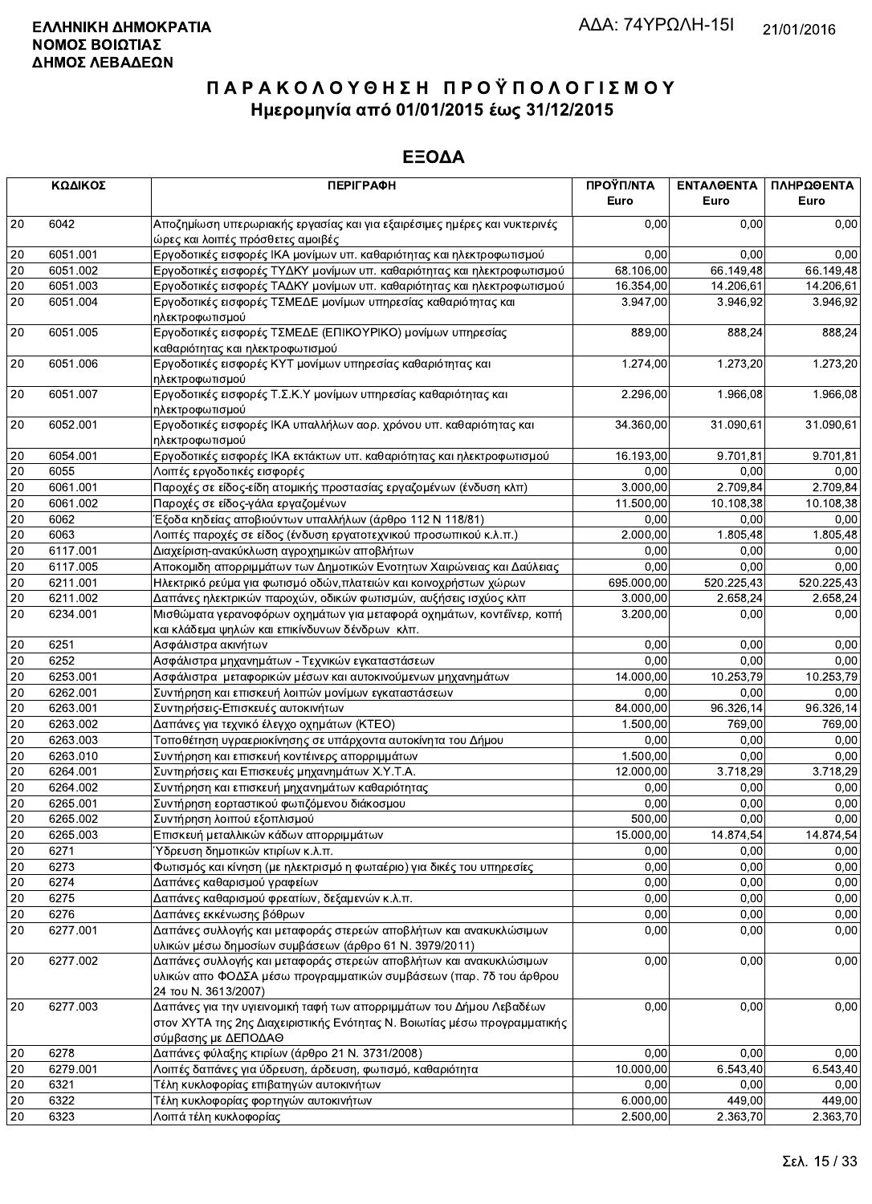**ΕΛΛΗΝΙΚΗ ΔΗΜΟΚΡΑΤΙΑ**
**ΝΟΜΟΣ ΒΟΙΩΤΙΑΣ**
**ΔΗΜΟΣ ΛΕΒΑΔΕΩΝ**

ΑΔΑ: 74ΥΡΩΛΗ-15Ι 21/01/2016

# Π Α Ρ Α Κ Ο Λ Ο Υ Θ Η Σ Η  Π Ρ Ο Ϋ Π Ο Λ Ο Γ Ι Σ Μ Ο Υ
## Ημερομηνία από 01/01/2015 έως 31/12/2015

## ΕΞΟΔΑ

| ΚΩΔΙΚΟΣ | | ΠΕΡΙΓΡΑΦΗ | ΠΡΟΫΠ/ΝΤΑ Euro | ΕΝΤΑΛΘΕΝΤΑ Euro | ΠΛΗΡΩΘΕΝΤΑ Euro |
|---|---|---|---|---|---|
| 20 | 6042 | Αποζημίωση υπερωριακής εργασίας και για εξαιρέσιμες ημέρες και νυκτερινές ώρες και λοιπές πρόσθετες αμοιβές | 0,00 | 0,00 | 0,00 |
| 20 | 6051.001 | Εργοδοτικές εισφορές ΙΚΑ μονίμων υπ. καθαριότητας και ηλεκτροφωτισμού | 0,00 | 0,00 | 0,00 |
| 20 | 6051.002 | Εργοδοτικές εισφορές ΤΥΔΚΥ μονίμων υπ. καθαριότητας και ηλεκτροφωτισμού | 68.106,00 | 66.149,48 | 66.149,48 |
| 20 | 6051.003 | Εργοδοτικές εισφορές ΤΑΔΚΥ μονίμων υπ. καθαριότητας και ηλεκτροφωτισμού | 16.354,00 | 14.206,61 | 14.206,61 |
| 20 | 6051.004 | Εργοδοτικές εισφορές ΤΣΜΕΔΕ μονίμων υπηρεσίας καθαριότητας και ηλεκτροφωτισμού | 3.947,00 | 3.946,92 | 3.946,92 |
| 20 | 6051.005 | Εργοδοτικές εισφορές ΤΣΜΕΔΕ (ΕΠΙΚΟΥΡΙΚΟ) μονίμων υπηρεσίας καθαριότητας και ηλεκτροφωτισμού | 889,00 | 888,24 | 888,24 |
| 20 | 6051.006 | Εργοδοτικές εισφορές ΚΥΤ μονίμων υπηρεσίας καθαριότητας και ηλεκτροφωτισμού | 1.274,00 | 1.273,20 | 1.273,20 |
| 20 | 6051.007 | Εργοδοτικές εισφορές Τ.Σ.Κ.Υ μονίμων υπηρεσίας καθαριότητας και ηλεκτροφωτισμού | 2.296,00 | 1.966,08 | 1.966,08 |
| 20 | 6052.001 | Εργοδοτικές εισφορές ΙΚΑ υπαλλήλων αορ. χρόνου υπ. καθαριότητας και ηλεκτροφωτισμού | 34.360,00 | 31.090,61 | 31.090,61 |
| 20 | 6054.001 | Εργοδοτικές εισφορές ΙΚΑ εκτάκτων υπ. καθαριότητας και ηλεκτροφωτισμού | 16.193,00 | 9.701,81 | 9.701,81 |
| 20 | 6055 | Λοιπές εργοδοτικές εισφορές | 0,00 | 0,00 | 0,00 |
| 20 | 6061.001 | Παροχές σε είδος-είδη ατομικής προστασίας εργαζομένων (ένδυση κλπ) | 3.000,00 | 2.709,84 | 2.709,84 |
| 20 | 6061.002 | Παροχές σε είδος-γάλα εργαζομένων | 11.500,00 | 10.108,38 | 10.108,38 |
| 20 | 6062 | Έξοδα κηδείας αποβιούντων υπαλλήλων (άρθρο 112 Ν 118/81) | 0,00 | 0,00 | 0,00 |
| 20 | 6063 | Λοιπές παροχές σε είδος (ένδυση εργατοτεχνικού προσωπικού κ.λ.π.) | 2.000,00 | 1.805,48 | 1.805,48 |
| 20 | 6117.001 | Διαχείριση-ανακύκλωση αγροχημικών αποβλήτων | 0,00 | 0,00 | 0,00 |
| 20 | 6117.005 | Αποκομιδη απορριμμάτων των Δημοτικών Ενοτητων Χαιρώνειας και Δαύλειας | 0,00 | 0,00 | 0,00 |
| 20 | 6211.001 | Ηλεκτρικό ρεύμα για φωτισμό οδών,πλατειών και κοινοχρήστων χώρων | 695.000,00 | 520.225,43 | 520.225,43 |
| 20 | 6211.002 | Δαπάνες ηλεκτρικών παροχών, οδικών φωτισμών, αυξήσεις ισχύος κλπ | 3.000,00 | 2.658,24 | 2.658,24 |
| 20 | 6234.001 | Μισθώματα γερανοφόρων οχημάτων για μεταφορά οχημάτων, κοντέϊνερ, κοπή και κλάδεμα ψηλών και επικίνδυνων δένδρων κλπ. | 3.200,00 | 0,00 | 0,00 |
| 20 | 6251 | Ασφάλιστρα ακινήτων | 0,00 | 0,00 | 0,00 |
| 20 | 6252 | Ασφάλιστρα μηχανημάτων - Τεχνικών εγκαταστάσεων | 0,00 | 0,00 | 0,00 |
| 20 | 6253.001 | Ασφάλιστρα μεταφορικών μέσων και αυτοκινούμενων μηχανημάτων | 14.000,00 | 10.253,79 | 10.253,79 |
| 20 | 6262.001 | Συντήρηση και επισκευή λοιπών μονίμων εγκαταστάσεων | 0,00 | 0,00 | 0,00 |
| 20 | 6263.001 | Συντηρήσεις-Επισκευές αυτοκινήτων | 84.000,00 | 96.326,14 | 96.326,14 |
| 20 | 6263.002 | Δαπάνες για τεχνικό έλεγχο οχημάτων (ΚΤΕΟ) | 1.500,00 | 769,00 | 769,00 |
| 20 | 6263.003 | Τοποθέτηση υγραεριοκίνησης σε υπάρχοντα αυτοκίνητα του Δήμου | 0,00 | 0,00 | 0,00 |
| 20 | 6263.010 | Συντήρηση και επισκευή κοντέινερς απορριμμάτων | 1.500,00 | 0,00 | 0,00 |
| 20 | 6264.001 | Συντηρήσεις και Επισκευές μηχανημάτων Χ.Υ.Τ.Α. | 12.000,00 | 3.718,29 | 3.718,29 |
| 20 | 6264.002 | Συντήρηση και επισκευή μηχανημάτων καθαριότητας | 0,00 | 0,00 | 0,00 |
| 20 | 6265.001 | Συντήρηση εορταστικού φωτιζόμενου διάκοσμου | 0,00 | 0,00 | 0,00 |
| 20 | 6265.002 | Συντήρηση λοιπού εξοπλισμού | 500,00 | 0,00 | 0,00 |
| 20 | 6265.003 | Επισκευή μεταλλικών κάδων απορριμμάτων | 15.000,00 | 14.874,54 | 14.874,54 |
| 20 | 6271 | Ύδρευση δημοτικών κτιρίων κ.λ.π. | 0,00 | 0,00 | 0,00 |
| 20 | 6273 | Φωτισμός και κίνηση (με ηλεκτρισμό η φωταέριο) για δικές του υπηρεσίες | 0,00 | 0,00 | 0,00 |
| 20 | 6274 | Δαπάνες καθαρισμού γραφείων | 0,00 | 0,00 | 0,00 |
| 20 | 6275 | Δαπάνες καθαρισμού φρεατίων, δεξαμενών κ.λ.π. | 0,00 | 0,00 | 0,00 |
| 20 | 6276 | Δαπάνες εκκένωσης βόθρων | 0,00 | 0,00 | 0,00 |
| 20 | 6277.001 | Δαπάνες συλλογής και μεταφοράς στερεών αποβλήτων και ανακυκλώσιμων υλικών μέσω δημοσίων συμβάσεων (άρθρο 61 Ν. 3979/2011) | 0,00 | 0,00 | 0,00 |
| 20 | 6277.002 | Δαπάνες συλλογής και μεταφοράς στερεών αποβλήτων και ανακυκλώσιμων υλικών απο ΦΟΔΣΑ μέσω προγραμματικών συμβάσεων (παρ. 7δ του άρθρου 24 του Ν. 3613/2007) | 0,00 | 0,00 | 0,00 |
| 20 | 6277.003 | Δαπάνες για την υγιεινομική ταφή των απορριμμάτων του Δήμου Λεβαδέων στον ΧΥΤΑ της 2ης Διαχειριστικής Ενότητας Ν. Βοιωτίας μέσω προγραμματικής σύμβασης με ΔΕΠΟΔΑΘ | 0,00 | 0,00 | 0,00 |
| 20 | 6278 | Δαπάνες φύλαξης κτιρίων (άρθρο 21 Ν. 3731/2008) | 0,00 | 0,00 | 0,00 |
| 20 | 6279.001 | Λοιπές δαπάνες για ύδρευση, άρδευση, φωτισμό, καθαριότητα | 10.000,00 | 6.543,40 | 6.543,40 |
| 20 | 6321 | Τέλη κυκλοφορίας επιβατηγών αυτοκινήτων | 0,00 | 0,00 | 0,00 |
| 20 | 6322 | Τέλη κυκλοφορίας φορτηγών αυτοκινήτων | 6.000,00 | 449,00 | 449,00 |
| 20 | 6323 | Λοιπά τέλη κυκλοφορίας | 2.500,00 | 2.363,70 | 2.363,70 |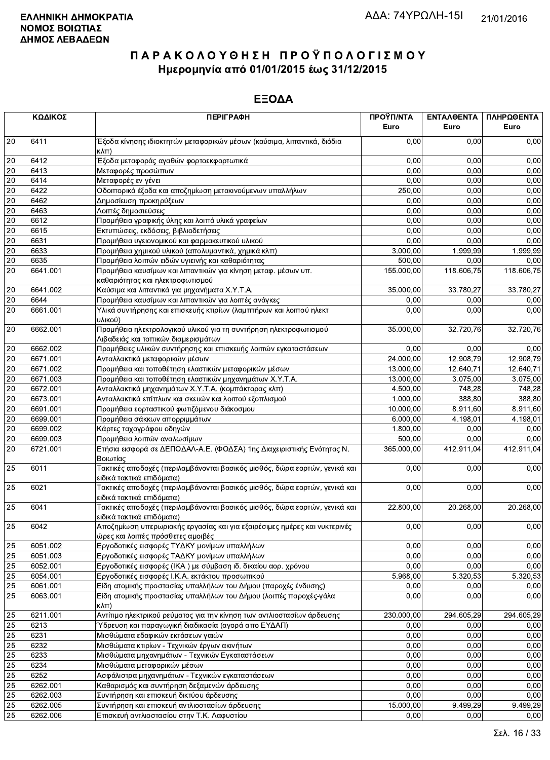**ΕΛΛΗΝΙΚΗ ΔΗΜΟΚΡΑΤΙΑ**
**ΝΟΜΟΣ ΒΟΙΩΤΙΑΣ**
**ΔΗΜΟΣ ΛΕΒΑΔΕΩΝ**

ΑΔΑ: 74ΥΡΩΛΗ-15Ι 21/01/2016

# ΠΑΡΑΚΟΛΟΥΘΗΣΗ ΠΡΟΫΠΟΛΟΓΙΣΜΟΥ
## Ημερομηνία από 01/01/2015 έως 31/12/2015

## ΕΞΟΔΑ

| ΚΩΔΙΚΟΣ | | ΠΕΡΙΓΡΑΦΗ | ΠΡΟΫΠ/ΝΤΑ Euro | ΕΝΤΑΛΘΕΝΤΑ Euro | ΠΛΗΡΩΘΕΝΤΑ Euro |
|---|---|---|---|---|---|
| 20 | 6411 | Έξοδα κίνησης ιδιοκτητών μεταφορικών μέσων (καύσιμα, λιπαντικά, διόδια κλπ) | 0,00 | 0,00 | 0,00 |
| 20 | 6412 | Έξοδα μεταφοράς αγαθών φορτοεκφορτωτικά | 0,00 | 0,00 | 0,00 |
| 20 | 6413 | Μεταφορές προσώπων | 0,00 | 0,00 | 0,00 |
| 20 | 6414 | Μεταφορές εν γένει | 0,00 | 0,00 | 0,00 |
| 20 | 6422 | Οδοιπορικά έξοδα και αποζημίωση μετακινούμενων υπαλλήλων | 250,00 | 0,00 | 0,00 |
| 20 | 6462 | Δημοσίευση προκηρύξεων | 0,00 | 0,00 | 0,00 |
| 20 | 6463 | Λοιπές δημοσιεύσεις | 0,00 | 0,00 | 0,00 |
| 20 | 6612 | Προμήθεια γραφικής ύλης και λοιπά υλικά γραφείων | 0,00 | 0,00 | 0,00 |
| 20 | 6615 | Εκτυπώσεις, εκδόσεις, βιβλιοδετήσεις | 0,00 | 0,00 | 0,00 |
| 20 | 6631 | Προμήθεια υγειονομικού και φαρμακευτικού υλικού | 0,00 | 0,00 | 0,00 |
| 20 | 6633 | Προμήθεια χημικού υλικού (απολυμαντικά, χημικά κλπ) | 3.000,00 | 1.999,99 | 1.999,99 |
| 20 | 6635 | Προμήθεια λοιπών ειδών υγιεινής και καθαριότητας | 500,00 | 0,00 | 0,00 |
| 20 | 6641.001 | Προμήθεια καυσίμων και λιπαντικών για κίνηση μεταφ. μέσων υπ. καθαριότητας και ηλεκτροφωτισμού | 155.000,00 | 118.606,75 | 118.606,75 |
| 20 | 6641.002 | Καύσιμα και λιπαντικά για μηχανήματα Χ.Υ.Τ.Α. | 35.000,00 | 33.780,27 | 33.780,27 |
| 20 | 6644 | Προμήθεια καυσίμων και λιπαντικών για λοιπές ανάγκες | 0,00 | 0,00 | 0,00 |
| 20 | 6661.001 | Υλικά συντήρησης και επισκευής κτιρίων (λαμπτήρων και λοιπού ηλεκτ υλικού) | 0,00 | 0,00 | 0,00 |
| 20 | 6662.001 | Προμήθεια ηλεκτρολογικού υλικού για τη συντήρηση ηλεκτροφωτισμού Λιβαδειάς και τοπικών διαμερισμάτων | 35.000,00 | 32.720,76 | 32.720,76 |
| 20 | 6662.002 | Προμήθειες υλικών συντήρησης και επισκευής λοιπών εγκαταστάσεων | 0,00 | 0,00 | 0,00 |
| 20 | 6671.001 | Ανταλλακτικά μεταφορικών μέσων | 24.000,00 | 12.908,79 | 12.908,79 |
| 20 | 6671.002 | Προμήθεια και τοποθέτηση ελαστικών μεταφορικών μέσων | 13.000,00 | 12.640,71 | 12.640,71 |
| 20 | 6671.003 | Προμήθεια και τοποθέτηση ελαστικών μηχανημάτων Χ.Υ.Τ.Α. | 13.000,00 | 3.075,00 | 3.075,00 |
| 20 | 6672.001 | Ανταλλακτικά μηχανημάτων Χ.Υ.Τ.Α. (κομπάκτορας κλπ) | 4.500,00 | 748,28 | 748,28 |
| 20 | 6673.001 | Ανταλλακτικά επίπλων και σκευών και λοιπού εξοπλισμού | 1.000,00 | 388,80 | 388,80 |
| 20 | 6691.001 | Προμήθεια εορταστικού φωτιζόμενου διάκοσμου | 10.000,00 | 8.911,60 | 8.911,60 |
| 20 | 6699.001 | Προμήθεια σάκκων απορριμμάτων | 6.000,00 | 4.198,01 | 4.198,01 |
| 20 | 6699.002 | Κάρτες ταχογράφου οδηγών | 1.800,00 | 0,00 | 0,00 |
| 20 | 6699.003 | Προμήθεια λοιπών αναλωσίμων | 500,00 | 0,00 | 0,00 |
| 20 | 6721.001 | Ετήσια εισφορά σε ΔΕΠΟΔΑΛ-Α.Ε. (ΦΟΔΣΑ) 1ης Διαχειριστικής Ενότητας Ν. Βοιωτίας | 365.000,00 | 412.911,04 | 412.911,04 |
| 25 | 6011 | Τακτικές αποδοχές (περιλαμβάνονται βασικός μισθός, δώρα εορτών, γενικά και ειδικά τακτικά επιδόματα) | 0,00 | 0,00 | 0,00 |
| 25 | 6021 | Τακτικές αποδοχές (περιλαμβάνονται βασικός μισθός, δώρα εορτών, γενικά και ειδικά τακτικά επιδόματα) | 0,00 | 0,00 | 0,00 |
| 25 | 6041 | Τακτικές αποδοχές (περιλαμβάνονται βασικός μισθός, δώρα εορτών, γενικά και ειδικά τακτικά επιδόματα) | 22.800,00 | 20.268,00 | 20.268,00 |
| 25 | 6042 | Αποζημίωση υπερωριακής εργασίας και για εξαιρέσιμες ημέρες και νυκτερινές ώρες και λοιπές πρόσθετες αμοιβές | 0,00 | 0,00 | 0,00 |
| 25 | 6051.002 | Εργοδοτικές εισφορές ΤΥΔΚΥ μονίμων υπαλλήλων | 0,00 | 0,00 | 0,00 |
| 25 | 6051.003 | Εργοδοτικές εισφορές ΤΑΔΚΥ μονίμων υπαλλήλων | 0,00 | 0,00 | 0,00 |
| 25 | 6052.001 | Εργοδοτικές εισφορές (ΙΚΑ ) με σύμβαση ιδ. δικαίου αορ. χρόνου | 0,00 | 0,00 | 0,00 |
| 25 | 6054.001 | Εργοδοτικές εισφορές Ι.Κ.Α. εκτάκτου προσωπικού | 5.968,00 | 5.320,53 | 5.320,53 |
| 25 | 6061.001 | Είδη ατομικής προστασίας υπαλλήλων του Δήμου (παροχές ένδυσης) | 0,00 | 0,00 | 0,00 |
| 25 | 6063.001 | Είδη ατομικής προστασίας υπαλλήλων του Δήμου (λοιπές παροχές-γάλα κλπ) | 0,00 | 0,00 | 0,00 |
| 25 | 6211.001 | Αντίτιμο ηλεκτρικού ρεύματος για την κίνηση των αντλιοστασίων άρδευσης | 230.000,00 | 294.605,29 | 294.605,29 |
| 25 | 6213 | Ύδρευση και παραγωγική διαδικασία (αγορά απο ΕΥΔΑΠ) | 0,00 | 0,00 | 0,00 |
| 25 | 6231 | Μισθώματα εδαφικών εκτάσεων γαιών | 0,00 | 0,00 | 0,00 |
| 25 | 6232 | Μισθώματα κτιρίων - Τεχνικών έργων ακινήτων | 0,00 | 0,00 | 0,00 |
| 25 | 6233 | Μισθώματα μηχανημάτων - Τεχνικών Εγκαταστάσεων | 0,00 | 0,00 | 0,00 |
| 25 | 6234 | Μισθώματα μεταφορικών μέσων | 0,00 | 0,00 | 0,00 |
| 25 | 6252 | Ασφάλιστρα μηχανημάτων - Τεχνικών εγκαταστάσεων | 0,00 | 0,00 | 0,00 |
| 25 | 6262.001 | Καθαρισμός και συντήρηση δεξαμενών άρδευσης | 0,00 | 0,00 | 0,00 |
| 25 | 6262.003 | Συντήρηση και επισκευή δικτύου άρδευσης | 0,00 | 0,00 | 0,00 |
| 25 | 6262.005 | Συντήρηση και επισκευή αντλιοστασίων άρδευσης | 15.000,00 | 9.499,29 | 9.499,29 |
| 25 | 6262.006 | Επισκευή αντλιοστασίου στην Τ.Κ. Λαφυστίου | 0,00 | 0,00 | 0,00 |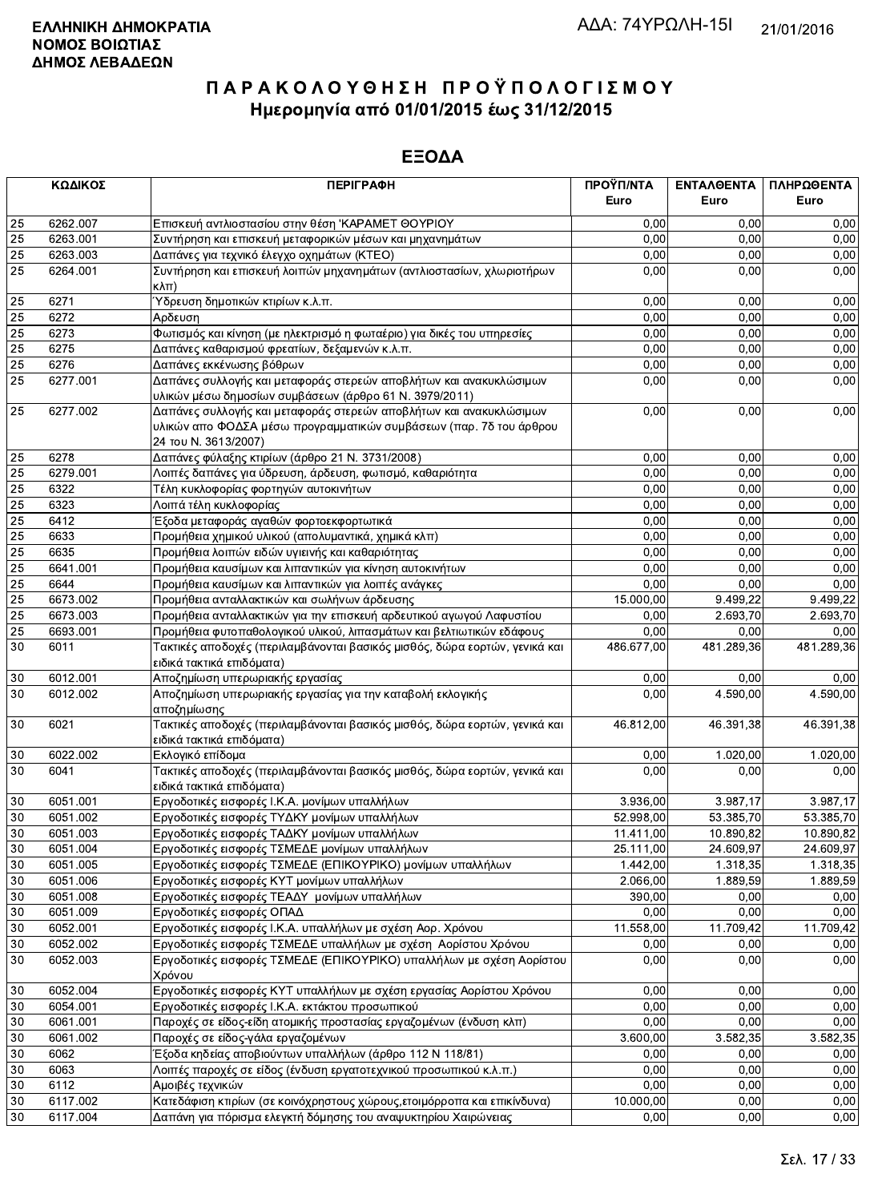**ΕΛΛΗΝΙΚΗ ΔΗΜΟΚΡΑΤΙΑ**
**ΝΟΜΟΣ ΒΟΙΩΤΙΑΣ**
**ΔΗΜΟΣ ΛΕΒΑΔΕΩΝ**

ΑΔΑ: 74ΥΡΩΛΗ-15Ι 21/01/2016

# ΠΑΡΑΚΟΛΟΥΘΗΣΗ ΠΡΟΫΠΟΛΟΓΙΣΜΟΥ
## Ημερομηνία από 01/01/2015 έως 31/12/2015

## ΕΞΟΔΑ

| ΚΩΔΙΚΟΣ | | ΠΕΡΙΓΡΑΦΗ | ΠΡΟΫΠ/ΝΤΑ Euro | ΕΝΤΑΛΘΕΝΤΑ Euro | ΠΛΗΡΩΘΕΝΤΑ Euro |
|---|---|---|---|---|---|
| 25 | 6262.007 | Επισκευή αντλιοστασίου στην θέση 'ΚΑΡΑΜΕΤ ΘΟΥΡΙΟΥ | 0,00 | 0,00 | 0,00 |
| 25 | 6263.001 | Συντήρηση και επισκευή μεταφορικών μέσων και μηχανημάτων | 0,00 | 0,00 | 0,00 |
| 25 | 6263.003 | Δαπάνες για τεχνικό έλεγχο οχημάτων (ΚΤΕΟ) | 0,00 | 0,00 | 0,00 |
| 25 | 6264.001 | Συντήρηση και επισκευή λοιπών μηχανημάτων (αντλιοστασίων, χλωριοτήρων κλπ) | 0,00 | 0,00 | 0,00 |
| 25 | 6271 | Ύδρευση δημοτικών κτιρίων κ.λ.π. | 0,00 | 0,00 | 0,00 |
| 25 | 6272 | Αρδευση | 0,00 | 0,00 | 0,00 |
| 25 | 6273 | Φωτισμός και κίνηση (με ηλεκτρισμό η φωταέριο) για δικές του υπηρεσίες | 0,00 | 0,00 | 0,00 |
| 25 | 6275 | Δαπάνες καθαρισμού φρεατίων, δεξαμενών κ.λ.π. | 0,00 | 0,00 | 0,00 |
| 25 | 6276 | Δαπάνες εκκένωσης βόθρων | 0,00 | 0,00 | 0,00 |
| 25 | 6277.001 | Δαπάνες συλλογής και μεταφοράς στερεών αποβλήτων και ανακυκλώσιμων υλικών μέσω δημοσίων συμβάσεων (άρθρο 61 Ν. 3979/2011) | 0,00 | 0,00 | 0,00 |
| 25 | 6277.002 | Δαπάνες συλλογής και μεταφοράς στερεών αποβλήτων και ανακυκλώσιμων υλικών απο ΦΟΔΣΑ μέσω προγραμματικών συμβάσεων (παρ. 7δ του άρθρου 24 του Ν. 3613/2007) | 0,00 | 0,00 | 0,00 |
| 25 | 6278 | Δαπάνες φύλαξης κτιρίων (άρθρο 21 Ν. 3731/2008) | 0,00 | 0,00 | 0,00 |
| 25 | 6279.001 | Λοιπές δαπάνες για ύδρευση, άρδευση, φωτισμό, καθαριότητα | 0,00 | 0,00 | 0,00 |
| 25 | 6322 | Τέλη κυκλοφορίας φορτηγών αυτοκινήτων | 0,00 | 0,00 | 0,00 |
| 25 | 6323 | Λοιπά τέλη κυκλοφορίας | 0,00 | 0,00 | 0,00 |
| 25 | 6412 | Έξοδα μεταφοράς αγαθών φορτοεκφορτωτικά | 0,00 | 0,00 | 0,00 |
| 25 | 6633 | Προμήθεια χημικού υλικού (απολυμαντικά, χημικά κλπ) | 0,00 | 0,00 | 0,00 |
| 25 | 6635 | Προμήθεια λοιπών ειδών υγιεινής και καθαριότητας | 0,00 | 0,00 | 0,00 |
| 25 | 6641.001 | Προμήθεια καυσίμων και λιπαντικών για κίνηση αυτοκινήτων | 0,00 | 0,00 | 0,00 |
| 25 | 6644 | Προμήθεια καυσίμων και λιπαντικών για λοιπές ανάγκες | 0,00 | 0,00 | 0,00 |
| 25 | 6673.002 | Προμήθεια ανταλλακτικών και σωλήνων άρδευσης | 15.000,00 | 9.499,22 | 9.499,22 |
| 25 | 6673.003 | Προμήθεια ανταλλακτικών για την επισκευή αρδευτικού αγωγού Λαφυστίου | 0,00 | 2.693,70 | 2.693,70 |
| 25 | 6693.001 | Προμήθεια φυτοπαθολογικού υλικού, λιπασμάτων και βελτιωτικών εδάφους | 0,00 | 0,00 | 0,00 |
| 30 | 6011 | Τακτικές αποδοχές (περιλαμβάνονται βασικός μισθός, δώρα εορτών, γενικά και ειδικά τακτικά επιδόματα) | 486.677,00 | 481.289,36 | 481.289,36 |
| 30 | 6012.001 | Αποζημίωση υπερωριακής εργασίας | 0,00 | 0,00 | 0,00 |
| 30 | 6012.002 | Αποζημίωση υπερωριακής εργασίας για την καταβολή εκλογικής αποζημίωσης | 0,00 | 4.590,00 | 4.590,00 |
| 30 | 6021 | Τακτικές αποδοχές (περιλαμβάνονται βασικός μισθός, δώρα εορτών, γενικά και ειδικά τακτικά επιδόματα) | 46.812,00 | 46.391,38 | 46.391,38 |
| 30 | 6022.002 | Εκλογικό επίδομα | 0,00 | 1.020,00 | 1.020,00 |
| 30 | 6041 | Τακτικές αποδοχές (περιλαμβάνονται βασικός μισθός, δώρα εορτών, γενικά και ειδικά τακτικά επιδόματα) | 0,00 | 0,00 | 0,00 |
| 30 | 6051.001 | Εργοδοτικές εισφορές Ι.Κ.Α. μονίμων υπαλλήλων | 3.936,00 | 3.987,17 | 3.987,17 |
| 30 | 6051.002 | Εργοδοτικές εισφορές ΤΥΔΚΥ μονίμων υπαλλήλων | 52.998,00 | 53.385,70 | 53.385,70 |
| 30 | 6051.003 | Εργοδοτικές εισφορές ΤΑΔΚΥ μονίμων υπαλλήλων | 11.411,00 | 10.890,82 | 10.890,82 |
| 30 | 6051.004 | Εργοδοτικές εισφορές ΤΣΜΕΔΕ μονίμων υπαλλήλων | 25.111,00 | 24.609,97 | 24.609,97 |
| 30 | 6051.005 | Εργοδοτικές εισφορές ΤΣΜΕΔΕ (ΕΠΙΚΟΥΡΙΚΟ) μονίμων υπαλλήλων | 1.442,00 | 1.318,35 | 1.318,35 |
| 30 | 6051.006 | Εργοδοτικές εισφορές ΚΥΤ μονίμων υπαλλήλων | 2.066,00 | 1.889,59 | 1.889,59 |
| 30 | 6051.008 | Εργοδοτικές εισφορές ΤΕΑΔΥ μονίμων υπαλλήλων | 390,00 | 0,00 | 0,00 |
| 30 | 6051.009 | Εργοδοτικές εισφορές ΟΠΑΔ | 0,00 | 0,00 | 0,00 |
| 30 | 6052.001 | Εργοδοτικές εισφορές Ι.Κ.Α. υπαλλήλων με σχέση Αορ. Χρόνου | 11.558,00 | 11.709,42 | 11.709,42 |
| 30 | 6052.002 | Εργοδοτικές εισφορές ΤΣΜΕΔΕ υπαλλήλων με σχέση Αορίστου Χρόνου | 0,00 | 0,00 | 0,00 |
| 30 | 6052.003 | Εργοδοτικές εισφορές ΤΣΜΕΔΕ (ΕΠΙΚΟΥΡΙΚΟ) υπαλλήλων με σχέση Αορίστου Χρόνου | 0,00 | 0,00 | 0,00 |
| 30 | 6052.004 | Εργοδοτικές εισφορές ΚΥΤ υπαλλήλων με σχέση εργασίας Αορίστου Χρόνου | 0,00 | 0,00 | 0,00 |
| 30 | 6054.001 | Εργοδοτικές εισφορές Ι.Κ.Α. εκτάκτου προσωπικού | 0,00 | 0,00 | 0,00 |
| 30 | 6061.001 | Παροχές σε είδος-είδη ατομικής προστασίας εργαζομένων (ένδυση κλπ) | 0,00 | 0,00 | 0,00 |
| 30 | 6061.002 | Παροχές σε είδος-γάλα εργαζομένων | 3.600,00 | 3.582,35 | 3.582,35 |
| 30 | 6062 | Έξοδα κηδείας αποβιούντων υπαλλήλων (άρθρο 112 Ν 118/81) | 0,00 | 0,00 | 0,00 |
| 30 | 6063 | Λοιπές παροχές σε είδος (ένδυση εργατοτεχνικού προσωπικού κ.λ.π.) | 0,00 | 0,00 | 0,00 |
| 30 | 6112 | Αμοιβές τεχνικών | 0,00 | 0,00 | 0,00 |
| 30 | 6117.002 | Κατεδάφιση κτιρίων (σε κοινόχρηστους χώρους,ετοιμόρροπα και επικίνδυνα) | 10.000,00 | 0,00 | 0,00 |
| 30 | 6117.004 | Δαπάνη για πόρισμα ελεγκτή δόμησης του αναψυκτηρίου Χαιρώνειας | 0,00 | 0,00 | 0,00 |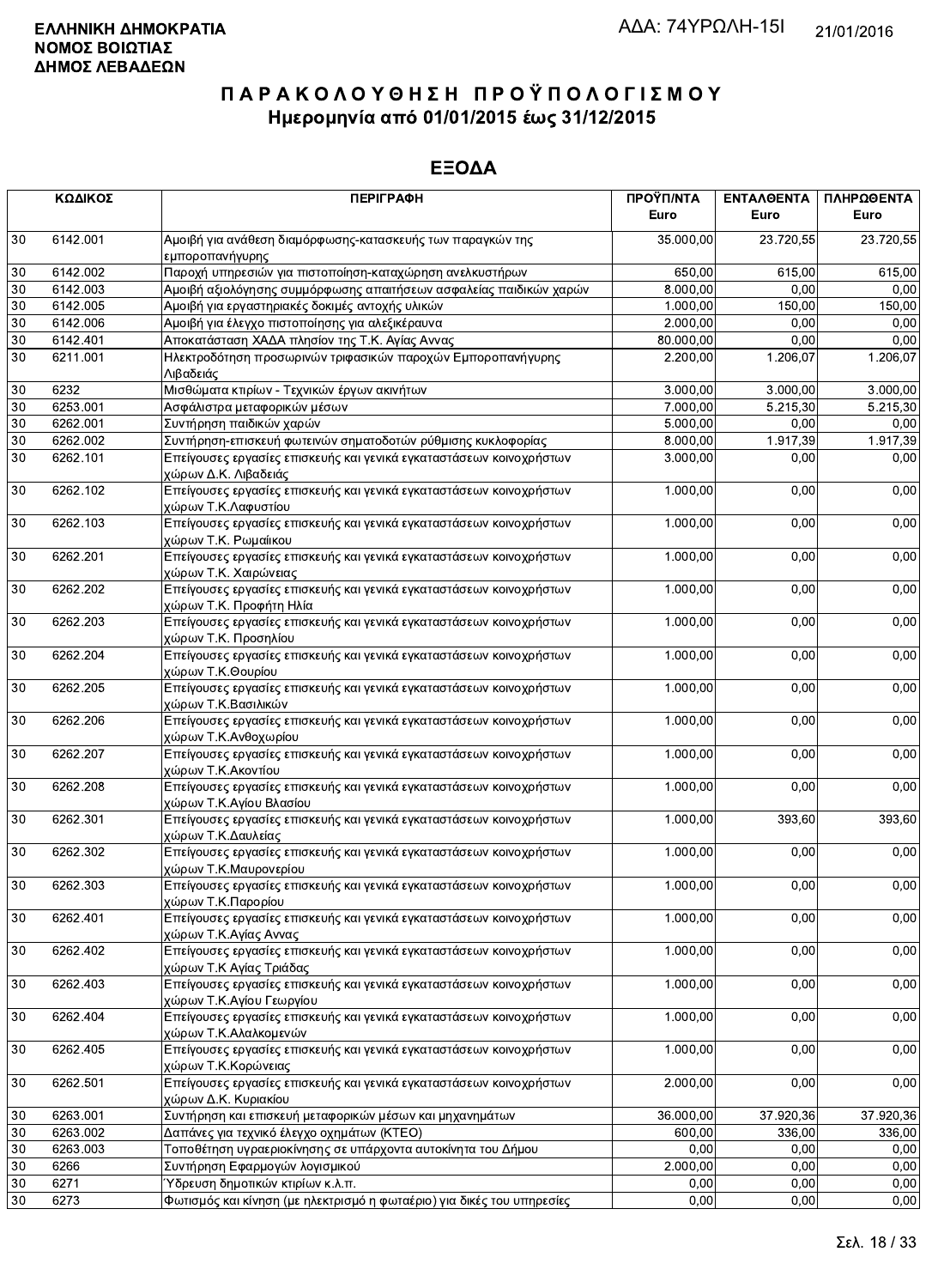**ΕΛΛΗΝΙΚΗ ΔΗΜΟΚΡΑΤΙΑ**
**ΝΟΜΟΣ ΒΟΙΩΤΙΑΣ**
**ΔΗΜΟΣ ΛΕΒΑΔΕΩΝ**

ΑΔΑ: 74ΥΡΩΛΗ-15Ι

21/01/2016

# ΠΑΡΑΚΟΛΟΥΘΗΣΗ ΠΡΟΫΠΟΛΟΓΙΣΜΟΥ
## Ημερομηνία από 01/01/2015 έως 31/12/2015

## ΕΞΟΔΑ

| ΚΩΔΙΚΟΣ | | ΠΕΡΙΓΡΑΦΗ | ΠΡΟΫΠ/ΝΤΑ Euro | ΕΝΤΑΛΘΕΝΤΑ Euro | ΠΛΗΡΩΘΕΝΤΑ Euro |
|---|---|---|---|---|---|
| 30 | 6142.001 | Αμοιβή για ανάθεση διαμόρφωσης-κατασκευής των παραγκών της εμποροπανήγυρης | 35.000,00 | 23.720,55 | 23.720,55 |
| 30 | 6142.002 | Παροχή υπηρεσιών για πιστοποίηση-καταχώρηση ανελκυστήρων | 650,00 | 615,00 | 615,00 |
| 30 | 6142.003 | Αμοιβή αξιολόγησης συμμόρφωσης απαιτήσεων ασφαλείας παιδικών χαρών | 8.000,00 | 0,00 | 0,00 |
| 30 | 6142.005 | Αμοιβή για εργαστηριακές δοκιμές αντοχής υλικών | 1.000,00 | 150,00 | 150,00 |
| 30 | 6142.006 | Αμοιβή για έλεγχο πιστοποίησης για αλεξικέραυνα | 2.000,00 | 0,00 | 0,00 |
| 30 | 6142.401 | Αποκατάσταση ΧΑΔΑ πλησίον της Τ.Κ. Αγίας Αννας | 80.000,00 | 0,00 | 0,00 |
| 30 | 6211.001 | Ηλεκτροδότηση προσωρινών τριφασικών παροχών Εμποροπανήγυρης Λιβαδειάς | 2.200,00 | 1.206,07 | 1.206,07 |
| 30 | 6232 | Μισθώματα κτιρίων - Τεχνικών έργων ακινήτων | 3.000,00 | 3.000,00 | 3.000,00 |
| 30 | 6253.001 | Ασφάλιστρα μεταφορικών μέσων | 7.000,00 | 5.215,30 | 5.215,30 |
| 30 | 6262.001 | Συντήρηση παιδικών χαρών | 5.000,00 | 0,00 | 0,00 |
| 30 | 6262.002 | Συντήρηση-επισκευή φωτεινών σηματοδοτών ρύθμισης κυκλοφορίας | 8.000,00 | 1.917,39 | 1.917,39 |
| 30 | 6262.101 | Επείγουσες εργασίες επισκευής και γενικά εγκαταστάσεων κοινοχρήστων χώρων Δ.Κ. Λιβαδειάς | 3.000,00 | 0,00 | 0,00 |
| 30 | 6262.102 | Επείγουσες εργασίες επισκευής και γενικά εγκαταστάσεων κοινοχρήστων χώρων Τ.Κ.Λαφυστίου | 1.000,00 | 0,00 | 0,00 |
| 30 | 6262.103 | Επείγουσες εργασίες επισκευής και γενικά εγκαταστάσεων κοινοχρήστων χώρων Τ.Κ. Ρωμαίικου | 1.000,00 | 0,00 | 0,00 |
| 30 | 6262.201 | Επείγουσες εργασίες επισκευής και γενικά εγκαταστάσεων κοινοχρήστων χώρων Τ.Κ. Χαιρώνειας | 1.000,00 | 0,00 | 0,00 |
| 30 | 6262.202 | Επείγουσες εργασίες επισκευής και γενικά εγκαταστάσεων κοινοχρήστων χώρων Τ.Κ. Προφήτη Ηλία | 1.000,00 | 0,00 | 0,00 |
| 30 | 6262.203 | Επείγουσες εργασίες επισκευής και γενικά εγκαταστάσεων κοινοχρήστων χώρων Τ.Κ. Προσηλίου | 1.000,00 | 0,00 | 0,00 |
| 30 | 6262.204 | Επείγουσες εργασίες επισκευής και γενικά εγκαταστάσεων κοινοχρήστων χώρων Τ.Κ.Θουρίου | 1.000,00 | 0,00 | 0,00 |
| 30 | 6262.205 | Επείγουσες εργασίες επισκευής και γενικά εγκαταστάσεων κοινοχρήστων χώρων Τ.Κ.Βασιλικών | 1.000,00 | 0,00 | 0,00 |
| 30 | 6262.206 | Επείγουσες εργασίες επισκευής και γενικά εγκαταστάσεων κοινοχρήστων χώρων Τ.Κ.Ανθοχωρίου | 1.000,00 | 0,00 | 0,00 |
| 30 | 6262.207 | Επείγουσες εργασίες επισκευής και γενικά εγκαταστάσεων κοινοχρήστων χώρων Τ.Κ.Ακοντίου | 1.000,00 | 0,00 | 0,00 |
| 30 | 6262.208 | Επείγουσες εργασίες επισκευής και γενικά εγκαταστάσεων κοινοχρήστων χώρων Τ.Κ.Αγίου Βλασίου | 1.000,00 | 0,00 | 0,00 |
| 30 | 6262.301 | Επείγουσες εργασίες επισκευής και γενικά εγκαταστάσεων κοινοχρήστων χώρων Τ.Κ.Δαυλείας | 1.000,00 | 393,60 | 393,60 |
| 30 | 6262.302 | Επείγουσες εργασίες επισκευής και γενικά εγκαταστάσεων κοινοχρήστων χώρων Τ.Κ.Μαυρονερίου | 1.000,00 | 0,00 | 0,00 |
| 30 | 6262.303 | Επείγουσες εργασίες επισκευής και γενικά εγκαταστάσεων κοινοχρήστων χώρων Τ.Κ.Παρορίου | 1.000,00 | 0,00 | 0,00 |
| 30 | 6262.401 | Επείγουσες εργασίες επισκευής και γενικά εγκαταστάσεων κοινοχρήστων χώρων Τ.Κ.Αγίας Αννας | 1.000,00 | 0,00 | 0,00 |
| 30 | 6262.402 | Επείγουσες εργασίες επισκευής και γενικά εγκαταστάσεων κοινοχρήστων χώρων Τ.Κ Αγίας Τριάδας | 1.000,00 | 0,00 | 0,00 |
| 30 | 6262.403 | Επείγουσες εργασίες επισκευής και γενικά εγκαταστάσεων κοινοχρήστων χώρων Τ.Κ.Αγίου Γεωργίου | 1.000,00 | 0,00 | 0,00 |
| 30 | 6262.404 | Επείγουσες εργασίες επισκευής και γενικά εγκαταστάσεων κοινοχρήστων χώρων Τ.Κ.Αλαλκομενών | 1.000,00 | 0,00 | 0,00 |
| 30 | 6262.405 | Επείγουσες εργασίες επισκευής και γενικά εγκαταστάσεων κοινοχρήστων χώρων Τ.Κ.Κορώνειας | 1.000,00 | 0,00 | 0,00 |
| 30 | 6262.501 | Επείγουσες εργασίες επισκευής και γενικά εγκαταστάσεων κοινοχρήστων χώρων Δ.Κ. Κυριακίου | 2.000,00 | 0,00 | 0,00 |
| 30 | 6263.001 | Συντήρηση και επισκευή μεταφορικών μέσων και μηχανημάτων | 36.000,00 | 37.920,36 | 37.920,36 |
| 30 | 6263.002 | Δαπάνες για τεχνικό έλεγχο οχημάτων (ΚΤΕΟ) | 600,00 | 336,00 | 336,00 |
| 30 | 6263.003 | Τοποθέτηση υγραεριοκίνησης σε υπάρχοντα αυτοκίνητα του Δήμου | 0,00 | 0,00 | 0,00 |
| 30 | 6266 | Συντήρηση Εφαρμογών λογισμικού | 2.000,00 | 0,00 | 0,00 |
| 30 | 6271 | Ύδρευση δημοτικών κτιρίων κ.λ.π. | 0,00 | 0,00 | 0,00 |
| 30 | 6273 | Φωτισμός και κίνηση (με ηλεκτρισμό η φωταέριο) για δικές του υπηρεσίες | 0,00 | 0,00 | 0,00 |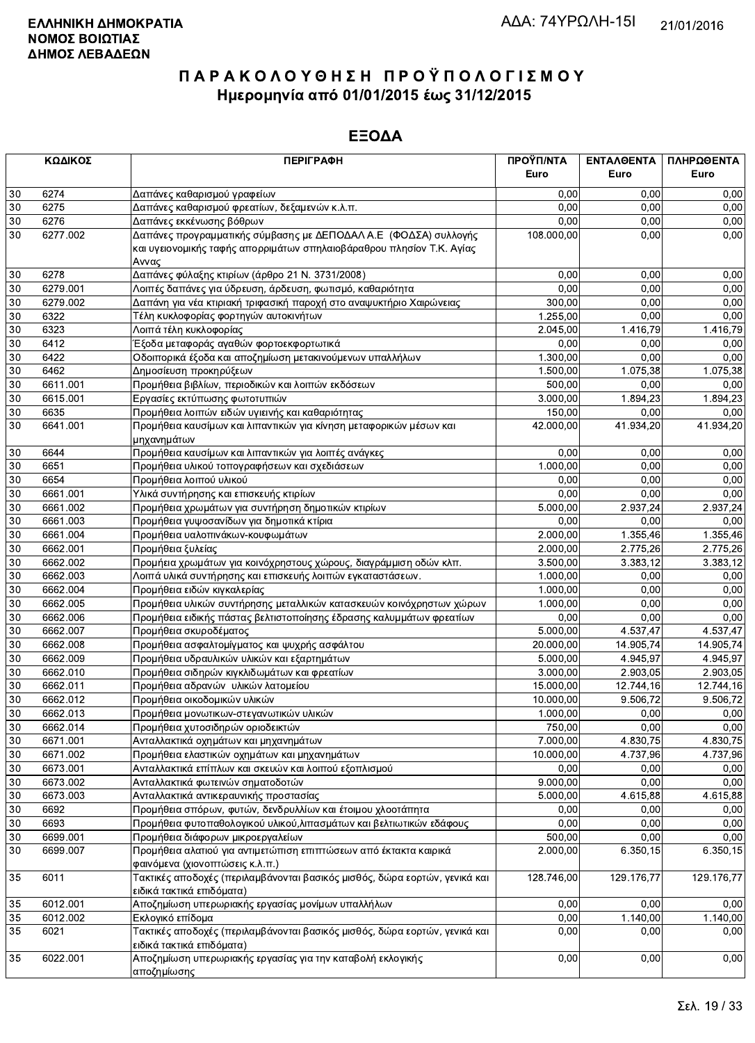**ΕΛΛΗΝΙΚΗ ΔΗΜΟΚΡΑΤΙΑ**
**ΝΟΜΟΣ ΒΟΙΩΤΙΑΣ**
**ΔΗΜΟΣ ΛΕΒΑΔΕΩΝ**

ΑΔΑ: 74ΥΡΩΛΗ-15Ι

21/01/2016

# Π Α Ρ Α Κ Ο Λ Ο Υ Θ Η Σ Η   Π Ρ Ο Ϋ Π Ο Λ Ο Γ Ι Σ Μ Ο Υ
## Ημερομηνία από 01/01/2015 έως 31/12/2015

## ΕΞΟΔΑ

| ΚΩΔΙΚΟΣ | | ΠΕΡΙΓΡΑΦΗ | ΠΡΟΫΠ/ΝΤΑ Euro | ΕΝΤΑΛΘΕΝΤΑ Euro | ΠΛΗΡΩΘΕΝΤΑ Euro |
|---|---|---|---|---|---|
| 30 | 6274 | Δαπάνες καθαρισμού γραφείων | 0,00 | 0,00 | 0,00 |
| 30 | 6275 | Δαπάνες καθαρισμού φρεατίων, δεξαμενών κ.λ.π. | 0,00 | 0,00 | 0,00 |
| 30 | 6276 | Δαπάνες εκκένωσης βόθρων | 0,00 | 0,00 | 0,00 |
| 30 | 6277.002 | Δαπάνες προγραμματικής σύμβασης με ΔΕΠΟΔΑΛ Α.Ε (ΦΟΔΣΑ) συλλογής και υγειονομικής ταφής απορριμάτων σπηλαιοβάραθρου πλησίον Τ.Κ. Αγίας Αννας | 108.000,00 | 0,00 | 0,00 |
| 30 | 6278 | Δαπάνες φύλαξης κτιρίων (άρθρο 21 Ν. 3731/2008) | 0,00 | 0,00 | 0,00 |
| 30 | 6279.001 | Λοιπές δαπάνες για ύδρευση, άρδευση, φωτισμό, καθαριότητα | 0,00 | 0,00 | 0,00 |
| 30 | 6279.002 | Δαπάνη για νέα κτιριακή τριφασική παροχή στο αναψυκτήριο Χαιρώνειας | 300,00 | 0,00 | 0,00 |
| 30 | 6322 | Τέλη κυκλοφορίας φορτηγών αυτοκινήτων | 1.255,00 | 0,00 | 0,00 |
| 30 | 6323 | Λοιπά τέλη κυκλοφορίας | 2.045,00 | 1.416,79 | 1.416,79 |
| 30 | 6412 | Έξοδα μεταφοράς αγαθών φορτοεκφορτωτικά | 0,00 | 0,00 | 0,00 |
| 30 | 6422 | Οδοιπορικά έξοδα και αποζημίωση μετακινούμενων υπαλλήλων | 1.300,00 | 0,00 | 0,00 |
| 30 | 6462 | Δημοσίευση προκηρύξεων | 1.500,00 | 1.075,38 | 1.075,38 |
| 30 | 6611.001 | Προμήθεια βιβλίων, περιοδικών και λοιπών εκδόσεων | 500,00 | 0,00 | 0,00 |
| 30 | 6615.001 | Εργασίες εκτύπωσης φωτοτυπιών | 3.000,00 | 1.894,23 | 1.894,23 |
| 30 | 6635 | Προμήθεια λοιπών ειδών υγιεινής και καθαριότητας | 150,00 | 0,00 | 0,00 |
| 30 | 6641.001 | Προμήθεια καυσίμων και λιπαντικών για κίνηση μεταφορικών μέσων και μηχανημάτων | 42.000,00 | 41.934,20 | 41.934,20 |
| 30 | 6644 | Προμήθεια καυσίμων και λιπαντικών για λοιπές ανάγκες | 0,00 | 0,00 | 0,00 |
| 30 | 6651 | Προμήθεια υλικού τοπογραφήσεων και σχεδιάσεων | 1.000,00 | 0,00 | 0,00 |
| 30 | 6654 | Προμήθεια λοιπού υλικού | 0,00 | 0,00 | 0,00 |
| 30 | 6661.001 | Υλικά συντήρησης και επισκευής κτιρίων | 0,00 | 0,00 | 0,00 |
| 30 | 6661.002 | Προμήθεια χρωμάτων για συντήρηση δημοτικών κτιρίων | 5.000,00 | 2.937,24 | 2.937,24 |
| 30 | 6661.003 | Προμήθεια γυψοσανίδων για δημοτικά κτίρια | 0,00 | 0,00 | 0,00 |
| 30 | 6661.004 | Προμήθεια υαλοπινάκων-κουφωμάτων | 2.000,00 | 1.355,46 | 1.355,46 |
| 30 | 6662.001 | Προμήθεια ξυλείας | 2.000,00 | 2.775,26 | 2.775,26 |
| 30 | 6662.002 | Προμήεια χρωμάτων για κοινόχρηστους χώρους, διαγράμμιση οδών κλπ. | 3.500,00 | 3.383,12 | 3.383,12 |
| 30 | 6662.003 | Λοιπά υλικά συντήρησης και επισκευής λοιπών εγκαταστάσεων. | 1.000,00 | 0,00 | 0,00 |
| 30 | 6662.004 | Προμήθεια ειδών κιγκαλερίας | 1.000,00 | 0,00 | 0,00 |
| 30 | 6662.005 | Προμήθεια υλικών συντήρησης μεταλλικών κατασκευών κοινόχρηστων χώρων | 1.000,00 | 0,00 | 0,00 |
| 30 | 6662.006 | Προμήθεια ειδικής πάστας βελτιστοποίησης έδρασης καλυμμάτων φρεατίων | 0,00 | 0,00 | 0,00 |
| 30 | 6662.007 | Προμήθεια σκυροδέματος | 5.000,00 | 4.537,47 | 4.537,47 |
| 30 | 6662.008 | Προμήθεια ασφαλτομίγματος και ψυχρής ασφάλτου | 20.000,00 | 14.905,74 | 14.905,74 |
| 30 | 6662.009 | Προμήθεια υδραυλικών υλικών και εξαρτημάτων | 5.000,00 | 4.945,97 | 4.945,97 |
| 30 | 6662.010 | Προμήθεια σιδηρών κιγκλιδωμάτων και φρεατίων | 3.000,00 | 2.903,05 | 2.903,05 |
| 30 | 6662.011 | Προμήθεια αδρανών υλικών λατομείου | 15.000,00 | 12.744,16 | 12.744,16 |
| 30 | 6662.012 | Προμήθεια οικοδομικών υλικών | 10.000,00 | 9.506,72 | 9.506,72 |
| 30 | 6662.013 | Προμήθεια μονωτικων-στεγανωτικών υλικών | 1.000,00 | 0,00 | 0,00 |
| 30 | 6662.014 | Προμήθεια χυτοσιδηρών οριοδεικτών | 750,00 | 0,00 | 0,00 |
| 30 | 6671.001 | Ανταλλακτικά οχημάτων και μηχανημάτων | 7.000,00 | 4.830,75 | 4.830,75 |
| 30 | 6671.002 | Προμήθεια ελαστικών οχημάτων και μηχανημάτων | 10.000,00 | 4.737,96 | 4.737,96 |
| 30 | 6673.001 | Ανταλλακτικά επίπλων και σκευών και λοιπού εξοπλισμού | 0,00 | 0,00 | 0,00 |
| 30 | 6673.002 | Ανταλλακτικά φωτεινών σηματοδοτών | 9.000,00 | 0,00 | 0,00 |
| 30 | 6673.003 | Ανταλλακτικά αντικεραυνικής προστασίας | 5.000,00 | 4.615,88 | 4.615,88 |
| 30 | 6692 | Προμήθεια σπόρων, φυτών, δενδρυλλίων και έτοιμου χλοοτάπητα | 0,00 | 0,00 | 0,00 |
| 30 | 6693 | Προμήθεια φυτοπαθολογικού υλικού,λιπασμάτων και βελτιωτικών εδάφους | 0,00 | 0,00 | 0,00 |
| 30 | 6699.001 | Προμήθεια διάφορων μικροεργαλείων | 500,00 | 0,00 | 0,00 |
| 30 | 6699.007 | Προμήθεια αλατιού για αντιμετώπιση επιπτώσεων από έκτακτα καιρικά φαινόμενα (χιονοπτώσεις κ.λ.π.) | 2.000,00 | 6.350,15 | 6.350,15 |
| 35 | 6011 | Τακτικές αποδοχές (περιλαμβάνονται βασικός μισθός, δώρα εορτών, γενικά και ειδικά τακτικά επιδόματα) | 128.746,00 | 129.176,77 | 129.176,77 |
| 35 | 6012.001 | Αποζημίωση υπερωριακής εργασίας μονίμων υπαλλήλων | 0,00 | 0,00 | 0,00 |
| 35 | 6012.002 | Εκλογικό επίδομα | 0,00 | 1.140,00 | 1.140,00 |
| 35 | 6021 | Τακτικές αποδοχές (περιλαμβάνονται βασικός μισθός, δώρα εορτών, γενικά και ειδικά τακτικά επιδόματα) | 0,00 | 0,00 | 0,00 |
| 35 | 6022.001 | Αποζημίωση υπερωριακής εργασίας για την καταβολή εκλογικής αποζημίωσης | 0,00 | 0,00 | 0,00 |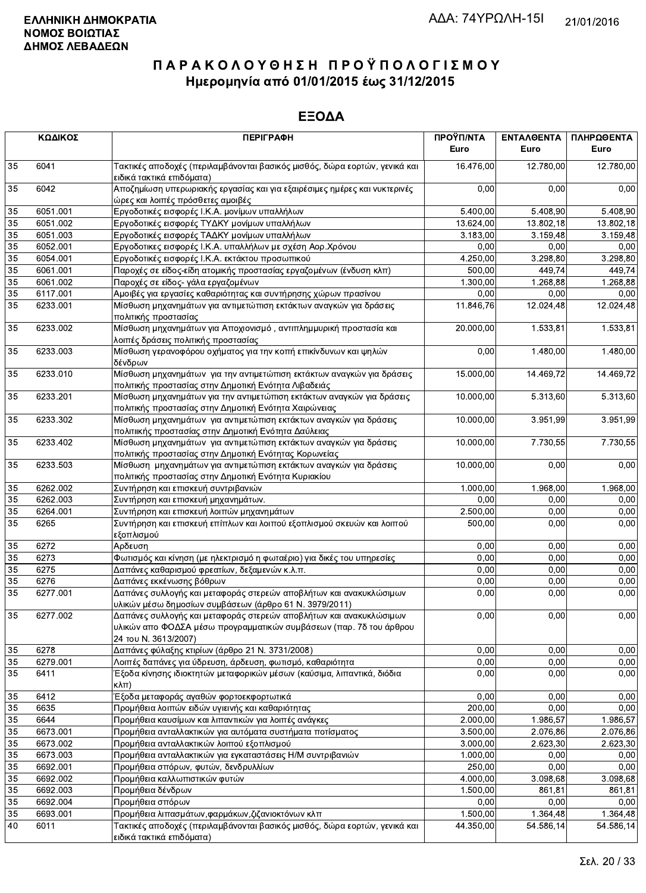**ΕΛΛΗΝΙΚΗ ΔΗΜΟΚΡΑΤΙΑ**
**ΝΟΜΟΣ ΒΟΙΩΤΙΑΣ**
**ΔΗΜΟΣ ΛΕΒΑΔΕΩΝ**

ΑΔΑ: 74ΥΡΩΛΗ-15Ι

21/01/2016

# ΠΑΡΑΚΟΛΟΥΘΗΣΗ ΠΡΟΫΠΟΛΟΓΙΣΜΟΥ

## Ημερομηνία από 01/01/2015 έως 31/12/2015

## ΕΞΟΔΑ

| ΚΩΔΙΚΟΣ | | ΠΕΡΙΓΡΑΦΗ | ΠΡΟΫΠ/ΝΤΑ Euro | ΕΝΤΑΛΘΕΝΤΑ Euro | ΠΛΗΡΩΘΕΝΤΑ Euro |
|---|---|---|---|---|---|
| 35 | 6041 | Τακτικές αποδοχές (περιλαμβάνονται βασικός μισθός, δώρα εορτών, γενικά και ειδικά τακτικά επιδόματα) | 16.476,00 | 12.780,00 | 12.780,00 |
| 35 | 6042 | Αποζημίωση υπερωριακής εργασίας και για εξαιρέσιμες ημέρες και νυκτερινές ώρες και λοιπές πρόσθετες αμοιβές | 0,00 | 0,00 | 0,00 |
| 35 | 6051.001 | Εργοδοτικές εισφορές Ι.Κ.Α. μονίμων υπαλλήλων | 5.400,00 | 5.408,90 | 5.408,90 |
| 35 | 6051.002 | Εργοδοτικές εισφορές ΤΥΔΚΥ μονίμων υπαλλήλων | 13.624,00 | 13.802,18 | 13.802,18 |
| 35 | 6051.003 | Εργοδοτικές εισφορές ΤΑΔΚΥ μονίμων υπαλλήλων | 3.183,00 | 3.159,48 | 3.159,48 |
| 35 | 6052.001 | Εργοδοτικές εισφορές Ι.Κ.Α. υπαλλήλων με σχέση Αορ.Χρόνου | 0,00 | 0,00 | 0,00 |
| 35 | 6054.001 | Εργοδοτικές εισφορές Ι.Κ.Α. εκτάκτου προσωπικού | 4.250,00 | 3.298,80 | 3.298,80 |
| 35 | 6061.001 | Παροχές σε είδος-είδη ατομικής προστασίας εργαζομένων (ένδυση κλπ) | 500,00 | 449,74 | 449,74 |
| 35 | 6061.002 | Παροχές σε είδος- γάλα εργαζομένων | 1.300,00 | 1.268,88 | 1.268,88 |
| 35 | 6117.001 | Αμοιβές για εργασίες καθαριότητας και συντήρησης χώρων πρασίνου | 0,00 | 0,00 | 0,00 |
| 35 | 6233.001 | Μίσθωση μηχανημάτων για αντιμετώπιση εκτάκτων αναγκών για δράσεις πολιτικής προστασίας | 11.846,76 | 12.024,48 | 12.024,48 |
| 35 | 6233.002 | Μίσθωση μηχανημάτων για Αποχιονισμό , αντιπλημμυρική προστασία και λοιπές δράσεις πολιτικής προστασίας | 20.000,00 | 1.533,81 | 1.533,81 |
| 35 | 6233.003 | Μίσθωση γερανοφόρου οχήματος για την κοπή επικίνδυνων και ψηλών δένδρων | 0,00 | 1.480,00 | 1.480,00 |
| 35 | 6233.010 | Μίσθωση μηχανημάτων για την αντιμετώπιση εκτάκτων αναγκών για δράσεις πολιτικής προστασίας στην Δημοτική Ενότητα Λιβαδειάς | 15.000,00 | 14.469,72 | 14.469,72 |
| 35 | 6233.201 | Μίσθωση μηχανημάτων για την αντιμετώπιση εκτάκτων αναγκών για δράσεις πολιτικής προστασίας στην Δημοτική Ενότητα Χαιρώνειας | 10.000,00 | 5.313,60 | 5.313,60 |
| 35 | 6233.302 | Μίσθωση μηχανημάτων για αντιμετώπιση εκτάκτων αναγκών για δράσεις πολιτιικής προστασίας στην Δημοτική Ενότητα Δαύλειας | 10.000,00 | 3.951,99 | 3.951,99 |
| 35 | 6233.402 | Μίσθωση μηχανημάτων για αντιμετώπιση εκτάκτων αναγκών για δράσεις πολιτικής προστασίας στην Δημοτική Ενότητας Κορωνείας | 10.000,00 | 7.730,55 | 7.730,55 |
| 35 | 6233.503 | Μίσθωση μηχανημάτων για αντιμετώπιση εκτάκτων αναγκών για δράσεις πολιτικής προστασίας στην Δημοτική Ενότητα Κυριακίου | 10.000,00 | 0,00 | 0,00 |
| 35 | 6262.002 | Συντήρηση και επισκευή συντριβανιών | 1.000,00 | 1.968,00 | 1.968,00 |
| 35 | 6262.003 | Συντήρηση και επισκευή μηχανημάτων. | 0,00 | 0,00 | 0,00 |
| 35 | 6264.001 | Συντήρηση και επισκευή λοιπών μηχανημάτων | 2.500,00 | 0,00 | 0,00 |
| 35 | 6265 | Συντήρηση και επισκευή επίπλων και λοιπού εξοπλισμού σκευών και λοιπού εξοπλισμού | 500,00 | 0,00 | 0,00 |
| 35 | 6272 | Αρδευση | 0,00 | 0,00 | 0,00 |
| 35 | 6273 | Φωτισμός και κίνηση (με ηλεκτρισμό η φωταέριο) για δικές του υπηρεσίες | 0,00 | 0,00 | 0,00 |
| 35 | 6275 | Δαπάνες καθαρισμού φρεατίων, δεξαμενών κ.λ.π. | 0,00 | 0,00 | 0,00 |
| 35 | 6276 | Δαπάνες εκκένωσης βόθρων | 0,00 | 0,00 | 0,00 |
| 35 | 6277.001 | Δαπάνες συλλογής και μεταφοράς στερεών αποβλήτων και ανακυκλώσιμων υλικών μέσω δημοσίων συμβάσεων (άρθρο 61 Ν. 3979/2011) | 0,00 | 0,00 | 0,00 |
| 35 | 6277.002 | Δαπάνες συλλογής και μεταφοράς στερεών αποβλήτων και ανακυκλώσιμων υλικών απο ΦΟΔΣΑ μέσω προγραμματικών συμβάσεων (παρ. 7δ του άρθρου 24 του Ν. 3613/2007) | 0,00 | 0,00 | 0,00 |
| 35 | 6278 | Δαπάνες φύλαξης κτιρίων (άρθρο 21 Ν. 3731/2008) | 0,00 | 0,00 | 0,00 |
| 35 | 6279.001 | Λοιπές δαπάνες για ύδρευση, άρδευση, φωτισμό, καθαριότητα | 0,00 | 0,00 | 0,00 |
| 35 | 6411 | Έξοδα κίνησης ιδιοκτητών μεταφορικών μέσων (καύσιμα, λιπαντικά, διόδια κλπ) | 0,00 | 0,00 | 0,00 |
| 35 | 6412 | Έξοδα μεταφοράς αγαθών φορτοεκφορτωτικά | 0,00 | 0,00 | 0,00 |
| 35 | 6635 | Προμήθεια λοιπών ειδών υγιεινής και καθαριότητας | 200,00 | 0,00 | 0,00 |
| 35 | 6644 | Προμήθεια καυσίμων και λιπαντικών για λοιπές ανάγκες | 2.000,00 | 1.986,57 | 1.986,57 |
| 35 | 6673.001 | Προμήθεια ανταλλακτικών για αυτόματα συστήματα ποτίσματος | 3.500,00 | 2.076,86 | 2.076,86 |
| 35 | 6673.002 | Προμήθεια ανταλλακτικών λοιπού εξοπλισμού | 3.000,00 | 2.623,30 | 2.623,30 |
| 35 | 6673.003 | Προμήθεια ανταλλακτικών για εγκαταστάσεις Η/Μ συντριβανιών | 1.000,00 | 0,00 | 0,00 |
| 35 | 6692.001 | Προμήθεια σπόρων, φυτών, δενδρυλλίων | 250,00 | 0,00 | 0,00 |
| 35 | 6692.002 | Προμήθεια καλλωπιστικών φυτών | 4.000,00 | 3.098,68 | 3.098,68 |
| 35 | 6692.003 | Προμήθεια δένδρων | 1.500,00 | 861,81 | 861,81 |
| 35 | 6692.004 | Προμήθεια σπόρων | 0,00 | 0,00 | 0,00 |
| 35 | 6693.001 | Προμήθεια λιπασμάτων,φαρμάκων,ζιζανιοκτόνων κλπ | 1.500,00 | 1.364,48 | 1.364,48 |
| 40 | 6011 | Τακτικές αποδοχές (περιλαμβάνονται βασικός μισθός, δώρα εορτών, γενικά και ειδικά τακτικά επιδόματα) | 44.350,00 | 54.586,14 | 54.586,14 |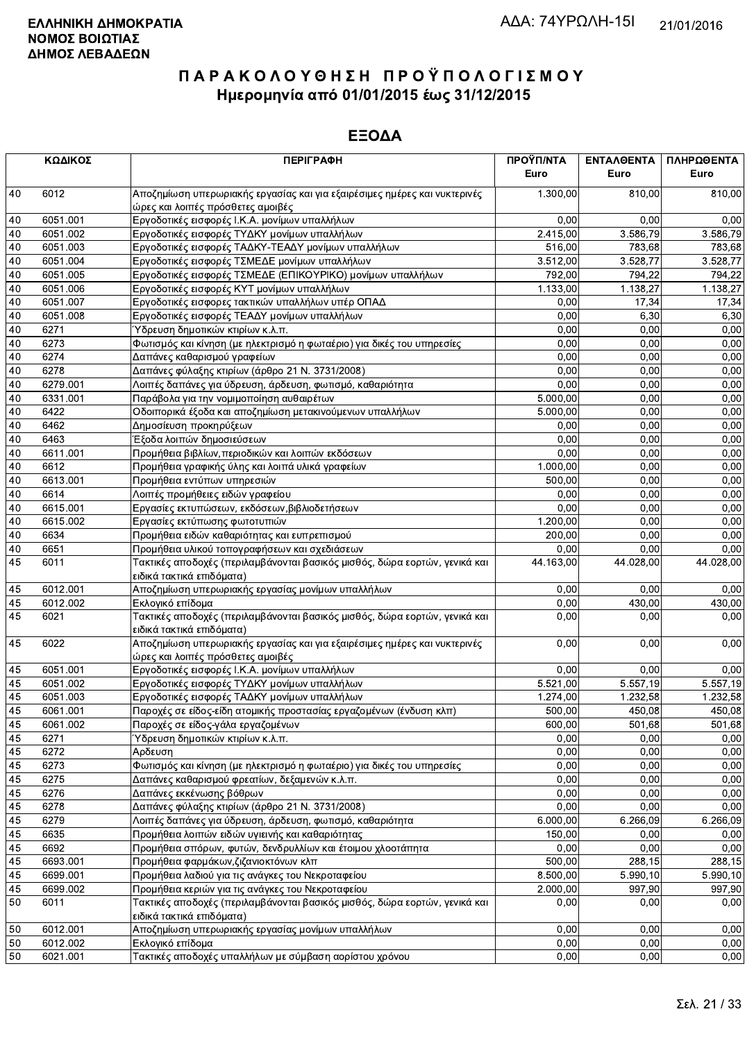**ΕΛΛΗΝΙΚΗ ΔΗΜΟΚΡΑΤΙΑ**
**ΝΟΜΟΣ ΒΟΙΩΤΙΑΣ**
**ΔΗΜΟΣ ΛΕΒΑΔΕΩΝ**

ΑΔΑ: 74ΥΡΩΛΗ-15Ι

21/01/2016

# ΠΑΡΑΚΟΛΟΥΘΗΣΗ ΠΡΟΫΠΟΛΟΓΙΣΜΟΥ
## Ημερομηνία από 01/01/2015 έως 31/12/2015

## ΕΞΟΔΑ

| ΚΩΔΙΚΟΣ | | ΠΕΡΙΓΡΑΦΗ | ΠΡΟΫΠ/ΝΤΑ Euro | ΕΝΤΑΛΘΕΝΤΑ Euro | ΠΛΗΡΩΘΕΝΤΑ Euro |
|---|---|---|---|---|---|
| 40 | 6012 | Αποζημίωση υπερωριακής εργασίας και για εξαιρέσιμες ημέρες και νυκτερινές ώρες και λοιπές πρόσθετες αμοιβές | 1.300,00 | 810,00 | 810,00 |
| 40 | 6051.001 | Εργοδοτικές εισφορές Ι.Κ.Α. μονίμων υπαλλήλων | 0,00 | 0,00 | 0,00 |
| 40 | 6051.002 | Εργοδοτικές εισφορές ΤΥΔΚΥ μονίμων υπαλλήλων | 2.415,00 | 3.586,79 | 3.586,79 |
| 40 | 6051.003 | Εργοδοτικές εισφορές ΤΑΔΚΥ-ΤΕΑΔΥ μονίμων υπαλλήλων | 516,00 | 783,68 | 783,68 |
| 40 | 6051.004 | Εργοδοτικές εισφορές ΤΣΜΕΔΕ μονίμων υπαλλήλων | 3.512,00 | 3.528,77 | 3.528,77 |
| 40 | 6051.005 | Εργοδοτικές εισφορές ΤΣΜΕΔΕ (ΕΠΙΚΟΥΡΙΚΟ) μονίμων υπαλλήλων | 792,00 | 794,22 | 794,22 |
| 40 | 6051.006 | Εργοδοτικές εισφορές ΚΥΤ μονίμων υπαλλήλων | 1.133,00 | 1.138,27 | 1.138,27 |
| 40 | 6051.007 | Εργοδοτικές εισφορές τακτικών υπαλλήλων υπέρ ΟΠΑΔ | 0,00 | 17,34 | 17,34 |
| 40 | 6051.008 | Εργοδοτικές εισφορές ΤΕΑΔΥ μονίμων υπαλλήλων | 0,00 | 6,30 | 6,30 |
| 40 | 6271 | Ύδρευση δημοτικών κτιρίων κ.λ.π. | 0,00 | 0,00 | 0,00 |
| 40 | 6273 | Φωτισμός και κίνηση (με ηλεκτρισμό η φωταέριο) για δικές του υπηρεσίες | 0,00 | 0,00 | 0,00 |
| 40 | 6274 | Δαπάνες καθαρισμού γραφείων | 0,00 | 0,00 | 0,00 |
| 40 | 6278 | Δαπάνες φύλαξης κτιρίων (άρθρο 21 Ν. 3731/2008) | 0,00 | 0,00 | 0,00 |
| 40 | 6279.001 | Λοιπές δαπάνες για ύδρευση, άρδευση, φωτισμό, καθαριότητα | 0,00 | 0,00 | 0,00 |
| 40 | 6331.001 | Παράβολα για την νομιμοποίηση αυθαιρέτων | 5.000,00 | 0,00 | 0,00 |
| 40 | 6422 | Οδοιπορικά έξοδα και αποζημίωση μετακινούμενων υπαλλήλων | 5.000,00 | 0,00 | 0,00 |
| 40 | 6462 | Δημοσίευση προκηρύξεων | 0,00 | 0,00 | 0,00 |
| 40 | 6463 | Έξοδα λοιπών δημοσιεύσεων | 0,00 | 0,00 | 0,00 |
| 40 | 6611.001 | Προμήθεια βιβλίων,περιοδικών και λοιπών εκδόσεων | 0,00 | 0,00 | 0,00 |
| 40 | 6612 | Προμήθεια γραφικής ύλης και λοιπά υλικά γραφείων | 1.000,00 | 0,00 | 0,00 |
| 40 | 6613.001 | Προμήθεια εντύπων υπηρεσιών | 500,00 | 0,00 | 0,00 |
| 40 | 6614 | Λοιπές προμήθειες ειδών γραφείου | 0,00 | 0,00 | 0,00 |
| 40 | 6615.001 | Εργασίες εκτυπώσεων, εκδόσεων,βιβλιοδετήσεων | 0,00 | 0,00 | 0,00 |
| 40 | 6615.002 | Εργασίες εκτύπωσης φωτοτυπιών | 1.200,00 | 0,00 | 0,00 |
| 40 | 6634 | Προμήθεια ειδών καθαριότητας και ευπρεπισμού | 200,00 | 0,00 | 0,00 |
| 40 | 6651 | Προμήθεια υλικού τοπογραφήσεων και σχεδιάσεων | 0,00 | 0,00 | 0,00 |
| 45 | 6011 | Τακτικές αποδοχές (περιλαμβάνονται βασικός μισθός, δώρα εορτών, γενικά και ειδικά τακτικά επιδόματα) | 44.163,00 | 44.028,00 | 44.028,00 |
| 45 | 6012.001 | Αποζημίωση υπερωριακής εργασίας μονίμων υπαλλήλων | 0,00 | 0,00 | 0,00 |
| 45 | 6012.002 | Εκλογικό επίδομα | 0,00 | 430,00 | 430,00 |
| 45 | 6021 | Τακτικές αποδοχές (περιλαμβάνονται βασικός μισθός, δώρα εορτών, γενικά και ειδικά τακτικά επιδόματα) | 0,00 | 0,00 | 0,00 |
| 45 | 6022 | Αποζημίωση υπερωριακής εργασίας και για εξαιρέσιμες ημέρες και νυκτερινές ώρες και λοιπές πρόσθετες αμοιβές | 0,00 | 0,00 | 0,00 |
| 45 | 6051.001 | Εργοδοτικές εισφορές Ι.Κ.Α. μονίμων υπαλλήλων | 0,00 | 0,00 | 0,00 |
| 45 | 6051.002 | Εργοδοτικές εισφορές ΤΥΔΚΥ μονίμων υπαλλήλων | 5.521,00 | 5.557,19 | 5.557,19 |
| 45 | 6051.003 | Εργοδοτικές εισφορές ΤΑΔΚΥ μονίμων υπαλλήλων | 1.274,00 | 1.232,58 | 1.232,58 |
| 45 | 6061.001 | Παροχές σε είδος-είδη ατομικής προστασίας εργαζομένων (ένδυση κλπ) | 500,00 | 450,08 | 450,08 |
| 45 | 6061.002 | Παροχές σε είδος-γάλα εργαζομένων | 600,00 | 501,68 | 501,68 |
| 45 | 6271 | Ύδρευση δημοτικών κτιρίων κ.λ.π. | 0,00 | 0,00 | 0,00 |
| 45 | 6272 | Άρδευση | 0,00 | 0,00 | 0,00 |
| 45 | 6273 | Φωτισμός και κίνηση (με ηλεκτρισμό η φωταέριο) για δικές του υπηρεσίες | 0,00 | 0,00 | 0,00 |
| 45 | 6275 | Δαπάνες καθαρισμού φρεατίων, δεξαμενών κ.λ.π. | 0,00 | 0,00 | 0,00 |
| 45 | 6276 | Δαπάνες εκκένωσης βόθρων | 0,00 | 0,00 | 0,00 |
| 45 | 6278 | Δαπάνες φύλαξης κτιρίων (άρθρο 21 Ν. 3731/2008) | 0,00 | 0,00 | 0,00 |
| 45 | 6279 | Λοιπές δαπάνες για ύδρευση, άρδευση, φωτισμό, καθαριότητα | 6.000,00 | 6.266,09 | 6.266,09 |
| 45 | 6635 | Προμήθεια λοιπών ειδών υγιεινής και καθαριότητας | 150,00 | 0,00 | 0,00 |
| 45 | 6692 | Προμήθεια σπόρων, φυτών, δενδρυλλίων και έτοιμου χλοοτάπητα | 0,00 | 0,00 | 0,00 |
| 45 | 6693.001 | Προμήθεια φαρμάκων,ζιζανιοκτόνων κλπ | 500,00 | 288,15 | 288,15 |
| 45 | 6699.001 | Προμήθεια λαδιού για τις ανάγκες του Νεκροταφείου | 8.500,00 | 5.990,10 | 5.990,10 |
| 45 | 6699.002 | Προμήθεια κεριών για τις ανάγκες του Νεκροταφείου | 2.000,00 | 997,90 | 997,90 |
| 50 | 6011 | Τακτικές αποδοχές (περιλαμβάνονται βασικός μισθός, δώρα εορτών, γενικά και ειδικά τακτικά επιδόματα) | 0,00 | 0,00 | 0,00 |
| 50 | 6012.001 | Αποζημίωση υπερωριακής εργασίας μονίμων υπαλλήλων | 0,00 | 0,00 | 0,00 |
| 50 | 6012.002 | Εκλογικό επίδομα | 0,00 | 0,00 | 0,00 |
| 50 | 6021.001 | Τακτικές αποδοχές υπαλλήλων με σύμβαση αορίστου χρόνου | 0,00 | 0,00 | 0,00 |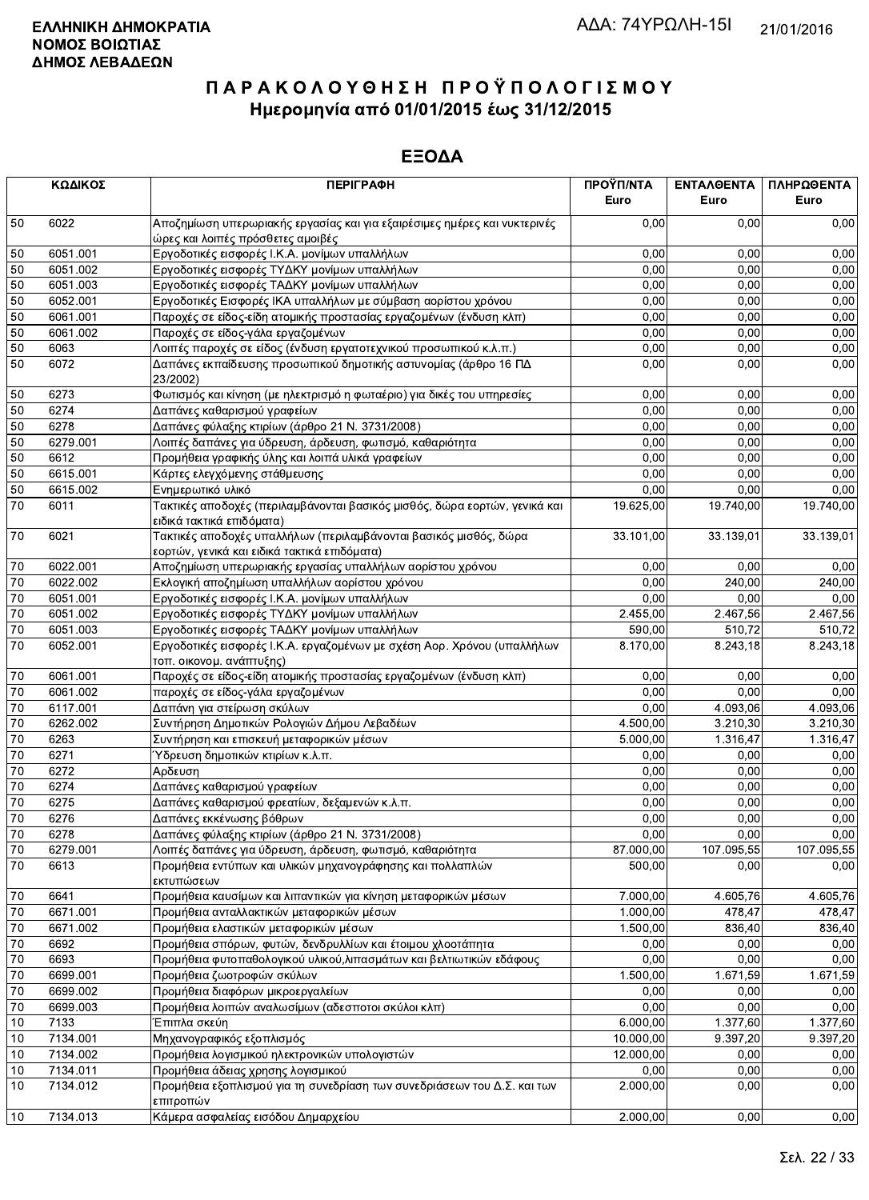**ΕΛΛΗΝΙΚΗ ΔΗΜΟΚΡΑΤΙΑ**
**ΝΟΜΟΣ ΒΟΙΩΤΙΑΣ**
**ΔΗΜΟΣ ΛΕΒΑΔΕΩΝ**

ΑΔΑ: 74ΥΡΩΛΗ-15Ι 21/01/2016

# ΠΑΡΑΚΟΛΟΥΘΗΣΗ ΠΡΟΫΠΟΛΟΓΙΣΜΟΥ
## Ημερομηνία από 01/01/2015 έως 31/12/2015

## ΕΞΟΔΑ

| ΚΩΔΙΚΟΣ | | ΠΕΡΙΓΡΑΦΗ | ΠΡΟΫΠ/ΝΤΑ Euro | ΕΝΤΑΛΘΕΝΤΑ Euro | ΠΛΗΡΩΘΕΝΤΑ Euro |
|---|---|---|---|---|---|
| 50 | 6022 | Αποζημίωση υπερωριακής εργασίας και για εξαιρέσιμες ημέρες και νυκτερινές ώρες και λοιπές πρόσθετες αμοιβές | 0,00 | 0,00 | 0,00 |
| 50 | 6051.001 | Εργοδοτικές εισφορές Ι.Κ.Α. μονίμων υπαλλήλων | 0,00 | 0,00 | 0,00 |
| 50 | 6051.002 | Εργοδοτικές εισφορές ΤΥΔΚΥ μονίμων υπαλλήλων | 0,00 | 0,00 | 0,00 |
| 50 | 6051.003 | Εργοδοτικές εισφορές ΤΑΔΚΥ μονίμων υπαλλήλων | 0,00 | 0,00 | 0,00 |
| 50 | 6052.001 | Εργοδοτικές Εισφορές ΙΚΑ υπαλλήλων με σύμβαση αορίστου χρόνου | 0,00 | 0,00 | 0,00 |
| 50 | 6061.001 | Παροχές σε είδος-είδη ατομικής προστασίας εργαζομένων (ένδυση κλπ) | 0,00 | 0,00 | 0,00 |
| 50 | 6061.002 | Παροχές σε είδος-γάλα εργαζομένων | 0,00 | 0,00 | 0,00 |
| 50 | 6063 | Λοιπές παροχές σε είδος (ένδυση εργατοτεχνικού προσωπικού κ.λ.π.) | 0,00 | 0,00 | 0,00 |
| 50 | 6072 | Δαπάνες εκπαίδευσης προσωπικού δημοτικής αστυνομίας (άρθρο 16 ΠΔ 23/2002) | 0,00 | 0,00 | 0,00 |
| 50 | 6273 | Φωτισμός και κίνηση (με ηλεκτρισμό η φωταέριο) για δικές του υπηρεσίες | 0,00 | 0,00 | 0,00 |
| 50 | 6274 | Δαπάνες καθαρισμού γραφείων | 0,00 | 0,00 | 0,00 |
| 50 | 6278 | Δαπάνες φύλαξης κτιρίων (άρθρο 21 Ν. 3731/2008) | 0,00 | 0,00 | 0,00 |
| 50 | 6279.001 | Λοιπές δαπάνες για ύδρευση, άρδευση, φωτισμό, καθαριότητα | 0,00 | 0,00 | 0,00 |
| 50 | 6612 | Προμήθεια γραφικής ύλης και λοιπά υλικά γραφείων | 0,00 | 0,00 | 0,00 |
| 50 | 6615.001 | Κάρτες ελεγχόμενης στάθμευσης | 0,00 | 0,00 | 0,00 |
| 50 | 6615.002 | Ενημερωτικό υλικό | 0,00 | 0,00 | 0,00 |
| 70 | 6011 | Τακτικές αποδοχές (περιλαμβάνονται βασικός μισθός, δώρα εορτών, γενικά και ειδικά τακτικά επιδόματα) | 19.625,00 | 19.740,00 | 19.740,00 |
| 70 | 6021 | Τακτικές αποδοχές υπαλλήλων (περιλαμβάνονται βασικός μισθός, δώρα εορτών, γενικά και ειδικά τακτικά επιδόματα) | 33.101,00 | 33.139,01 | 33.139,01 |
| 70 | 6022.001 | Αποζημίωση υπερωριακής εργασίας υπαλλήλων αορίστου χρόνου | 0,00 | 0,00 | 0,00 |
| 70 | 6022.002 | Εκλογική αποζημίωση υπαλλήλων αορίστου χρόνου | 0,00 | 240,00 | 240,00 |
| 70 | 6051.001 | Εργοδοτικές εισφορές Ι.Κ.Α. μονίμων υπαλλήλων | 0,00 | 0,00 | 0,00 |
| 70 | 6051.002 | Εργοδοτικές εισφορές ΤΥΔΚΥ μονίμων υπαλλήλων | 2.455,00 | 2.467,56 | 2.467,56 |
| 70 | 6051.003 | Εργοδοτικές εισφορές ΤΑΔΚΥ μονίμων υπαλλήλων | 590,00 | 510,72 | 510,72 |
| 70 | 6052.001 | Εργοδοτικές εισφορές Ι.Κ.Α. εργαζομένων με σχέση Αορ. Χρόνου (υπαλλήλων τοπ. οικονομ. ανάπτυξης) | 8.170,00 | 8.243,18 | 8.243,18 |
| 70 | 6061.001 | Παροχές σε είδος-είδη ατομικής προστασίας εργαζομένων (ένδυση κλπ) | 0,00 | 0,00 | 0,00 |
| 70 | 6061.002 | παροχές σε είδος-γάλα εργαζομένων | 0,00 | 0,00 | 0,00 |
| 70 | 6117.001 | Δαπάνη για στείρωση σκύλων | 0,00 | 4.093,06 | 4.093,06 |
| 70 | 6262.002 | Συντήρηση Δημοτικών Ρολογιών Δήμου Λεβαδέων | 4.500,00 | 3.210,30 | 3.210,30 |
| 70 | 6263 | Συντήρηση και επισκευή μεταφορικών μέσων | 5.000,00 | 1.316,47 | 1.316,47 |
| 70 | 6271 | Ύδρευση δημοτικών κτιρίων κ.λ.π. | 0,00 | 0,00 | 0,00 |
| 70 | 6272 | Αρδευση | 0,00 | 0,00 | 0,00 |
| 70 | 6274 | Δαπάνες καθαρισμού γραφείων | 0,00 | 0,00 | 0,00 |
| 70 | 6275 | Δαπάνες καθαρισμού φρεατίων, δεξαμενών κ.λ.π. | 0,00 | 0,00 | 0,00 |
| 70 | 6276 | Δαπάνες εκκένωσης βόθρων | 0,00 | 0,00 | 0,00 |
| 70 | 6278 | Δαπάνες φύλαξης κτιρίων (άρθρο 21 Ν. 3731/2008) | 0,00 | 0,00 | 0,00 |
| 70 | 6279.001 | Λοιπές δαπάνες για ύδρευση, άρδευση, φωτισμό, καθαριότητα | 87.000,00 | 107.095,55 | 107.095,55 |
| 70 | 6613 | Προμήθεια εντύπων και υλικών μηχανογράφησης και πολλαπλών εκτυπώσεων | 500,00 | 0,00 | 0,00 |
| 70 | 6641 | Προμήθεια καυσίμων και λιπαντικών για κίνηση μεταφορικών μέσων | 7.000,00 | 4.605,76 | 4.605,76 |
| 70 | 6671.001 | Προμήθεια ανταλλακτικών μεταφορικών μέσων | 1.000,00 | 478,47 | 478,47 |
| 70 | 6671.002 | Προμήθεια ελαστικών μεταφορικών μέσων | 1.500,00 | 836,40 | 836,40 |
| 70 | 6692 | Προμήθεια σπόρων, φυτών, δενδρυλλίων και έτοιμου χλοοτάπητα | 0,00 | 0,00 | 0,00 |
| 70 | 6693 | Προμήθεια φυτοπαθολογικού υλικού,λιπασμάτων και βελτιωτικών εδάφους | 0,00 | 0,00 | 0,00 |
| 70 | 6699.001 | Προμήθεια ζωοτροφών σκύλων | 1.500,00 | 1.671,59 | 1.671,59 |
| 70 | 6699.002 | Προμήθεια διαφόρων μικροεργαλείων | 0,00 | 0,00 | 0,00 |
| 70 | 6699.003 | Προμήθεια λοιπών αναλωσίμων (αδεσποτοι σκύλοι κλπ) | 0,00 | 0,00 | 0,00 |
| 10 | 7133 | Έπιπλα σκεύη | 6.000,00 | 1.377,60 | 1.377,60 |
| 10 | 7134.001 | Μηχανογραφικός εξοπλισμός | 10.000,00 | 9.397,20 | 9.397,20 |
| 10 | 7134.002 | Προμήθεια λογισμικού ηλεκτρονικών υπολογιστών | 12.000,00 | 0,00 | 0,00 |
| 10 | 7134.011 | Προμήθεια άδειας χρησης λογισμικού | 0,00 | 0,00 | 0,00 |
| 10 | 7134.012 | Προμήθεια εξοπλισμού για τη συνεδρίαση των συνεδριάσεων του Δ.Σ. και των επιτροπών | 2.000,00 | 0,00 | 0,00 |
| 10 | 7134.013 | Κάμερα ασφαλείας εισόδου Δημαρχείου | 2.000,00 | 0,00 | 0,00 |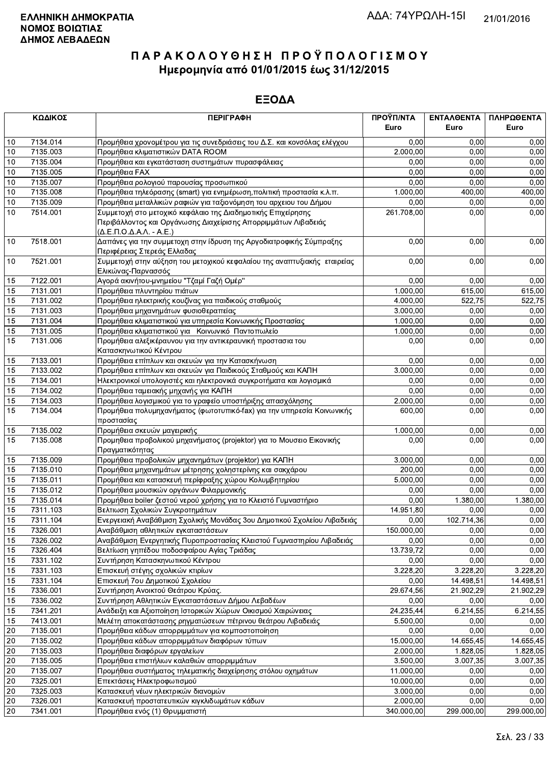**ΕΛΛΗΝΙΚΗ ΔΗΜΟΚΡΑΤΙΑ**
**ΝΟΜΟΣ ΒΟΙΩΤΙΑΣ**
**ΔΗΜΟΣ ΛΕΒΑΔΕΩΝ**

ΑΔΑ: 74ΥΡΩΛΗ-15Ι

21/01/2016

# ΠΑΡΑΚΟΛΟΥΘΗΣΗ ΠΡΟΫΠΟΛΟΓΙΣΜΟΥ

## Ημερομηνία από 01/01/2015 έως 31/12/2015

## ΕΞΟΔΑ

| ΚΩΔΙΚΟΣ | | ΠΕΡΙΓΡΑΦΗ | ΠΡΟΫΠ/ΝΤΑ Euro | ΕΝΤΑΛΘΕΝΤΑ Euro | ΠΛΗΡΩΘΕΝΤΑ Euro |
|---|---|---|---|---|---|
| 10 | 7134.014 | Προμήθεια χρονομέτρου για τις συνεδριάσεις του Δ.Σ. και κονσόλας ελέγχου | 0,00 | 0,00 | 0,00 |
| 10 | 7135.003 | Προμήθεια κλιματιστικών DATA ROOM | 2.000,00 | 0,00 | 0,00 |
| 10 | 7135.004 | Προμήθεια και εγκατάσταση συστημάτων πυρασφάλειας | 0,00 | 0,00 | 0,00 |
| 10 | 7135.005 | Προμήθεια FAX | 0,00 | 0,00 | 0,00 |
| 10 | 7135.007 | Προμήθεια ρολογιού παρουσίας προσωπικού | 0,00 | 0,00 | 0,00 |
| 10 | 7135.008 | Προμήθεια τηλεόρασης (smart) για ενημέρωση,πολιτική προστασία κ.λ.π. | 1.000,00 | 400,00 | 400,00 |
| 10 | 7135.009 | Προμήθεια μεταλλικών ραφιών για ταξιονόμηση του αρχειου του Δήμου | 0,00 | 0,00 | 0,00 |
| 10 | 7514.001 | Συμμετοχή στο μετοχικό κεφάλαιο της Διαδημοτικής Επιχείρησης Περιβάλλοντος και Οργάνωσης Διαχείρισης Απορριμμάτων Λιβαδειάς (Δ.Ε.Π.Ο.Δ.Α.Λ. - Α.Ε.) | 261.708,00 | 0,00 | 0,00 |
| 10 | 7518.001 | Δαπάνες για την συμμετοχη στην ίδρυση της Αργοδιατροφικής Σύμπραξης Περιφέρειας Στερεάς Ελλαδας | 0,00 | 0,00 | 0,00 |
| 10 | 7521.001 | Συμμετοχή στην αύξηση του μετοχικού κεφαλαίου της αναπτυξιακής εταιρείας Ελικώνας-Παρνασσός | 0,00 | 0,00 | 0,00 |
| 15 | 7122.001 | Αγορά ακινήτου-μνημείου "Τζαμί Γαζή Ομέρ" | 0,00 | 0,00 | 0,00 |
| 15 | 7131.001 | Προμήθεια πλυντηρίου πιάτων | 1.000,00 | 615,00 | 615,00 |
| 15 | 7131.002 | Προμήθεια ηλεκτρικής κουζίνας για παιδικούς σταθμούς | 4.000,00 | 522,75 | 522,75 |
| 15 | 7131.003 | Προμήθεια μηχανημάτων φυσιοθεραπείας | 3.000,00 | 0,00 | 0,00 |
| 15 | 7131.004 | Προμήθεια κλιματιστικού για υπηρεσία Κοινωνικής Προστασίας | 1.000,00 | 0,00 | 0,00 |
| 15 | 7131.005 | Προμήθεια κλιματιστικού για Κοινωνικό Παντοπωλείο | 1.000,00 | 0,00 | 0,00 |
| 15 | 7131.006 | Προμήθεια αλεξικέραυνου για την αντικεραυνική προστασια του Κατασκηνωτικού Κέντρου | 0,00 | 0,00 | 0,00 |
| 15 | 7133.001 | Προμήθεια επίπλων και σκευών για την Κατασκήνωση | 0,00 | 0,00 | 0,00 |
| 15 | 7133.002 | Προμήθεια επίπλων και σκευών για Παιδικούς Σταθμούς και ΚΑΠΗ | 3.000,00 | 0,00 | 0,00 |
| 15 | 7134.001 | Ηλεκτρονικοί υπολογιστές και ηλεκτρονικά συγκροτήματα και λογισμικά | 0,00 | 0,00 | 0,00 |
| 15 | 7134.002 | Προμήθεια ταμειακής μηχανής για ΚΑΠΗ | 0,00 | 0,00 | 0,00 |
| 15 | 7134.003 | Προμήθεια λογισμικού για το γραφείο υποστήριξης απασχόλησης | 2.000,00 | 0,00 | 0,00 |
| 15 | 7134.004 | Προμήθεια πολυμηχανήματος (φωτοτυπικό-fax) για την υπηρεσία Κοινωνικής προστασίας | 600,00 | 0,00 | 0,00 |
| 15 | 7135.002 | Προμήθεια σκευών μαγειρικής | 1.000,00 | 0,00 | 0,00 |
| 15 | 7135.008 | Προμηθεια προβολικού μηχανήματος (projektor) για το Μουσειο Εικονικής Πραγματικότητας | 0,00 | 0,00 | 0,00 |
| 15 | 7135.009 | Προμήθεια προβολικών μηχανημάτων (projektor) για ΚΑΠΗ | 3.000,00 | 0,00 | 0,00 |
| 15 | 7135.010 | Προμήθεια μηχανημάτων μέτρησης χοληστερίνης και σακχάρου | 200,00 | 0,00 | 0,00 |
| 15 | 7135.011 | Προμήθεια και κατασκευή περίφραξης χώρου Κολυμβητηρίου | 5.000,00 | 0,00 | 0,00 |
| 15 | 7135.012 | Προμήθεια μουσικών οργάνων Φιλαρμονικής | 0,00 | 0,00 | 0,00 |
| 15 | 7135.014 | Προμήθεια boiler ζεστού νερού χρήσης για το Κλειστό Γυμναστήριο | 0,00 | 1.380,00 | 1.380,00 |
| 15 | 7311.103 | Βελτιωση Σχολικών Συγκροτημάτων | 14.951,80 | 0,00 | 0,00 |
| 15 | 7311.104 | Ενεργειακή Αναβάθμιση Σχολικής Μονάδας 3ου Δημοτικού Σχολείου Λιβαδειάς | 0,00 | 102.714,36 | 0,00 |
| 15 | 7326.001 | Αναβάθμιση αθλητικών εγκαταστάσεων | 150.000,00 | 0,00 | 0,00 |
| 15 | 7326.002 | Αναβάθμιση Ενεργητικής Πυροπροστασίας Κλειστού Γυμναστηρίου Λιβαδειάς | 0,00 | 0,00 | 0,00 |
| 15 | 7326.404 | Βελτίωση γηπέδου ποδοσφαίρου Αγίας Τριάδας | 13.739,72 | 0,00 | 0,00 |
| 15 | 7331.102 | Συντήρηση Κατασκηνωτικού Κέντρου | 0,00 | 0,00 | 0,00 |
| 15 | 7331.103 | Επισκευή στέγης σχολικών κτιρίων | 3.228,20 | 3.228,20 | 3.228,20 |
| 15 | 7331.104 | Επισκευή 7ου Δημοτικού Σχολείου | 0,00 | 14.498,51 | 14.498,51 |
| 15 | 7336.001 | Συντήρηση Ανοικτού Θεάτρου Κρύας. | 29.674,56 | 21.902,29 | 21.902,29 |
| 15 | 7336.002 | Συντήρηση Αθλητικών Εγκαταστάσεων Δήμου Λεβαδέων | 0,00 | 0,00 | 0,00 |
| 15 | 7341.201 | Ανάδειξη και Αξιοποίηση Ιστορικών Χώρων Οικισμού Χαιρώνειας | 24.235,44 | 6.214,55 | 6.214,55 |
| 15 | 7413.001 | Μελέτη αποκατάστασης ρηγματώσεων πέτρινου θεάτρου Λιβαδειάς | 5.500,00 | 0,00 | 0,00 |
| 20 | 7135.001 | Προμήθεια κάδων απορριμμάτων για κομποστοποίηση | 0,00 | 0,00 | 0,00 |
| 20 | 7135.002 | Προμήθεια κάδων απορριμμάτων διαφόρων τύπων | 15.000,00 | 14.655,45 | 14.655,45 |
| 20 | 7135.003 | Προμήθεια διαφόρων εργαλείων | 2.000,00 | 1.828,05 | 1.828,05 |
| 20 | 7135.005 | Προμήθεια επιστήλιων καλαθιών απορριμμάτων | 3.500,00 | 3.007,35 | 3.007,35 |
| 20 | 7135.007 | Προμήθεια συστήματος τηλεματικής διαχείρησης στόλου οχημάτων | 11.000,00 | 0,00 | 0,00 |
| 20 | 7325.001 | Επεκτάσεις Ηλεκτροφωτισμού | 10.000,00 | 0,00 | 0,00 |
| 20 | 7325.003 | Κατασκευή νέων ηλεκτρικών διανομών | 3.000,00 | 0,00 | 0,00 |
| 20 | 7326.001 | Κατασκευή προστατευτικών κιγκλιδωμάτων κάδων | 2.000,00 | 0,00 | 0,00 |
| 20 | 7341.001 | Προμήθεια ενός (1) Θρυμματιστή | 340.000,00 | 299.000,00 | 299.000,00 |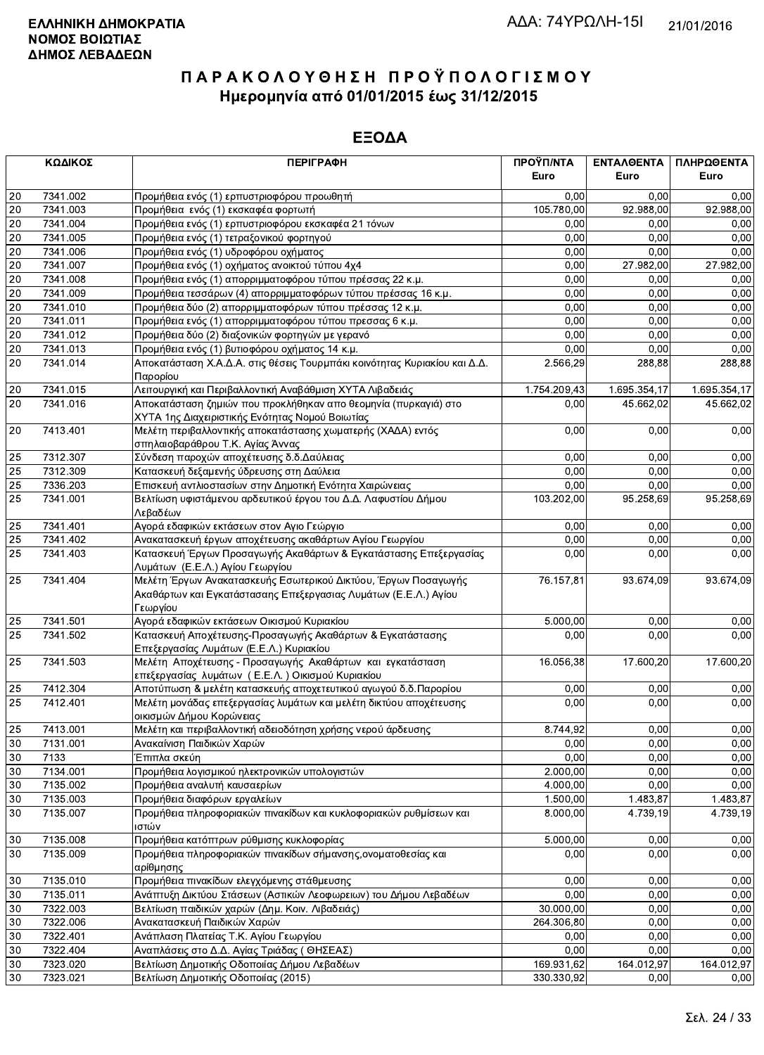**ΕΛΛΗΝΙΚΗ ΔΗΜΟΚΡΑΤΙΑ**
**ΝΟΜΟΣ ΒΟΙΩΤΙΑΣ**
**ΔΗΜΟΣ ΛΕΒΑΔΕΩΝ**

ΑΔΑ: 74ΥΡΩΛΗ-15Ι

21/01/2016

# ΠΑΡΑΚΟΛΟΥΘΗΣΗ ΠΡΟΫΠΟΛΟΓΙΣΜΟΥ
## Ημερομηνία από 01/01/2015 έως 31/12/2015

## ΕΞΟΔΑ

| ΚΩΔΙΚΟΣ | | ΠΕΡΙΓΡΑΦΗ | ΠΡΟΫΠ/ΝΤΑ Euro | ΕΝΤΑΛΘΕΝΤΑ Euro | ΠΛΗΡΩΘΕΝΤΑ Euro |
|---|---|---|---|---|---|
| 20 | 7341.002 | Προμήθεια ενός (1) ερπυστριοφόρου προωθητή | 0,00 | 0,00 | 0,00 |
| 20 | 7341.003 | Προμήθεια ενός (1) εκσκαφέα φορτωτή | 105.780,00 | 92.988,00 | 92.988,00 |
| 20 | 7341.004 | Προμήθεια ενός (1) ερπυστριοφόρου εκσκαφέα 21 τόνων | 0,00 | 0,00 | 0,00 |
| 20 | 7341.005 | Προμήθεια ενός (1) τετραξονικού φορτηγού | 0,00 | 0,00 | 0,00 |
| 20 | 7341.006 | Προμήθεια ενός (1) υδροφόρου οχήματος | 0,00 | 0,00 | 0,00 |
| 20 | 7341.007 | Προμήθεια ενός (1) οχήματος ανοικτού τύπου 4x4 | 0,00 | 27.982,00 | 27.982,00 |
| 20 | 7341.008 | Προμήθεια ενός (1) απορριμματοφόρου τύπου πρέσσας 22 κ.μ. | 0,00 | 0,00 | 0,00 |
| 20 | 7341.009 | Προμήθεια τεσσάρων (4) απορριμματοφόρων τύπου πρέσσας 16 κ.μ. | 0,00 | 0,00 | 0,00 |
| 20 | 7341.010 | Προμήθεια δύο (2) απορριμματοφόρων τύπου πρέσσας 12 κ.μ. | 0,00 | 0,00 | 0,00 |
| 20 | 7341.011 | Προμήθεια ενός (1) απορριμματοφόρου τύπου πρεσσας 6 κ.μ. | 0,00 | 0,00 | 0,00 |
| 20 | 7341.012 | Προμήθεια δύο (2) διαξονικών φορτηγών με γερανό | 0,00 | 0,00 | 0,00 |
| 20 | 7341.013 | Προμήθεια ενός (1) βυτιοφόρου οχήματος 14 κ.μ. | 0,00 | 0,00 | 0,00 |
| 20 | 7341.014 | Αποκατάσταση Χ.Α.Δ.Α. στις θέσεις Τουρμπάκι κοινότητας Κυριακίου και Δ.Δ. Παρορίου | 2.566,29 | 288,88 | 288,88 |
| 20 | 7341.015 | Λειτουργική και Περιβαλλοντική Αναβάθμιση ΧΥΤΑ Λιβαδειάς | 1.754.209,43 | 1.695.354,17 | 1.695.354,17 |
| 20 | 7341.016 | Αποκατάσταση ζημιών που προκλήθηκαν απο θεομηνία (πυρκαγιά) στο ΧΥΤΑ 1ης Διαχειριστικής Ενότητας Νομού Βοιωτίας | 0,00 | 45.662,02 | 45.662,02 |
| 20 | 7413.401 | Μελέτη περιβαλλοντικής αποκατάστασης χωματερής (ΧΑΔΑ) εντός σπηλαιοβαράθρου Τ.Κ. Αγίας Άννας | 0,00 | 0,00 | 0,00 |
| 25 | 7312.307 | Σύνδεση παροχών αποχέτευσης δ.δ.Δαύλειας | 0,00 | 0,00 | 0,00 |
| 25 | 7312.309 | Κατασκευή δεξαμενής ύδρευσης στη Δαύλεια | 0,00 | 0,00 | 0,00 |
| 25 | 7336.203 | Επισκευή αντλιοστασίων στην Δημοτική Ενότητα Χαιρώνειας | 0,00 | 0,00 | 0,00 |
| 25 | 7341.001 | Βελτίωση υφιστάμενου αρδευτικού έργου του Δ.Δ. Λαφυστίου Δήμου Λεβαδέων | 103.202,00 | 95.258,69 | 95.258,69 |
| 25 | 7341.401 | Αγορά εδαφικών εκτάσεων στον Αγιο Γεώργιο | 0,00 | 0,00 | 0,00 |
| 25 | 7341.402 | Ανακατασκευή έργων αποχέτευσης ακαθάρτων Αγίου Γεωργίου | 0,00 | 0,00 | 0,00 |
| 25 | 7341.403 | Κατασκευή Έργων Προσαγωγής Ακαθάρτων & Εγκατάστασης Επεξεργασίας Λυμάτων (Ε.Ε.Λ.) Αγίου Γεωργίου | 0,00 | 0,00 | 0,00 |
| 25 | 7341.404 | Μελέτη Έργων Ανακατασκευής Εσωτερικού Δικτύου, Έργων Ποσαγωγής Ακαθάρτων και Εγκατάστασαης Επεξεργασιας Λυμάτων (Ε.Ε.Λ.) Αγίου Γεωργίου | 76.157,81 | 93.674,09 | 93.674,09 |
| 25 | 7341.501 | Αγορά εδαφικών εκτάσεων Οικισμού Κυριακίου | 5.000,00 | 0,00 | 0,00 |
| 25 | 7341.502 | Κατασκευή Αποχέτευσης-Προσαγωγής Ακαθάρτων & Εγκατάστασης Επεξεργασίας Λυμάτων (Ε.Ε.Λ.) Κυριακίου | 0,00 | 0,00 | 0,00 |
| 25 | 7341.503 | Μελέτη Αποχέτευσης - Προσαγωγής Ακαθάρτων και εγκατάσταση επεξεργασίας λυμάτων ( Ε.Ε.Λ. ) Οικισμού Κυριακίου | 16.056,38 | 17.600,20 | 17.600,20 |
| 25 | 7412.304 | Αποτύπωση & μελέτη κατασκευής αποχετευτικού αγωγού δ.δ.Παρορίου | 0,00 | 0,00 | 0,00 |
| 25 | 7412.401 | Μελέτη μονάδας επεξεργασίας λυμάτων και μελέτη δικτύου αποχέτευσης οικισμών Δήμου Κορώνειας | 0,00 | 0,00 | 0,00 |
| 25 | 7413.001 | Μελέτη και περιβαλλοντική αδειοδότηση χρήσης νερού άρδευσης | 8.744,92 | 0,00 | 0,00 |
| 30 | 7131.001 | Ανακαίνιση Παιδικών Χαρών | 0,00 | 0,00 | 0,00 |
| 30 | 7133 | Έπιπλα σκεύη | 0,00 | 0,00 | 0,00 |
| 30 | 7134.001 | Προμήθεια λογισμικού ηλεκτρονικών υπολογιστών | 2.000,00 | 0,00 | 0,00 |
| 30 | 7135.002 | Προμήθεια αναλυτή καυσαερίων | 4.000,00 | 0,00 | 0,00 |
| 30 | 7135.003 | Προμήθεια διαφόρων εργαλείων | 1.500,00 | 1.483,87 | 1.483,87 |
| 30 | 7135.007 | Προμήθεια πληροφοριακών πινακίδων και κυκλοφοριακών ρυθμίσεων και ιστών | 8.000,00 | 4.739,19 | 4.739,19 |
| 30 | 7135.008 | Προμήθεια κατόπτρων ρύθμισης κυκλοφορίας | 5.000,00 | 0,00 | 0,00 |
| 30 | 7135.009 | Προμήθεια πληροφοριακών πινακίδων σήμανσης,ονοματοθεσίας και αρίθμησης | 0,00 | 0,00 | 0,00 |
| 30 | 7135.010 | Προμήθεια πινακίδων ελεγχόμενης στάθμευσης | 0,00 | 0,00 | 0,00 |
| 30 | 7135.011 | Ανάπτυξη Δικτύου Στάσεων (Αστικών Λεοφωρειων) του Δήμου Λεβαδέων | 0,00 | 0,00 | 0,00 |
| 30 | 7322.003 | Βελτίωση παιδικών χαρών (Δημ. Κοιν. Λιβαδειάς) | 30.000,00 | 0,00 | 0,00 |
| 30 | 7322.006 | Ανακατασκευή Παιδικών Χαρών | 264.306,80 | 0,00 | 0,00 |
| 30 | 7322.401 | Ανάπλαση Πλατείας Τ.Κ. Αγίου Γεωργίου | 0,00 | 0,00 | 0,00 |
| 30 | 7322.404 | Αναπλάσεις στο Δ.Δ. Αγίας Τριάδας ( ΘΗΣΕΑΣ) | 0,00 | 0,00 | 0,00 |
| 30 | 7323.020 | Βελτίωση Δημοτικής Οδοποιίας Δήμου Λεβαδέων | 169.931,62 | 164.012,97 | 164.012,97 |
| 30 | 7323.021 | Βελτίωση Δημοτικής Οδοποιίας (2015) | 330.330,92 | 0,00 | 0,00 |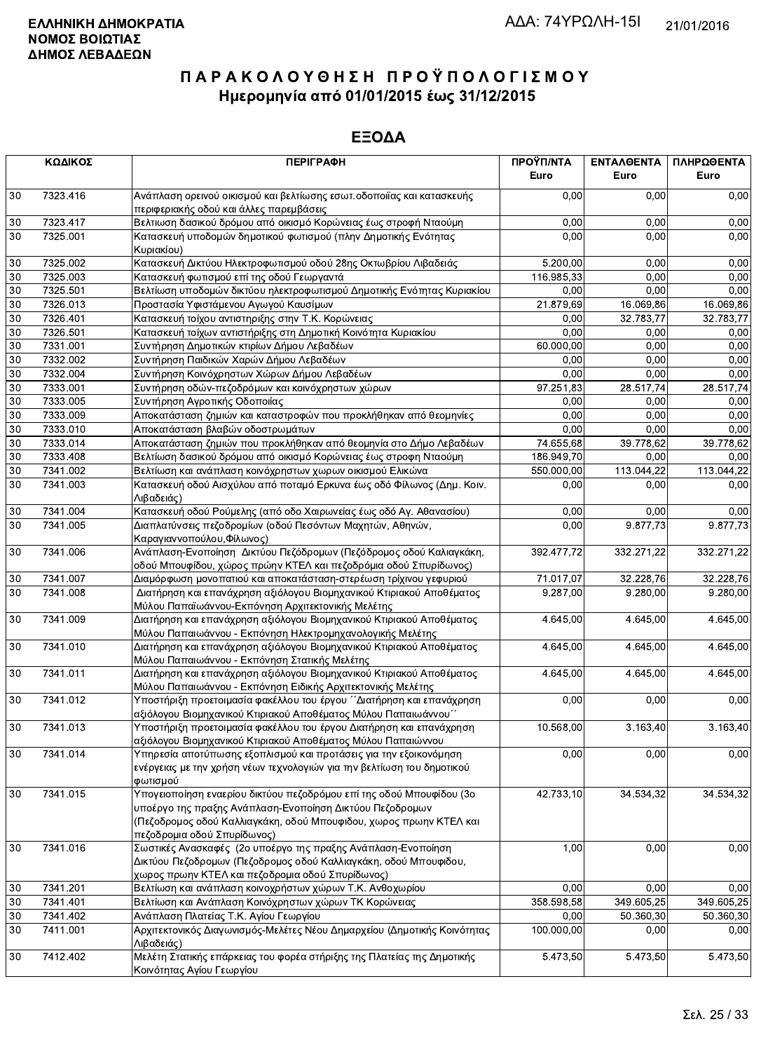**ΕΛΛΗΝΙΚΗ ΔΗΜΟΚΡΑΤΙΑ**
**ΝΟΜΟΣ ΒΟΙΩΤΙΑΣ**
**ΔΗΜΟΣ ΛΕΒΑΔΕΩΝ**

ΑΔΑ: 74ΥΡΩΛΗ-15Ι

21/01/2016

# ΠΑΡΑΚΟΛΟΥΘΗΣΗ ΠΡΟΫΠΟΛΟΓΙΣΜΟΥ
## Ημερομηνία από 01/01/2015 έως 31/12/2015

## ΕΞΟΔΑ

| ΚΩΔΙΚΟΣ | | ΠΕΡΙΓΡΑΦΗ | ΠΡΟΫΠ/ΝΤΑ Euro | ΕΝΤΑΛΘΕΝΤΑ Euro | ΠΛΗΡΩΘΕΝΤΑ Euro |
|---|---|---|---|---|---|
| 30 | 7323.416 | Ανάπλαση ορεινού οικισμού και βελτίωσης εσωτ.οδοποιίας και κατασκευής περιφεριακής οδού και άλλες παρεμβάσεις | 0,00 | 0,00 | 0,00 |
| 30 | 7323.417 | Βελτιωση δασικού δρόμου από οικισμό Κορώνειας έως στροφή Νταούμη | 0,00 | 0,00 | 0,00 |
| 30 | 7325.001 | Κατασκευή υποδομών δημοτικού φωτισμού (πλην Δημοτικής Ενότητας Κυριακίου) | 0,00 | 0,00 | 0,00 |
| 30 | 7325.002 | Κατασκευή Δικτύου Ηλεκτροφωτισμού οδού 28ης Οκτωβρίου Λιβαδειάς | 5.200,00 | 0,00 | 0,00 |
| 30 | 7325.003 | Κατασκευή φωτισμού επί της οδού Γεωργαντά | 116.985,33 | 0,00 | 0,00 |
| 30 | 7325.501 | Βελτίωση υποδομών δικτύου ηλεκτροφωτισμού Δημοτικής Ενότητας Κυριακίου | 0,00 | 0,00 | 0,00 |
| 30 | 7326.013 | Προστασία Υφιστάμενου Αγωγού Καυσίμων | 21.879,69 | 16.069,86 | 16.069,86 |
| 30 | 7326.401 | Κατασκευή τοίχου αντιστηριξης στην Τ.Κ. Κορώνειας | 0,00 | 32.783,77 | 32.783,77 |
| 30 | 7326.501 | Κατασκευή τοίχων αντιστήριξης στη Δημοτική Κοινότητα Κυριακίου | 0,00 | 0,00 | 0,00 |
| 30 | 7331.001 | Συντήρηση Δημοτικών κτιρίων Δήμου Λεβαδέων | 60.000,00 | 0,00 | 0,00 |
| 30 | 7332.002 | Συντήρηση Παιδικών Χαρών Δήμου Λεβαδέων | 0,00 | 0,00 | 0,00 |
| 30 | 7332.004 | Συντήρηση Κοινόχρηστων Χώρων Δήμου Λεβαδέων | 0,00 | 0,00 | 0,00 |
| 30 | 7333.001 | Συντήρηση οδών-πεζοδρόμων και κοινόχρηστων χώρων | 97.251,83 | 28.517,74 | 28.517,74 |
| 30 | 7333.005 | Συντήρηση Αγροτικής Οδοποιίας | 0,00 | 0,00 | 0,00 |
| 30 | 7333.009 | Αποκατάσταση ζημιών και καταστροφών που προκλήθηκαν από θεομηνίες | 0,00 | 0,00 | 0,00 |
| 30 | 7333.010 | Αποκατάσταση βλαβών οδοστρωμάτων | 0,00 | 0,00 | 0,00 |
| 30 | 7333.014 | Αποκατάσταση ζημιών που προκλήθηκαν από θεομηνία στο Δήμο Λεβαδέων | 74.655,68 | 39.778,62 | 39.778,62 |
| 30 | 7333.408 | Βελτίωση δασικού δρόμου από οικισμό Κορώνειας έως στροφή Νταούμη | 186.949,70 | 0,00 | 0,00 |
| 30 | 7341.002 | Βελτίωση και ανάπλαση κοινόχρηστων χωρων οικισμού Ελικώνα | 550.000,00 | 113.044,22 | 113.044,22 |
| 30 | 7341.003 | Κατασκευή οδού Αισχύλου από ποταμό Ερκυνα έως οδό Φίλωνος (Δημ. Κοιν. Λιβαδειάς) | 0,00 | 0,00 | 0,00 |
| 30 | 7341.004 | Κατασκευή οδού Ρούμελης (από οδο Χαιρωνείας έως οδό Αγ. Αθανασίου) | 0,00 | 0,00 | 0,00 |
| 30 | 7341.005 | Διαπλατύνσεις πεζοδρομίων (οδούΠεσόντων Μαχητών, Αθηνών, Καραγιαννοπούλου,Φίλωνος) | 0,00 | 9.877,73 | 9.877,73 |
| 30 | 7341.006 | Ανάπλαση-Ενοποίηση Δικτύου Πεζόδρομων (Πεζόδρομος οδού Καλιαγκάκη, οδού Μπουφίδου, χώρος πρώην ΚΤΕΛ και πεζοδρόμια οδού Σπυρίδωνος) | 392.477,72 | 332.271,22 | 332.271,22 |
| 30 | 7341.007 | Διαμόρφωση μονοπατιού και αποκατάσταση-στερέωση τρίχινου γεφυριού | 71.017,07 | 32.228,76 | 32.228,76 |
| 30 | 7341.008 | Διατήρηση και επανάχρηση αξιόλογου Βιομηχανικού Κτιριακού Αποθέματος Μύλου Παπαϊωάννου-Εκπόνηση Αρχιτεκτονικής Μελέτης | 9.287,00 | 9.280,00 | 9.280,00 |
| 30 | 7341.009 | Διατήρηση και επανάχρηση αξιόλογου Βιομηχανικού Κτιριακού Αποθέματος Μύλου Παπαιωάννου - Εκπόνηση Ηλεκτρομηχανολογικής Μελέτης | 4.645,00 | 4.645,00 | 4.645,00 |
| 30 | 7341.010 | Διατήρηση και επανάχρηση αξιόλογου Βιομηχανικού Κτιριακού Αποθέματος Μύλου Παπαιωάννου - Εκπόνηση Στατικής Μελέτης | 4.645,00 | 4.645,00 | 4.645,00 |
| 30 | 7341.011 | Διατήρηση και επανάχρηση αξιόλογου Βιομηχανικού Κτιριακού Αποθέματος Μύλου Παπαιωάννου - Εκπόνηση Ειδικής Αρχιτεκτονικής Μελέτης | 4.645,00 | 4.645,00 | 4.645,00 |
| 30 | 7341.012 | Υποστήριξη προετοιμασία φακέλλου του έργου ´´Διατήρηση και επανάχρηση αξιόλογου Βιομηχανικού Κτιριακού Αποθέματος Μύλου Παπαιωάννου´´ | 0,00 | 0,00 | 0,00 |
| 30 | 7341.013 | Υποστήριξη προετοιμασία φακέλλου του έργου Διατήρηση και επανάχρηση αξιόλογου Βιομηχανικού Κτιριακού Αποθέματος Μύλου Παπαιώννου | 10.568,00 | 3.163,40 | 3.163,40 |
| 30 | 7341.014 | Υπηρεσία αποτύπωσης εξοπλισμού και προτάσεις για την εξοικονόμηση ενέργειας με την χρήση νέων τεχνολογιών για την βελτίωση του δημοτικού φωτισμού | 0,00 | 0,00 | 0,00 |
| 30 | 7341.015 | Υπογειοποίηση εναερίου δικτύου πεζοδρόμου επί της οδού Μπουφίδου (3ο υποέργο της πραξης Ανάπλαση-Ενοποίηση Δικτύου Πεζοδρομων (Πεζοδρομος οδού Καλλιαγκάκη, οδού Μπουφιδου, χωρος πρωην ΚΤΕΛ και πεζοδρομια οδού Σπυρίδωνος) | 42.733,10 | 34.534,32 | 34.534,32 |
| 30 | 7341.016 | Σωστικές Ανασκαφές (2ο υποέργο της πραξης Ανάπλαση-Ενοποίηση Δικτύου Πεζοδρομων (Πεζοδρομος οδού Καλλιαγκάκη, οδού Μπουφιδου, χωρος πρωην ΚΤΕΛ και πεζοδρομια οδού Σπυρίδωνος) | 1,00 | 0,00 | 0,00 |
| 30 | 7341.201 | Βελτίωση και ανάπλαση κοινοχρήστων χώρων Τ.Κ. Ανθοχωρίου | 0,00 | 0,00 | 0,00 |
| 30 | 7341.401 | Βελτίωση και Ανάπλαση Κοινόχρηστων χώρων ΤΚ Κορώνειας | 358.598,58 | 349.605,25 | 349.605,25 |
| 30 | 7341.402 | Ανάπλαση Πλατείας Τ.Κ. Αγίου Γεωργίου | 0,00 | 50.360,30 | 50.360,30 |
| 30 | 7411.001 | Αρχιτεκτονικός Διαγωνισμός-Μελέτες Νέου Δημαρχείου (Δημοτικής Κοινότητας Λιβαδειάς) | 100.000,00 | 0,00 | 0,00 |
| 30 | 7412.402 | Μελέτη Στατικής επάρκειας του φορέα στήριξης της Πλατείας της Δημοτικής Κοινότητας Αγίου Γεωργίου | 5.473,50 | 5.473,50 | 5.473,50 |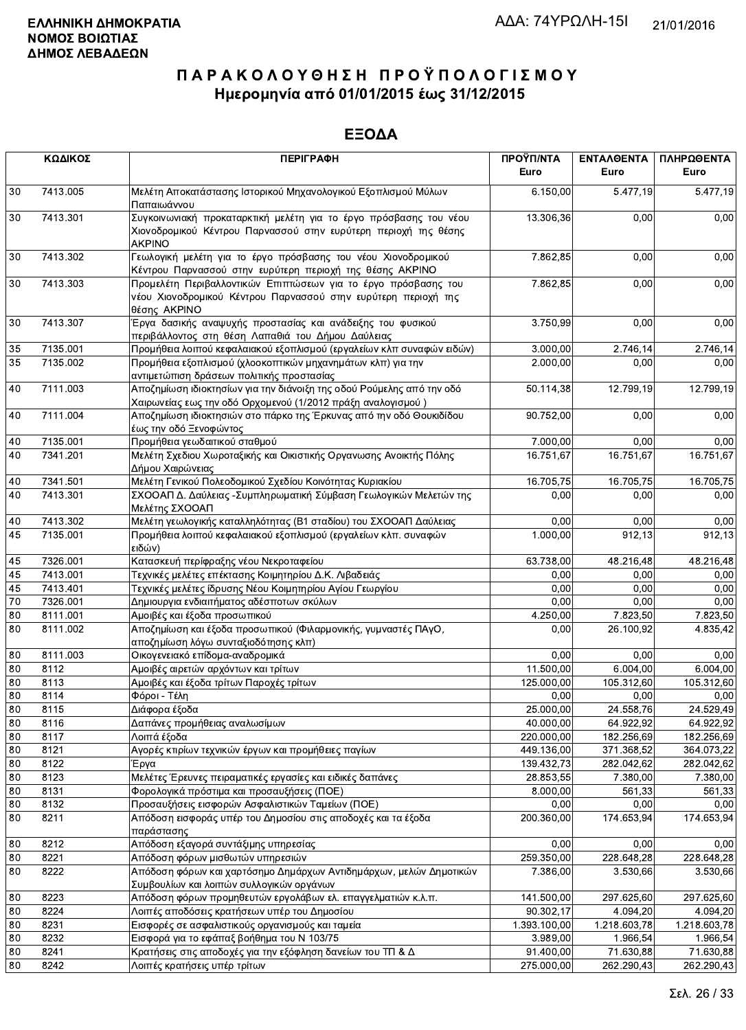**ΕΛΛΗΝΙΚΗ ΔΗΜΟΚΡΑΤΙΑ**
**ΝΟΜΟΣ ΒΟΙΩΤΙΑΣ**
**ΔΗΜΟΣ ΛΕΒΑΔΕΩΝ**

ΑΔΑ: 74ΥΡΩΛΗ-15Ι

21/01/2016

# ΠΑΡΑΚΟΛΟΥΘΗΣΗ ΠΡΟΫΠΟΛΟΓΙΣΜΟΥ

## Ημερομηνία από 01/01/2015 έως 31/12/2015

## ΕΞΟΔΑ

| ΚΩΔΙΚΟΣ | | ΠΕΡΙΓΡΑΦΗ | ΠΡΟΫΠ/ΝΤΑ Euro | ΕΝΤΑΛΘΕΝΤΑ Euro | ΠΛΗΡΩΘΕΝΤΑ Euro |
|---|---|---|---|---|---|
| 30 | 7413.005 | Μελέτη Αποκατάστασης Ιστορικού Μηχανολογικού Εξοπλισμού Μύλων Παπαιωάννου | 6.150,00 | 5.477,19 | 5.477,19 |
| 30 | 7413.301 | Συγκοινωνιακή προκαταρκτική μελέτη για το έργο πρόσβασης του νέου Χιονοδρομικού Κέντρου Παρνασσού στην ευρύτερη περιοχή της θέσης ΑΚΡΙΝΟ | 13.306,36 | 0,00 | 0,00 |
| 30 | 7413.302 | Γεωλογική μελέτη για το έργο πρόσβασης του νέου Χιονοδρομικού Κέντρου Παρνασσού στην ευρύτερη περιοχή της θέσης ΑΚΡΙΝΟ | 7.862,85 | 0,00 | 0,00 |
| 30 | 7413.303 | Προμελέτη Περιβαλλοντικών Επιπτώσεων για το έργο πρόσβασης του νέου Χιονοδρομικού Κέντρου Παρνασσού στην ευρύτερη περιοχή της θέσης ΑΚΡΙΝΟ | 7.862,85 | 0,00 | 0,00 |
| 30 | 7413.307 | Έργα δασικής αναψυχής προστασίας και ανάδειξης του φυσικού περιβάλλοντος στη θέση Λαπαθιά του Δήμου Δαύλειας | 3.750,99 | 0,00 | 0,00 |
| 35 | 7135.001 | Προμήθεια λοιπού κεφαλαιακού εξοπλισμού (εργαλείων κλπ συναφών ειδών) | 3.000,00 | 2.746,14 | 2.746,14 |
| 35 | 7135.002 | Προμήθεια εξοπλισμού (χλοοκοπτικών μηχανημάτων κλπ) για την αντιμετώπιση δράσεων πολιτικής προστασίας | 2.000,00 | 0,00 | 0,00 |
| 40 | 7111.003 | Αποζημίωση ιδιοκτησιών για την διάνοιξη της οδού Ρούμελης από την οδό Χαιρωνείας εως την οδό Ορχομενού (1/2012 πράξη αναλογισμού ) | 50.114,38 | 12.799,19 | 12.799,19 |
| 40 | 7111.004 | Αποζημίωση ιδιοκτησιών στο πάρκο της Έρκυνας από την οδό Θουκιδίδου έως την οδό Ξενοφώντος | 90.752,00 | 0,00 | 0,00 |
| 40 | 7135.001 | Προμήθεια γεωδαιτικού σταθμού | 7.000,00 | 0,00 | 0,00 |
| 40 | 7341.201 | Μελέτη Σχεδίου Χωροταξικής και Οικιστικής Οργανωσης Ανοικτής Πόλης Δήμου Χαιρώνειας | 16.751,67 | 16.751,67 | 16.751,67 |
| 40 | 7341.501 | Μελέτη Γενικού Πολεοδομικού Σχεδίου Κοινότητας Κυριακίου | 16.705,75 | 16.705,75 | 16.705,75 |
| 40 | 7413.301 | ΣΧΟΟΑΠ Δ. Δαύλειας -Συμπληρωματική Σύμβαση Γεωλογικών Μελετών της Μελέτης ΣΧΟΟΑΠ | 0,00 | 0,00 | 0,00 |
| 40 | 7413.302 | Μελέτη γεωλογικής καταλληλότητας (Β1 σταδίου) του ΣΧΟΟΑΠ Δαύλειας | 0,00 | 0,00 | 0,00 |
| 45 | 7135.001 | Προμήθεια λοιπού κεφαλαιακού εξοπλισμού (εργαλείων κλπ. συναφών ειδών) | 1.000,00 | 912,13 | 912,13 |
| 45 | 7326.001 | Κατασκευή περίφραξης νέου Νεκροταφείου | 63.738,00 | 48.216,48 | 48.216,48 |
| 45 | 7413.001 | Τεχνικές μελέτες επέκτασης Κοιμητηρίου Δ.Κ. Λιβαδειάς | 0,00 | 0,00 | 0,00 |
| 45 | 7413.401 | Τεχνικές μελέτες ίδρυσης Νέου Κοιμητηρίου Αγίου Γεωργίου | 0,00 | 0,00 | 0,00 |
| 70 | 7326.001 | Δημιουργια ενδιαιτήματος αδέσποτων σκύλων | 0,00 | 0,00 | 0,00 |
| 80 | 8111.001 | Αμοιβές και έξοδα προσωπικού | 4.250,00 | 7.823,50 | 7.823,50 |
| 80 | 8111.002 | Αποζημίωση και έξοδα προσωπικού (Φιλαρμονικής, γυμναστές ΠΑγΟ, αποζημίωση λόγω συνταξιοδότησης κλπ) | 0,00 | 26.100,92 | 4.835,42 |
| 80 | 8111.003 | Οικογενειακό επίδομα-αναδρομικά | 0,00 | 0,00 | 0,00 |
| 80 | 8112 | Αμοιβές αιρετών αρχόντων και τρίτων | 11.500,00 | 6.004,00 | 6.004,00 |
| 80 | 8113 | Αμοιβές και έξοδα τρίτων Παροχές τρίτων | 125.000,00 | 105.312,60 | 105.312,60 |
| 80 | 8114 | Φόροι - Τέλη | 0,00 | 0,00 | 0,00 |
| 80 | 8115 | Διάφορα έξοδα | 25.000,00 | 24.558,76 | 24.529,49 |
| 80 | 8116 | Δαπάνες προμήθειας αναλωσίμων | 40.000,00 | 64.922,92 | 64.922,92 |
| 80 | 8117 | Λοιπά έξοδα | 220.000,00 | 182.256,69 | 182.256,69 |
| 80 | 8121 | Αγορές κτιρίων τεχνικών έργων και προμήθειες παγίων | 449.136,00 | 371.368,52 | 364.073,22 |
| 80 | 8122 | Έργα | 139.432,73 | 282.042,62 | 282.042,62 |
| 80 | 8123 | Μελέτες Έρευνες πειραματικές εργασίες και ειδικές δαπάνες | 28.853,55 | 7.380,00 | 7.380,00 |
| 80 | 8131 | Φορολογικά πρόστιμα και προσαυξήσεις (ΠΟΕ) | 8.000,00 | 561,33 | 561,33 |
| 80 | 8132 | Προσαυξήσεις εισφορών Ασφαλιστικών Ταμείων (ΠΟΕ) | 0,00 | 0,00 | 0,00 |
| 80 | 8211 | Απόδοση εισφοράς υπέρ του Δημοσίου στις αποδοχές και τα έξοδα παράστασης | 200.360,00 | 174.653,94 | 174.653,94 |
| 80 | 8212 | Απόδοση εξαγορά συντάξιμης υπηρεσίας | 0,00 | 0,00 | 0,00 |
| 80 | 8221 | Απόδοση φόρων μισθωτών υπηρεσιών | 259.350,00 | 228.648,28 | 228.648,28 |
| 80 | 8222 | Απόδοση φόρων και χαρτόσημο Δημάρχων Αντιδημάρχων, μελών Δημοτικών Συμβουλίων και λοιπών συλλογικών οργάνων | 7.386,00 | 3.530,66 | 3.530,66 |
| 80 | 8223 | Απόδοση φόρων προμηθευτών εργολάβων ελ. επαγγελματιών κ.λ.π. | 141.500,00 | 297.625,60 | 297.625,60 |
| 80 | 8224 | Λοιπές αποδόσεις κρατήσεων υπέρ του Δημοσίου | 90.302,17 | 4.094,20 | 4.094,20 |
| 80 | 8231 | Εισφορές σε ασφαλιστικούς οργανισμούς και ταμεία | 1.393.100,00 | 1.218.603,78 | 1.218.603,78 |
| 80 | 8232 | Εισφορά για το εφάπαξ βοήθημα του Ν 103/75 | 3.989,00 | 1.966,54 | 1.966,54 |
| 80 | 8241 | Κρατήσεις στις αποδοχές για την εξόφληση δανείων του ΤΠ & Δ | 91.400,00 | 71.630,88 | 71.630,88 |
| 80 | 8242 | Λοιπές κρατήσεις υπέρ τρίτων | 275.000,00 | 262.290,43 | 262.290,43 |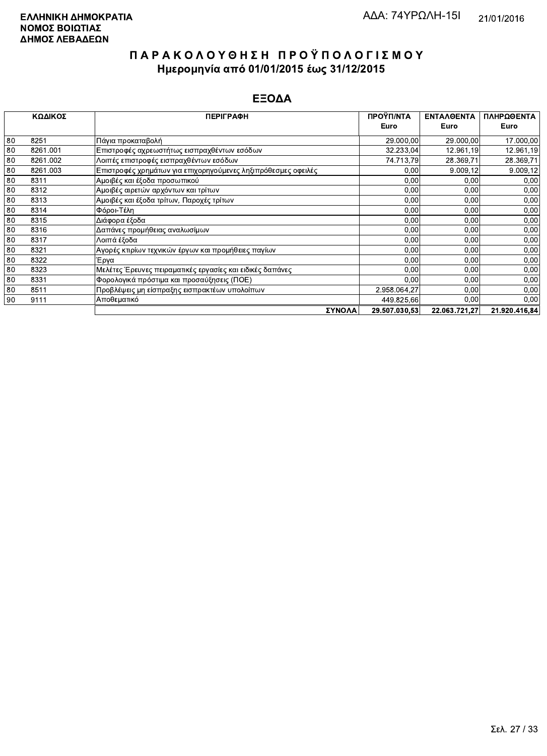**ΕΛΛΗΝΙΚΗ ΔΗΜΟΚΡΑΤΙΑ**
**ΝΟΜΟΣ ΒΟΙΩΤΙΑΣ**
**ΔΗΜΟΣ ΛΕΒΑΔΕΩΝ**

ΑΔΑ: 74ΥΡΩΛΗ-15Ι

21/01/2016

# ΠΑΡΑΚΟΛΟΥΘΗΣΗ ΠΡΟΫΠΟΛΟΓΙΣΜΟΥ

## Ημερομηνία από 01/01/2015 έως 31/12/2015

## ΕΞΟΔΑ

| ΚΩΔΙΚΟΣ | | ΠΕΡΙΓΡΑΦΗ | ΠΡΟΫΠ/ΝΤΑ Euro | ΕΝΤΑΛΘΕΝΤΑ Euro | ΠΛΗΡΩΘΕΝΤΑ Euro |
|---|---|---|---|---|---|
| 80 | 8251 | Πάγια προκαταβολή | 29.000,00 | 29.000,00 | 17.000,00 |
| 80 | 8261.001 | Επιστροφές αχρεωστήτως εισπραχθέντων εσόδων | 32.233,04 | 12.961,19 | 12.961,19 |
| 80 | 8261.002 | Λοιπές επιστροφές εισπραχθέντων εσόδων | 74.713,79 | 28.369,71 | 28.369,71 |
| 80 | 8261.003 | Επιστροφές χρημάτων για επιχορηγούμενες ληξιπρόθεσμες οφειλές | 0,00 | 9.009,12 | 9.009,12 |
| 80 | 8311 | Αμοιβές και έξοδα προσωπικού | 0,00 | 0,00 | 0,00 |
| 80 | 8312 | Αμοιβές αιρετών αρχόντων και τρίτων | 0,00 | 0,00 | 0,00 |
| 80 | 8313 | Αμοιβές και έξοδα τρίτων, Παροχές τρίτων | 0,00 | 0,00 | 0,00 |
| 80 | 8314 | Φόροι-Τέλη | 0,00 | 0,00 | 0,00 |
| 80 | 8315 | Διάφορα έξοδα | 0,00 | 0,00 | 0,00 |
| 80 | 8316 | Δαπάνες προμήθειας αναλωσίμων | 0,00 | 0,00 | 0,00 |
| 80 | 8317 | Λοιπά έξοδα | 0,00 | 0,00 | 0,00 |
| 80 | 8321 | Αγορές κτιρίων τεχνικών έργων και προμήθειες παγίων | 0,00 | 0,00 | 0,00 |
| 80 | 8322 | Έργα | 0,00 | 0,00 | 0,00 |
| 80 | 8323 | Μελέτες Έρευνες πειραματικές εργασίες και ειδικές δαπάνες | 0,00 | 0,00 | 0,00 |
| 80 | 8331 | Φορολογικά πρόστιμα και προσαύξησεις (ΠΟΕ) | 0,00 | 0,00 | 0,00 |
| 80 | 8511 | Προβλέψεις μη είσπραξης εισπρακτέων υπολοίπων | 2.958.064,27 | 0,00 | 0,00 |
| 90 | 9111 | Αποθεματικό | 449.825,66 | 0,00 | 0,00 |
| | | **ΣΥΝΟΛΑ** | **29.507.030,53** | **22.063.721,27** | **21.920.416,84** |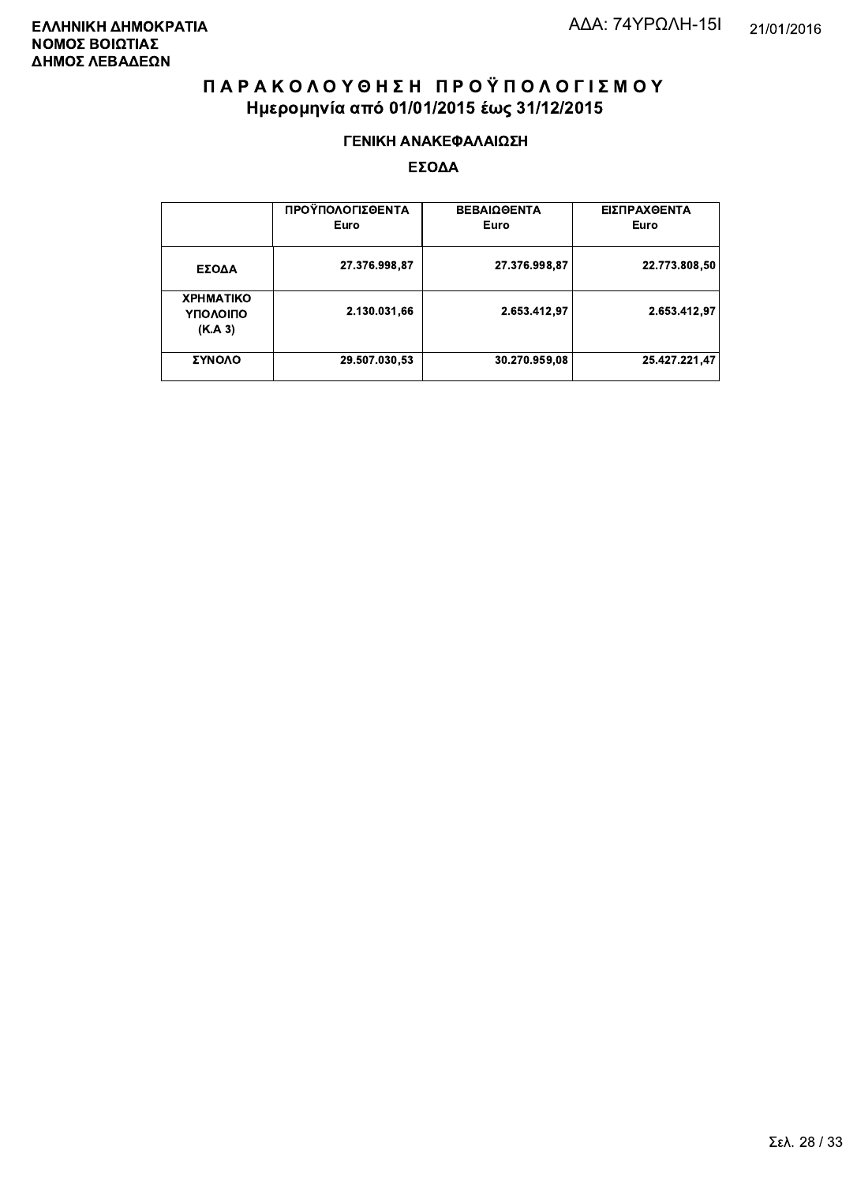**ΕΛΛΗΝΙΚΗ ΔΗΜΟΚΡΑΤΙΑ**
**ΝΟΜΟΣ ΒΟΙΩΤΙΑΣ**
**ΔΗΜΟΣ ΛΕΒΑΔΕΩΝ**

ΑΔΑ: 74ΥΡΩΛΗ-15Ι

21/01/2016

# Π Α Ρ Α Κ Ο Λ Ο Υ Θ Η Σ Η   Π Ρ Ο Ϋ Π Ο Λ Ο Γ Ι Σ Μ Ο Υ

## Ημερομηνία από 01/01/2015 έως 31/12/2015

### ΓΕΝΙΚΗ ΑΝΑΚΕΦΑΛΑΙΩΣΗ

### ΕΣΟΔΑ

| | ΠΡΟΫΠΟΛΟΓΙΣΘΕΝΤΑ Euro | ΒΕΒΑΙΩΘΕΝΤΑ Euro | ΕΙΣΠΡΑΧΘΕΝΤΑ Euro |
|---|---|---|---|
| **ΕΣΟΔΑ** | 27.376.998,87 | 27.376.998,87 | 22.773.808,50 |
| **ΧΡΗΜΑΤΙΚΟ ΥΠΟΛΟΙΠΟ (Κ.Α 3)** | 2.130.031,66 | 2.653.412,97 | 2.653.412,97 |
| **ΣΥΝΟΛΟ** | 29.507.030,53 | 30.270.959,08 | 25.427.221,47 |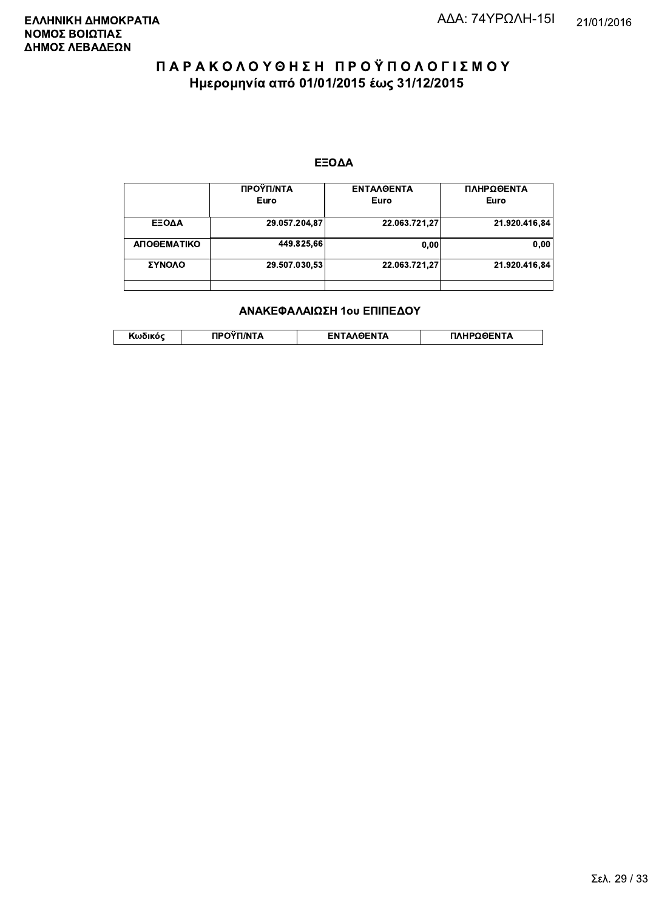ΕΛΛΗΝΙΚΗ ΔΗΜΟΚΡΑΤΙΑ
ΝΟΜΟΣ ΒΟΙΩΤΙΑΣ
ΔΗΜΟΣ ΛΕΒΑΔΕΩΝ

ΑΔΑ: 74ΥΡΩΛΗ-15Ι

21/01/2016

# ΠΑΡΑΚΟΛΟΥΘΗΣΗ ΠΡΟΫΠΟΛΟΓΙΣΜΟΥ
## Ημερομηνία από 01/01/2015 έως 31/12/2015

### ΕΞΟΔΑ

| | ΠΡΟΫΠ/ΝΤΑ Euro | ΕΝΤΑΛΘΕΝΤΑ Euro | ΠΛΗΡΩΘΕΝΤΑ Euro |
|---|---|---|---|
| ΕΞΟΔΑ | 29.057.204,87 | 22.063.721,27 | 21.920.416,84 |
| ΑΠΟΘΕΜΑΤΙΚΟ | 449.825,66 | 0,00 | 0,00 |
| ΣΥΝΟΛΟ | 29.507.030,53 | 22.063.721,27 | 21.920.416,84 |
| | | | |

### ΑΝΑΚΕΦΑΛΑΙΩΣΗ 1ου ΕΠΙΠΕΔΟΥ

| Κωδικός | ΠΡΟΫΠ/ΝΤΑ | ΕΝΤΑΛΘΕΝΤΑ | ΠΛΗΡΩΘΕΝΤΑ |
|---|---|---|---|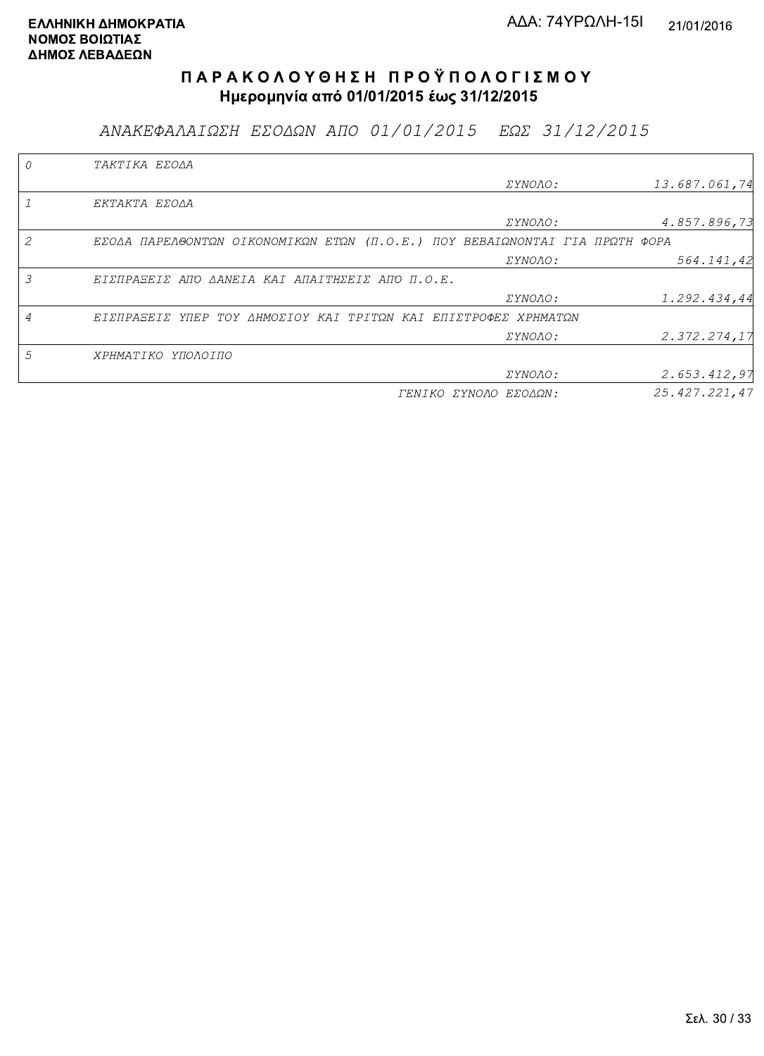**ΕΛΛΗΝΙΚΗ ΔΗΜΟΚΡΑΤΙΑ**
**ΝΟΜΟΣ ΒΟΙΩΤΙΑΣ**
**ΔΗΜΟΣ ΛΕΒΑΔΕΩΝ**

ΑΔΑ: 74ΥΡΩΛΗ-15Ι

21/01/2016

# ΠΑΡΑΚΟΛΟΥΘΗΣΗ ΠΡΟΫΠΟΛΟΓΙΣΜΟΥ

**Ημερομηνία από 01/01/2015 έως 31/12/2015**

## *ΑΝΑΚΕΦΑΛΑΙΩΣΗ ΕΣΟΔΩΝ ΑΠΟ 01/01/2015 ΕΩΣ 31/12/2015*

| Κωδ. | Περιγραφή | | Ποσό |
|---|---|---|---|
| 0 | ΤΑΚΤΙΚΑ ΕΣΟΔΑ | | |
| | | ΣΥΝΟΛΟ: | 13.687.061,74 |
| 1 | ΕΚΤΑΚΤΑ ΕΣΟΔΑ | | |
| | | ΣΥΝΟΛΟ: | 4.857.896,73 |
| 2 | ΕΣΟΔΑ ΠΑΡΕΛΘΟΝΤΩΝ ΟΙΚΟΝΟΜΙΚΩΝ ΕΤΩΝ (Π.Ο.Ε.) ΠΟΥ ΒΕΒΑΙΩΝΟΝΤΑΙ ΓΙΑ ΠΡΩΤΗ ΦΟΡΑ | | |
| | | ΣΥΝΟΛΟ: | 564.141,42 |
| 3 | ΕΙΣΠΡΑΞΕΙΣ ΑΠΟ ΔΑΝΕΙΑ ΚΑΙ ΑΠΑΙΤΗΣΕΙΣ ΑΠΟ Π.Ο.Ε. | | |
| | | ΣΥΝΟΛΟ: | 1.292.434,44 |
| 4 | ΕΙΣΠΡΑΞΕΙΣ ΥΠΕΡ ΤΟΥ ΔΗΜΟΣΙΟΥ ΚΑΙ ΤΡΙΤΩΝ ΚΑΙ ΕΠΙΣΤΡΟΦΕΣ ΧΡΗΜΑΤΩΝ | | |
| | | ΣΥΝΟΛΟ: | 2.372.274,17 |
| 5 | ΧΡΗΜΑΤΙΚΟ ΥΠΟΛΟΙΠΟ | | |
| | | ΣΥΝΟΛΟ: | 2.653.412,97 |
| | | ΓΕΝΙΚΟ ΣΥΝΟΛΟ ΕΣΟΔΩΝ: | 25.427.221,47 |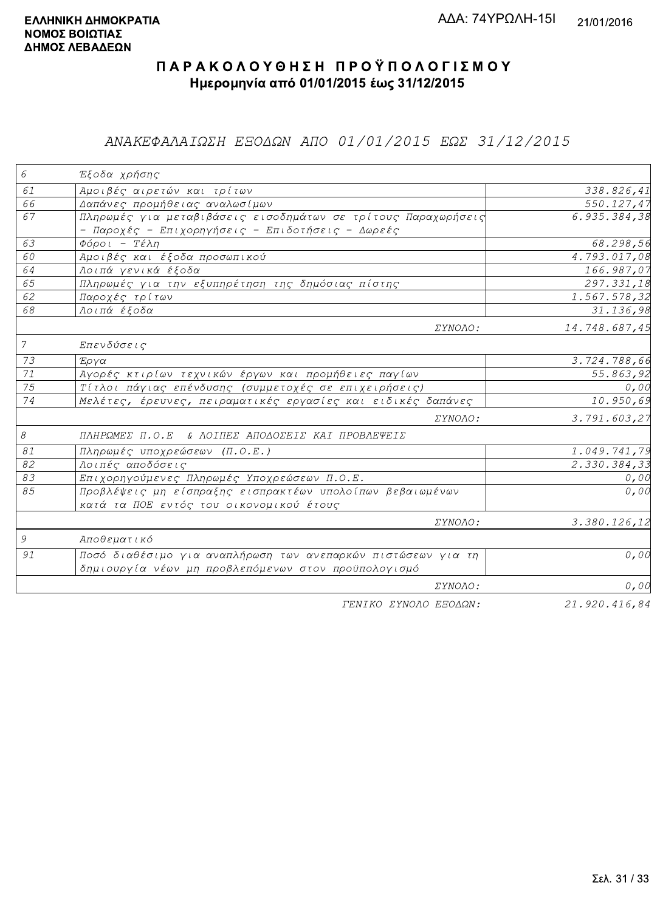**ΕΛΛΗΝΙΚΗ ΔΗΜΟΚΡΑΤΙΑ**
**ΝΟΜΟΣ ΒΟΙΩΤΙΑΣ**
**ΔΗΜΟΣ ΛΕΒΑΔΕΩΝ**

ΑΔΑ: 74ΥΡΩΛΗ-15Ι

21/01/2016

# ΠΑΡΑΚΟΛΟΥΘΗΣΗ ΠΡΟΫΠΟΛΟΓΙΣΜΟΥ

**Ημερομηνία από 01/01/2015 έως 31/12/2015**

## *ΑΝΑΚΕΦΑΛΑΙΩΣΗ ΕΞΟΔΩΝ ΑΠΟ 01/01/2015 ΕΩΣ 31/12/2015*

| Κωδ. | Περιγραφή | Ποσό |
|---|---|---|
| 6 | Έξοδα χρήσης | |
| 61 | Αμοιβές αιρετών και τρίτων | 338.826,41 |
| 66 | Δαπάνες προμήθειας αναλωσίμων | 550.127,47 |
| 67 | Πληρωμές για μεταβιβάσεις εισοδημάτων σε τρίτους Παραχωρήσεις - Παροχές - Επιχορηγήσεις - Επιδοτήσεις - Δωρεές | 6.935.384,38 |
| 63 | Φόροι - Τέλη | 68.298,56 |
| 60 | Αμοιβές και έξοδα προσωπικού | 4.793.017,08 |
| 64 | Λοιπά γενικά έξοδα | 166.987,07 |
| 65 | Πληρωμές για την εξυπηρέτηση της δημόσιας πίστης | 297.331,18 |
| 62 | Παροχές τρίτων | 1.567.578,32 |
| 68 | Λοιπά έξοδα | 31.136,98 |
| | ΣΥΝΟΛΟ: | 14.748.687,45 |
| 7 | Επενδύσεις | |
| 73 | Έργα | 3.724.788,66 |
| 71 | Αγορές κτιρίων τεχνικών έργων και προμήθειες παγίων | 55.863,92 |
| 75 | Τίτλοι πάγιας επένδυσης (συμμετοχές σε επιχειρήσεις) | 0,00 |
| 74 | Μελέτες, έρευνες, πειραματικές εργασίες και ειδικές δαπάνες | 10.950,69 |
| | ΣΥΝΟΛΟ: | 3.791.603,27 |
| 8 | ΠΛΗΡΩΜΕΣ Π.Ο.Ε & ΛΟΙΠΕΣ ΑΠΟΔΟΣΕΙΣ ΚΑΙ ΠΡΟΒΛΕΨΕΙΣ | |
| 81 | Πληρωμές υποχρεώσεων (Π.Ο.Ε.) | 1.049.741,79 |
| 82 | Λοιπές αποδόσεις | 2.330.384,33 |
| 83 | Επιχορηγούμενες Πληρωμές Υποχρεώσεων Π.Ο.Ε. | 0,00 |
| 85 | Προβλέψεις μη είσπραξης εισπρακτέων υπολοίπων βεβαιωμένων κατά τα ΠΟΕ εντός του οικονομικού έτους | 0,00 |
| | ΣΥΝΟΛΟ: | 3.380.126,12 |
| 9 | Αποθεματικό | |
| 91 | Ποσό διαθέσιμο για αναπλήρωση των ανεπαρκών πιστώσεων για τη δημιουργία νέων μη προβλεπόμενων στον προϋπολογισμό | 0,00 |
| | ΣΥΝΟΛΟ: | 0,00 |
| | ΓΕΝΙΚΟ ΣΥΝΟΛΟ ΕΞΟΔΩΝ: | 21.920.416,84 |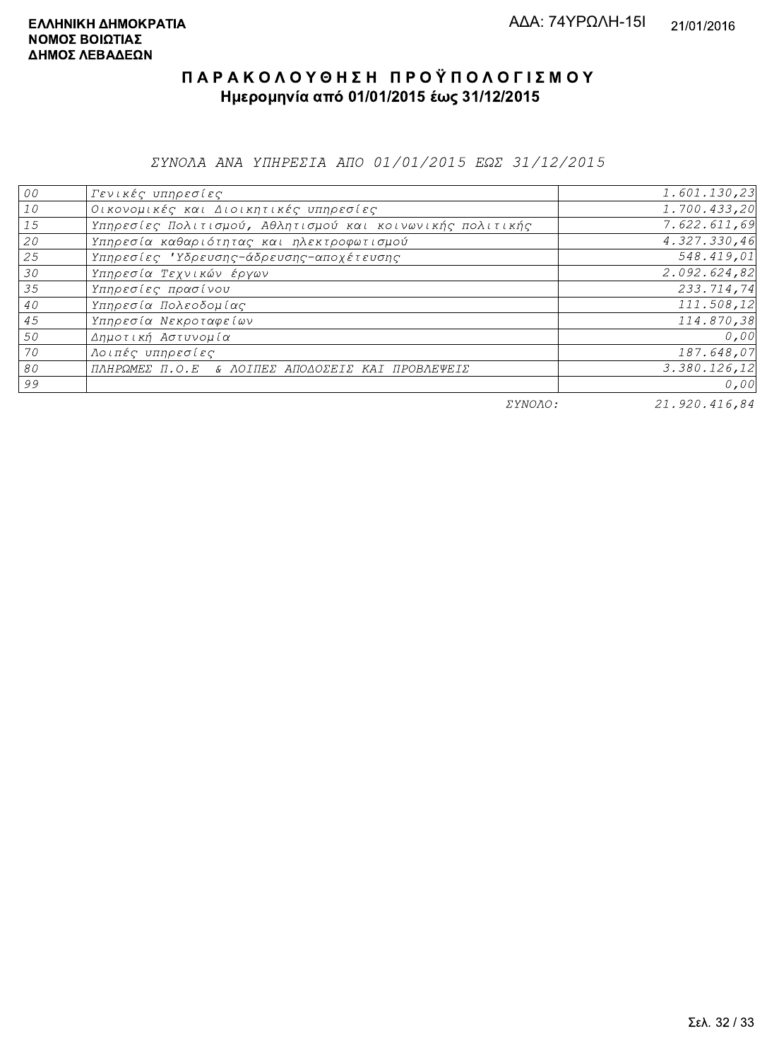**ΕΛΛΗΝΙΚΗ ΔΗΜΟΚΡΑΤΙΑ**
**ΝΟΜΟΣ ΒΟΙΩΤΙΑΣ**
**ΔΗΜΟΣ ΛΕΒΑΔΕΩΝ**

ΑΔΑ: 74ΥΡΩΛΗ-15Ι

21/01/2016

# ΠΑΡΑΚΟΛΟΥΘΗΣΗ ΠΡΟΫΠΟΛΟΓΙΣΜΟΥ

## Ημερομηνία από 01/01/2015 έως 31/12/2015

*ΣΥΝΟΛΑ ΑΝΑ ΥΠΗΡΕΣΙΑ ΑΠΟ 01/01/2015 ΕΩΣ 31/12/2015*

| | | |
|---|---|---|
| 00 | Γενικές υπηρεσίες | 1.601.130,23 |
| 10 | Οικονομικές και Διοικητικές υπηρεσίες | 1.700.433,20 |
| 15 | Υπηρεσίες Πολιτισμού, Αθλητισμού και κοινωνικής πολιτικής | 7.622.611,69 |
| 20 | Υπηρεσία καθαριότητας και ηλεκτροφωτισμού | 4.327.330,46 |
| 25 | Υπηρεσίες 'Υδρευσης-άδρευσης-αποχέτευσης | 548.419,01 |
| 30 | Υπηρεσία Τεχνικών έργων | 2.092.624,82 |
| 35 | Υπηρεσίες πρασίνου | 233.714,74 |
| 40 | Υπηρεσία Πολεοδομίας | 111.508,12 |
| 45 | Υπηρεσία Νεκροταφείων | 114.870,38 |
| 50 | Δημοτική Αστυνομία | 0,00 |
| 70 | Λοιπές υπηρεσίες | 187.648,07 |
| 80 | ΠΛΗΡΩΜΕΣ Π.Ο.Ε & ΛΟΙΠΕΣ ΑΠΟΔΟΣΕΙΣ ΚΑΙ ΠΡΟΒΛΕΨΕΙΣ | 3.380.126,12 |
| 99 | | 0,00 |
| | ΣΥΝΟΛΟ: | 21.920.416,84 |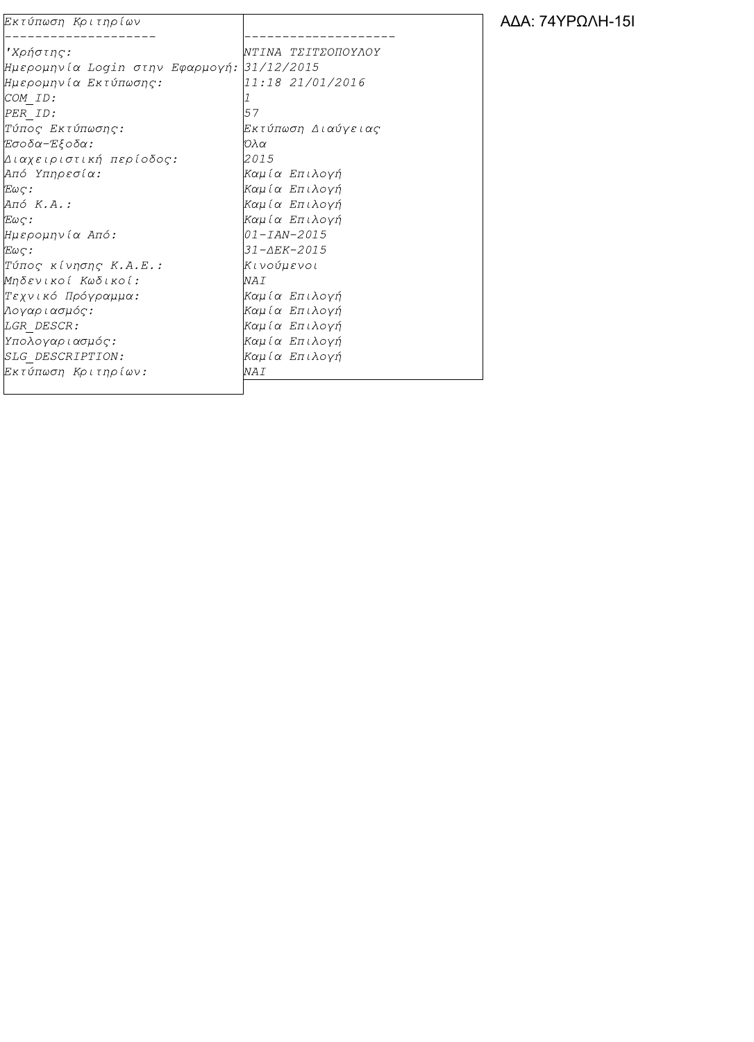ΑΔΑ: 74ΥΡΩΛΗ-15Ι

| Εκτύπωση Κριτηρίων | |
|---|---|
| 'Χρήστης: | ΝΤΙΝΑ ΤΣΙΤΣΟΠΟΥΛΟΥ |
| Ημερομηνία Login στην Εφαρμογή: | 31/12/2015 |
| Ημερομηνία Εκτύπωσης: | 11:18 21/01/2016 |
| COM_ID: | 1 |
| PER_ID: | 57 |
| Τύπος Εκτύπωσης: | Εκτύπωση Διαύγειας |
| Έσοδα-Έξοδα: | Όλα |
| Διαχειριστική περίοδος: | 2015 |
| Από Υπηρεσία: | Καμία Επιλογή |
| Έως: | Καμία Επιλογή |
| Από Κ.Α.: | Καμία Επιλογή |
| Έως: | Καμία Επιλογή |
| Ημερομηνία Από: | 01-ΙΑΝ-2015 |
| Έως: | 31-ΔΕΚ-2015 |
| Τύπος κίνησης Κ.Α.Ε.: | Κινούμενοι |
| Μηδενικοί Κωδικοί: | ΝΑΙ |
| Τεχνικό Πρόγραμμα: | Καμία Επιλογή |
| Λογαριασμός: | Καμία Επιλογή |
| LGR_DESCR: | Καμία Επιλογή |
| Υπολογαριασμός: | Καμία Επιλογή |
| SLG_DESCRIPTION: | Καμία Επιλογή |
| Εκτύπωση Κριτηρίων: | ΝΑΙ |